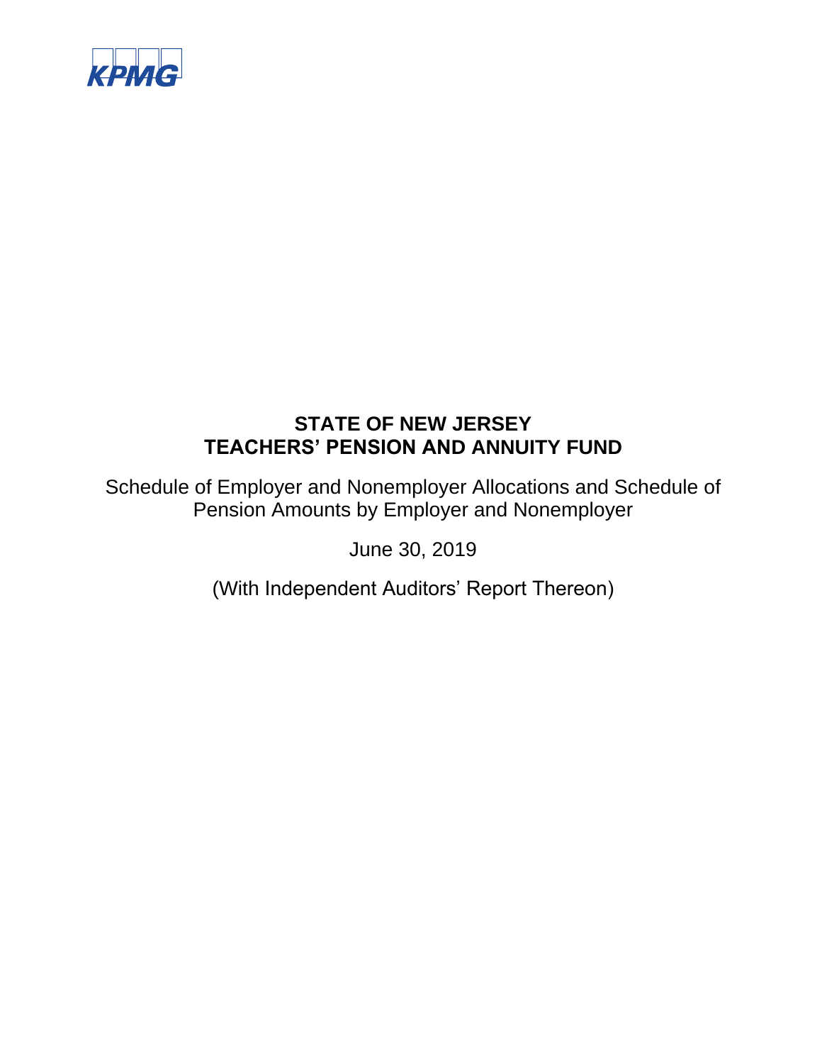KPMG

# STATE OF NEW JERSEY
# TEACHERS' PENSION AND ANNUITY FUND

Schedule of Employer and Nonemployer Allocations and Schedule of Pension Amounts by Employer and Nonemployer

June 30, 2019

(With Independent Auditors' Report Thereon)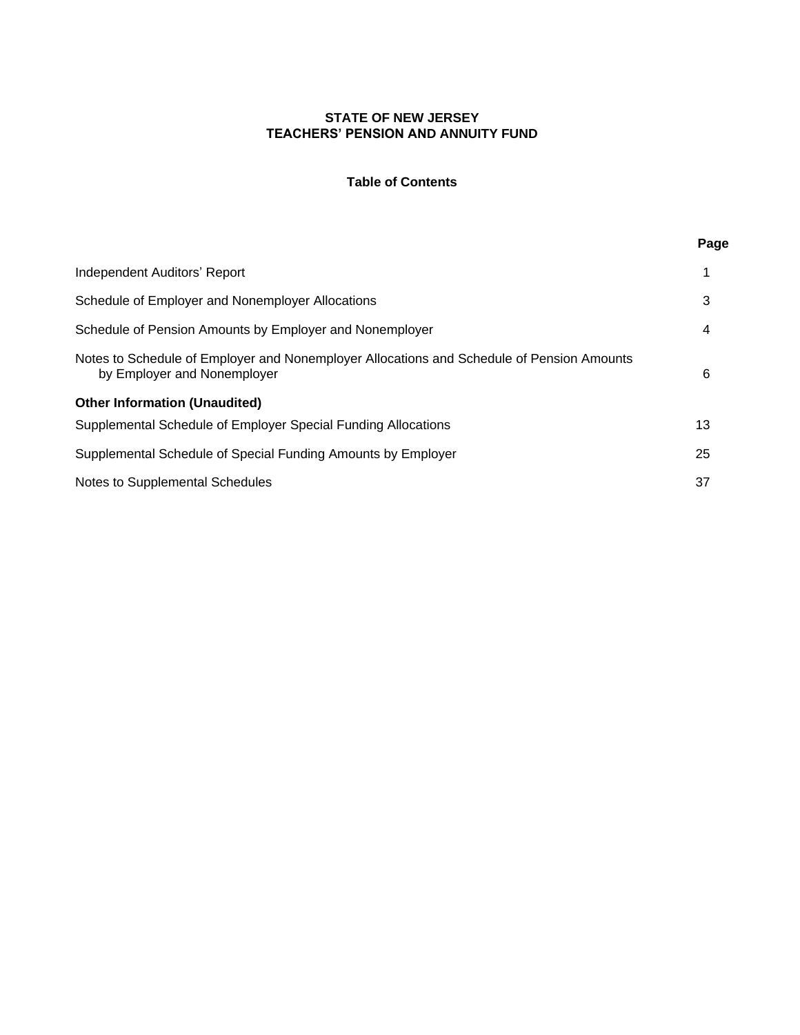# STATE OF NEW JERSEY
# TEACHERS' PENSION AND ANNUITY FUND

## Table of Contents

| | Page |
|---|---|
| Independent Auditors' Report | 1 |
| Schedule of Employer and Nonemployer Allocations | 3 |
| Schedule of Pension Amounts by Employer and Nonemployer | 4 |
| Notes to Schedule of Employer and Nonemployer Allocations and Schedule of Pension Amounts by Employer and Nonemployer | 6 |
| **Other Information (Unaudited)** | |
| Supplemental Schedule of Employer Special Funding Allocations | 13 |
| Supplemental Schedule of Special Funding Amounts by Employer | 25 |
| Notes to Supplemental Schedules | 37 |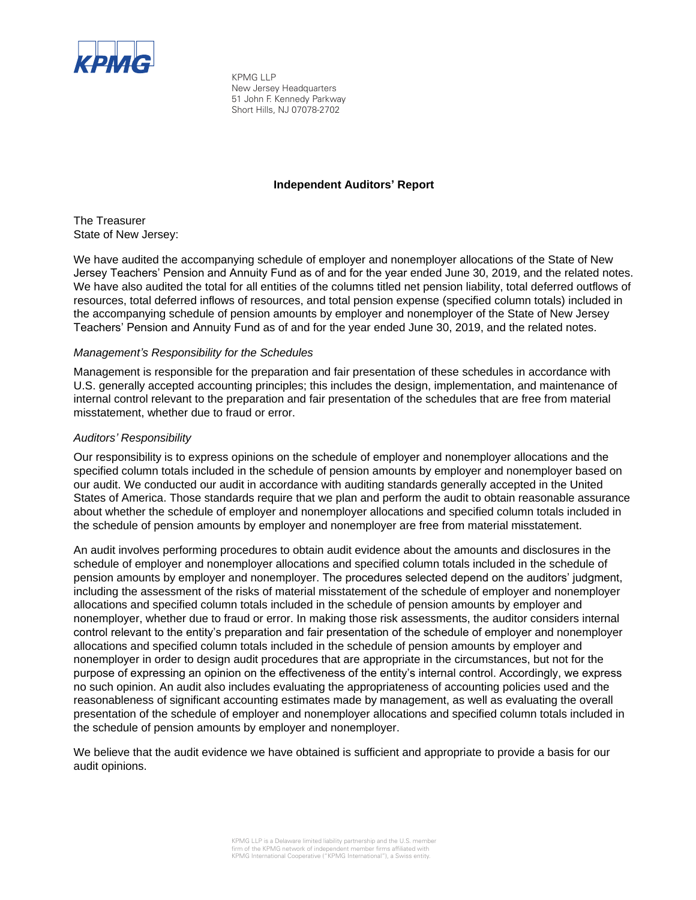KPMG LLP
New Jersey Headquarters
51 John F. Kennedy Parkway
Short Hills, NJ 07078-2702

## Independent Auditors' Report

The Treasurer
State of New Jersey:

We have audited the accompanying schedule of employer and nonemployer allocations of the State of New Jersey Teachers' Pension and Annuity Fund as of and for the year ended June 30, 2019, and the related notes. We have also audited the total for all entities of the columns titled net pension liability, total deferred outflows of resources, total deferred inflows of resources, and total pension expense (specified column totals) included in the accompanying schedule of pension amounts by employer and nonemployer of the State of New Jersey Teachers' Pension and Annuity Fund as of and for the year ended June 30, 2019, and the related notes.

*Management's Responsibility for the Schedules*

Management is responsible for the preparation and fair presentation of these schedules in accordance with U.S. generally accepted accounting principles; this includes the design, implementation, and maintenance of internal control relevant to the preparation and fair presentation of the schedules that are free from material misstatement, whether due to fraud or error.

*Auditors' Responsibility*

Our responsibility is to express opinions on the schedule of employer and nonemployer allocations and the specified column totals included in the schedule of pension amounts by employer and nonemployer based on our audit. We conducted our audit in accordance with auditing standards generally accepted in the United States of America. Those standards require that we plan and perform the audit to obtain reasonable assurance about whether the schedule of employer and nonemployer allocations and specified column totals included in the schedule of pension amounts by employer and nonemployer are free from material misstatement.

An audit involves performing procedures to obtain audit evidence about the amounts and disclosures in the schedule of employer and nonemployer allocations and specified column totals included in the schedule of pension amounts by employer and nonemployer. The procedures selected depend on the auditors' judgment, including the assessment of the risks of material misstatement of the schedule of employer and nonemployer allocations and specified column totals included in the schedule of pension amounts by employer and nonemployer, whether due to fraud or error. In making those risk assessments, the auditor considers internal control relevant to the entity's preparation and fair presentation of the schedule of employer and nonemployer allocations and specified column totals included in the schedule of pension amounts by employer and nonemployer in order to design audit procedures that are appropriate in the circumstances, but not for the purpose of expressing an opinion on the effectiveness of the entity's internal control. Accordingly, we express no such opinion. An audit also includes evaluating the appropriateness of accounting policies used and the reasonableness of significant accounting estimates made by management, as well as evaluating the overall presentation of the schedule of employer and nonemployer allocations and specified column totals included in the schedule of pension amounts by employer and nonemployer.

We believe that the audit evidence we have obtained is sufficient and appropriate to provide a basis for our audit opinions.

KPMG LLP is a Delaware limited liability partnership and the U.S. member firm of the KPMG network of independent member firms affiliated with KPMG International Cooperative ("KPMG International"), a Swiss entity.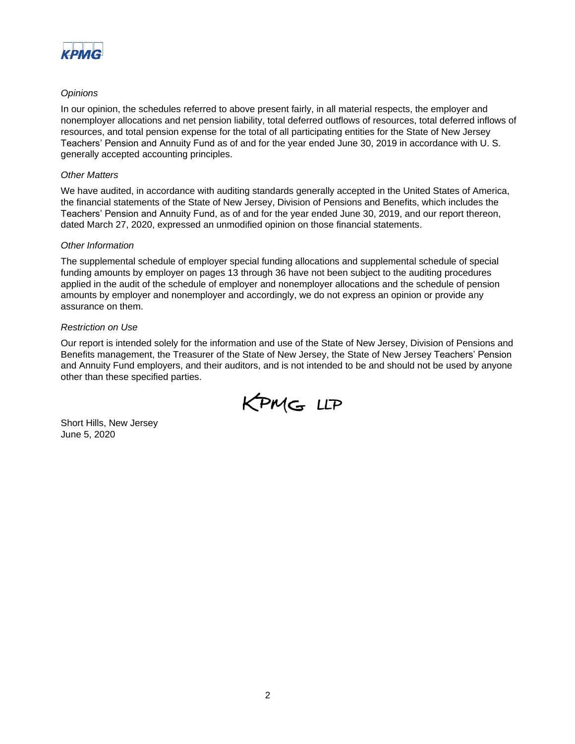*Opinions*

In our opinion, the schedules referred to above present fairly, in all material respects, the employer and nonemployer allocations and net pension liability, total deferred outflows of resources, total deferred inflows of resources, and total pension expense for the total of all participating entities for the State of New Jersey Teachers' Pension and Annuity Fund as of and for the year ended June 30, 2019 in accordance with U. S. generally accepted accounting principles.

*Other Matters*

We have audited, in accordance with auditing standards generally accepted in the United States of America, the financial statements of the State of New Jersey, Division of Pensions and Benefits, which includes the Teachers' Pension and Annuity Fund, as of and for the year ended June 30, 2019, and our report thereon, dated March 27, 2020, expressed an unmodified opinion on those financial statements.

*Other Information*

The supplemental schedule of employer special funding allocations and supplemental schedule of special funding amounts by employer on pages 13 through 36 have not been subject to the auditing procedures applied in the audit of the schedule of employer and nonemployer allocations and the schedule of pension amounts by employer and nonemployer and accordingly, we do not express an opinion or provide any assurance on them.

*Restriction on Use*

Our report is intended solely for the information and use of the State of New Jersey, Division of Pensions and Benefits management, the Treasurer of the State of New Jersey, the State of New Jersey Teachers' Pension and Annuity Fund employers, and their auditors, and is not intended to be and should not be used by anyone other than these specified parties.

KPMG LLP

Short Hills, New Jersey
June 5, 2020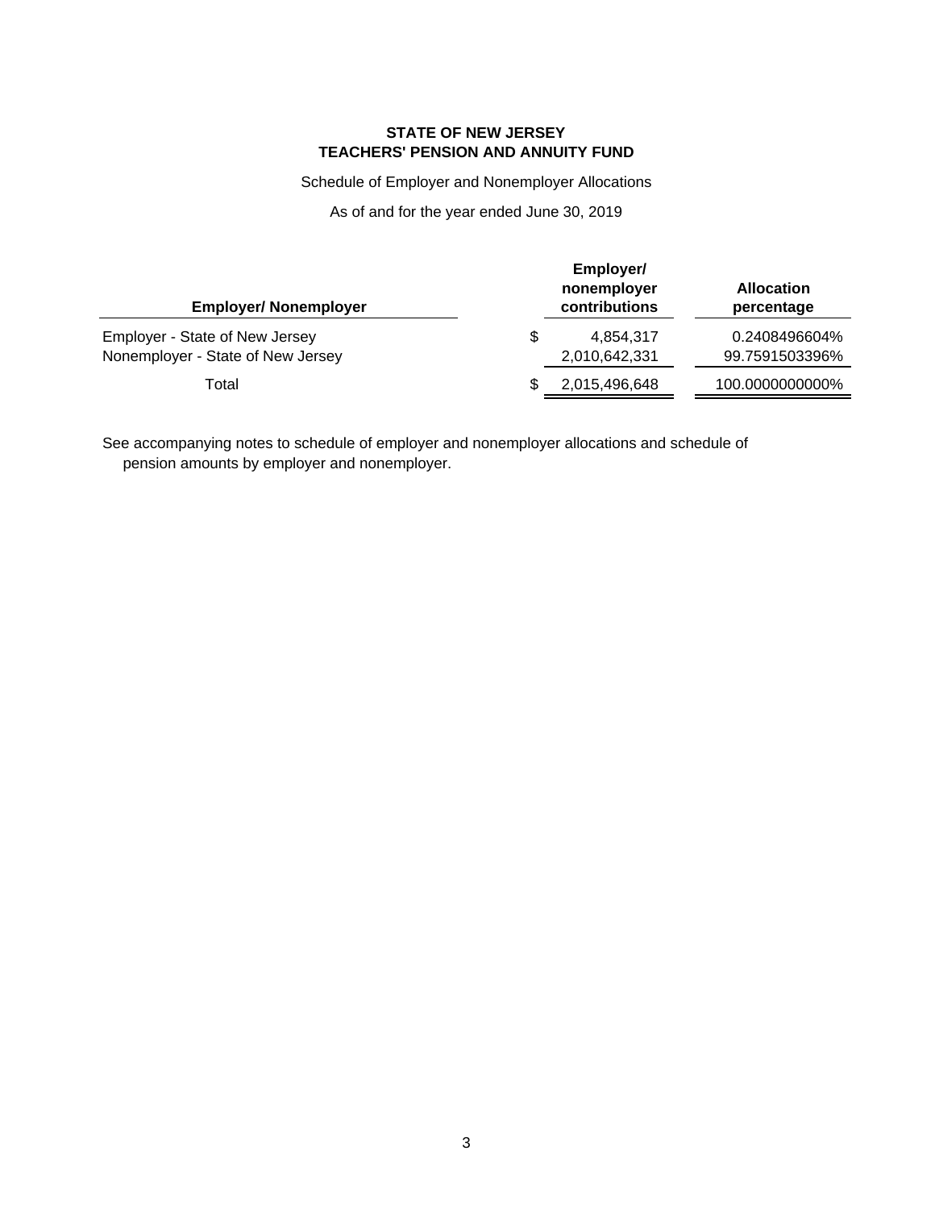**STATE OF NEW JERSEY**
**TEACHERS' PENSION AND ANNUITY FUND**

Schedule of Employer and Nonemployer Allocations

As of and for the year ended June 30, 2019

| Employer/ Nonemployer | Employer/ nonemployer contributions | Allocation percentage |
|---|---|---|
| Employer - State of New Jersey | $ 4,854,317 | 0.2408496604% |
| Nonemployer - State of New Jersey | 2,010,642,331 | 99.7591503396% |
| Total | $ 2,015,496,648 | 100.0000000000% |

See accompanying notes to schedule of employer and nonemployer allocations and schedule of pension amounts by employer and nonemployer.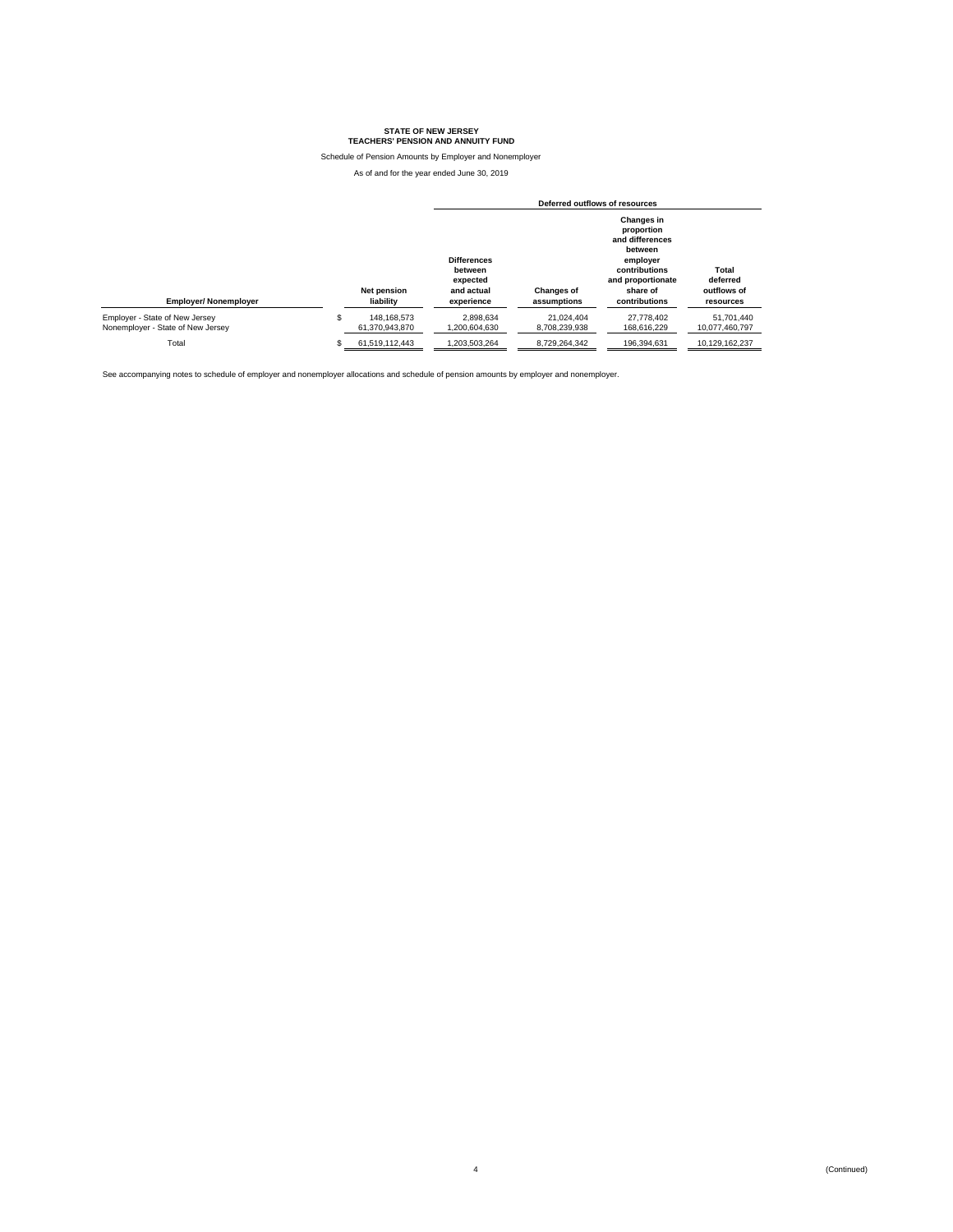**STATE OF NEW JERSEY**
**TEACHERS' PENSION AND ANNUITY FUND**

Schedule of Pension Amounts by Employer and Nonemployer

As of and for the year ended June 30, 2019

| Employer/ Nonemployer | Net pension liability | Deferred outflows of resources | | | |
|---|---|---|---|---|---|
| | | Differences between expected and actual experience | Changes of assumptions | Changes in proportion and differences between employer contributions and proportionate share of contributions | Total deferred outflows of resources |
| Employer - State of New Jersey | $ 148,168,573 | 2,898,634 | 21,024,404 | 27,778,402 | 51,701,440 |
| Nonemployer - State of New Jersey | 61,370,943,870 | 1,200,604,630 | 8,708,239,938 | 168,616,229 | 10,077,460,797 |
| Total | $ 61,519,112,443 | 1,203,503,264 | 8,729,264,342 | 196,394,631 | 10,129,162,237 |

See accompanying notes to schedule of employer and nonemployer allocations and schedule of pension amounts by employer and nonemployer.

(Continued)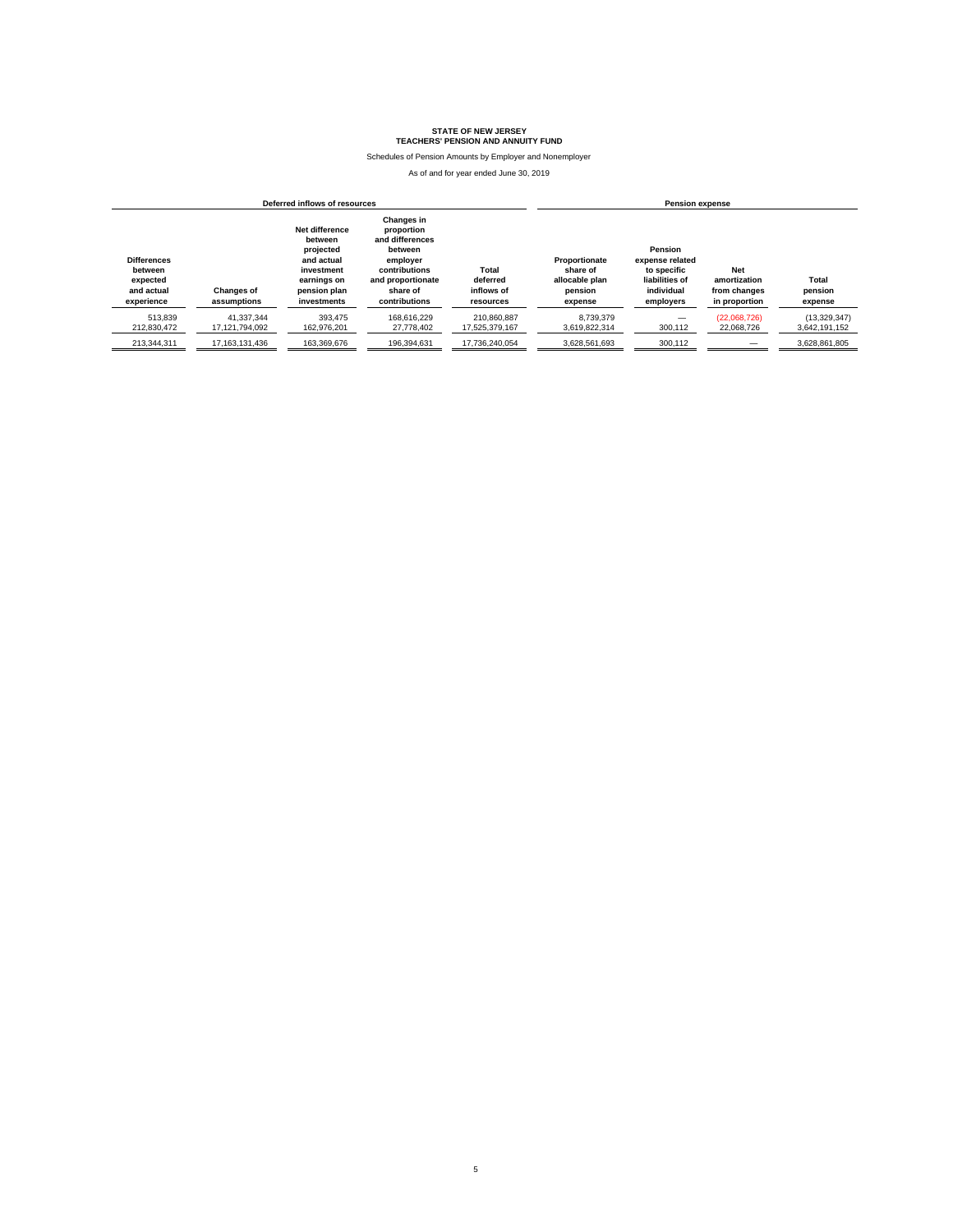# STATE OF NEW JERSEY
## TEACHERS' PENSION AND ANNUITY FUND

Schedules of Pension Amounts by Employer and Nonemployer

As of and for year ended June 30, 2019

| Deferred inflows of resources | | | | | Pension expense | | | |
|---|---|---|---|---|---|---|---|---|
| Differences between expected and actual experience | Changes of assumptions | Net difference between projected and actual investment earnings on pension plan investments | Changes in proportion and differences between employer contributions and proportionate share of contributions | Total deferred inflows of resources | Proportionate share of allocable plan pension expense | Pension expense related to specific liabilities of individual employers | Net amortization from changes in proportion | Total pension expense |
| 513,839 | 41,337,344 | 393,475 | 168,616,229 | 210,860,887 | 8,739,379 | — | (22,068,726) | (13,329,347) |
| 212,830,472 | 17,121,794,092 | 162,976,201 | 27,778,402 | 17,525,379,167 | 3,619,822,314 | 300,112 | 22,068,726 | 3,642,191,152 |
| 213,344,311 | 17,163,131,436 | 163,369,676 | 196,394,631 | 17,736,240,054 | 3,628,561,693 | 300,112 | — | 3,628,861,805 |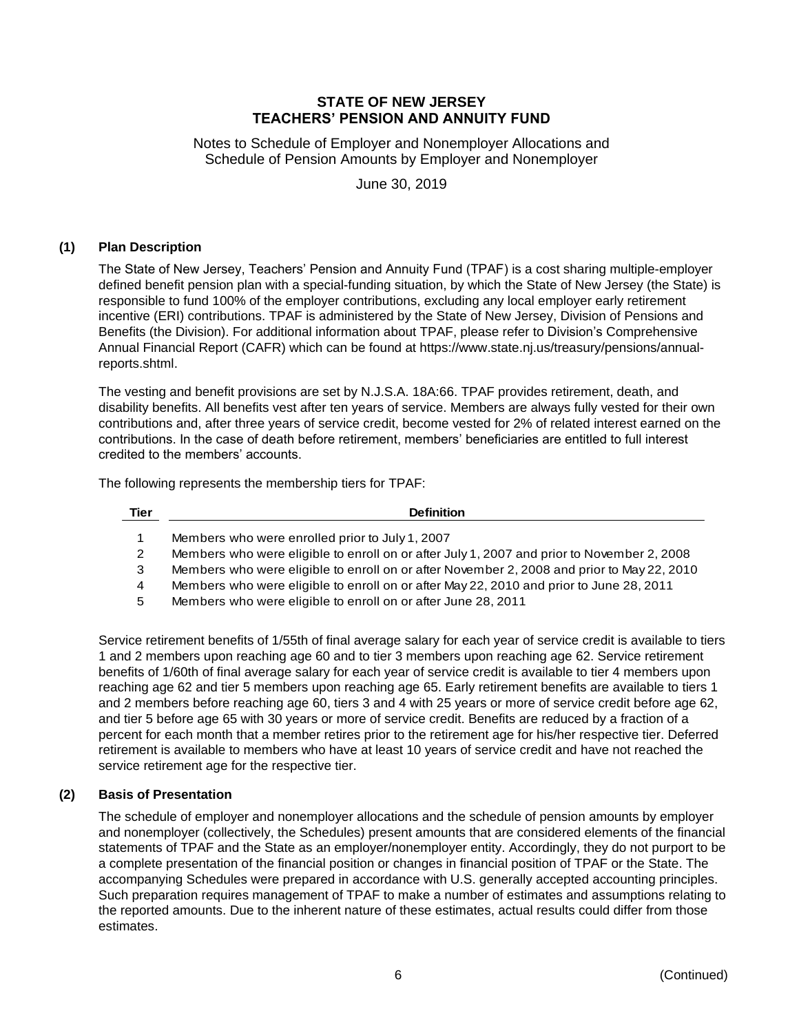# STATE OF NEW JERSEY
# TEACHERS' PENSION AND ANNUITY FUND

Notes to Schedule of Employer and Nonemployer Allocations and Schedule of Pension Amounts by Employer and Nonemployer

June 30, 2019

## (1) Plan Description

The State of New Jersey, Teachers' Pension and Annuity Fund (TPAF) is a cost sharing multiple-employer defined benefit pension plan with a special-funding situation, by which the State of New Jersey (the State) is responsible to fund 100% of the employer contributions, excluding any local employer early retirement incentive (ERI) contributions. TPAF is administered by the State of New Jersey, Division of Pensions and Benefits (the Division). For additional information about TPAF, please refer to Division's Comprehensive Annual Financial Report (CAFR) which can be found at https://www.state.nj.us/treasury/pensions/annual-reports.shtml.

The vesting and benefit provisions are set by N.J.S.A. 18A:66. TPAF provides retirement, death, and disability benefits. All benefits vest after ten years of service. Members are always fully vested for their own contributions and, after three years of service credit, become vested for 2% of related interest earned on the contributions. In the case of death before retirement, members' beneficiaries are entitled to full interest credited to the members' accounts.

The following represents the membership tiers for TPAF:

| Tier | Definition |
|---|---|
| 1 | Members who were enrolled prior to July 1, 2007 |
| 2 | Members who were eligible to enroll on or after July 1, 2007 and prior to November 2, 2008 |
| 3 | Members who were eligible to enroll on or after November 2, 2008 and prior to May 22, 2010 |
| 4 | Members who were eligible to enroll on or after May 22, 2010 and prior to June 28, 2011 |
| 5 | Members who were eligible to enroll on or after June 28, 2011 |

Service retirement benefits of 1/55th of final average salary for each year of service credit is available to tiers 1 and 2 members upon reaching age 60 and to tier 3 members upon reaching age 62. Service retirement benefits of 1/60th of final average salary for each year of service credit is available to tier 4 members upon reaching age 62 and tier 5 members upon reaching age 65. Early retirement benefits are available to tiers 1 and 2 members before reaching age 60, tiers 3 and 4 with 25 years or more of service credit before age 62, and tier 5 before age 65 with 30 years or more of service credit. Benefits are reduced by a fraction of a percent for each month that a member retires prior to the retirement age for his/her respective tier. Deferred retirement is available to members who have at least 10 years of service credit and have not reached the service retirement age for the respective tier.

## (2) Basis of Presentation

The schedule of employer and nonemployer allocations and the schedule of pension amounts by employer and nonemployer (collectively, the Schedules) present amounts that are considered elements of the financial statements of TPAF and the State as an employer/nonemployer entity. Accordingly, they do not purport to be a complete presentation of the financial position or changes in financial position of TPAF or the State. The accompanying Schedules were prepared in accordance with U.S. generally accepted accounting principles. Such preparation requires management of TPAF to make a number of estimates and assumptions relating to the reported amounts. Due to the inherent nature of these estimates, actual results could differ from those estimates.

(Continued)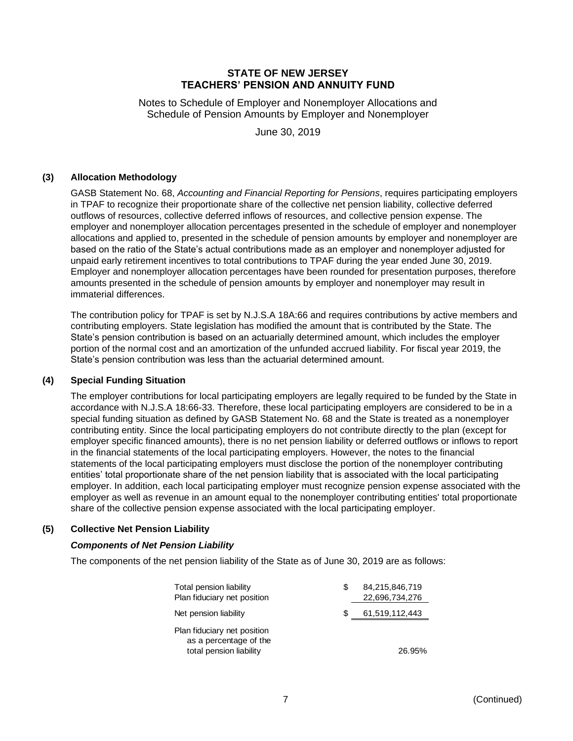# STATE OF NEW JERSEY
# TEACHERS' PENSION AND ANNUITY FUND

Notes to Schedule of Employer and Nonemployer Allocations and Schedule of Pension Amounts by Employer and Nonemployer

June 30, 2019

## (3) Allocation Methodology

GASB Statement No. 68, *Accounting and Financial Reporting for Pensions*, requires participating employers in TPAF to recognize their proportionate share of the collective net pension liability, collective deferred outflows of resources, collective deferred inflows of resources, and collective pension expense. The employer and nonemployer allocation percentages presented in the schedule of employer and nonemployer allocations and applied to, presented in the schedule of pension amounts by employer and nonemployer are based on the ratio of the State's actual contributions made as an employer and nonemployer adjusted for unpaid early retirement incentives to total contributions to TPAF during the year ended June 30, 2019. Employer and nonemployer allocation percentages have been rounded for presentation purposes, therefore amounts presented in the schedule of pension amounts by employer and nonemployer may result in immaterial differences.

The contribution policy for TPAF is set by N.J.S.A 18A:66 and requires contributions by active members and contributing employers. State legislation has modified the amount that is contributed by the State. The State's pension contribution is based on an actuarially determined amount, which includes the employer portion of the normal cost and an amortization of the unfunded accrued liability. For fiscal year 2019, the State's pension contribution was less than the actuarial determined amount.

## (4) Special Funding Situation

The employer contributions for local participating employers are legally required to be funded by the State in accordance with N.J.S.A 18:66-33. Therefore, these local participating employers are considered to be in a special funding situation as defined by GASB Statement No. 68 and the State is treated as a nonemployer contributing entity. Since the local participating employers do not contribute directly to the plan (except for employer specific financed amounts), there is no net pension liability or deferred outflows or inflows to report in the financial statements of the local participating employers. However, the notes to the financial statements of the local participating employers must disclose the portion of the nonemployer contributing entities' total proportionate share of the net pension liability that is associated with the local participating employer. In addition, each local participating employer must recognize pension expense associated with the employer as well as revenue in an amount equal to the nonemployer contributing entities' total proportionate share of the collective pension expense associated with the local participating employer.

## (5) Collective Net Pension Liability

### *Components of Net Pension Liability*

The components of the net pension liability of the State as of June 30, 2019 are as follows:

| | |
|---|---|
| Total pension liability | $ 84,215,846,719 |
| Plan fiduciary net position | 22,696,734,276 |
| Net pension liability | $ 61,519,112,443 |
| Plan fiduciary net position as a percentage of the total pension liability | 26.95% |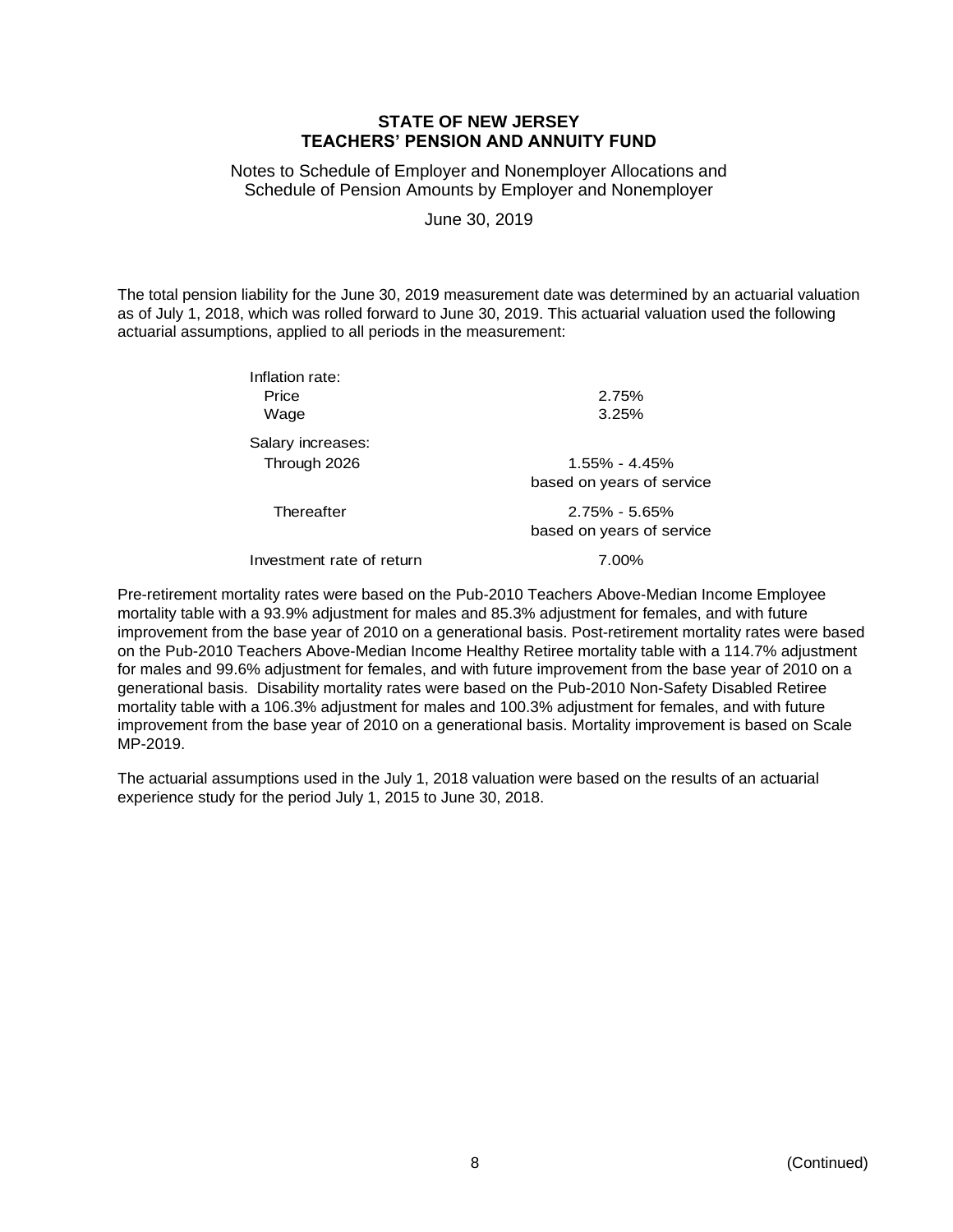**STATE OF NEW JERSEY**
**TEACHERS' PENSION AND ANNUITY FUND**

Notes to Schedule of Employer and Nonemployer Allocations and Schedule of Pension Amounts by Employer and Nonemployer

June 30, 2019

The total pension liability for the June 30, 2019 measurement date was determined by an actuarial valuation as of July 1, 2018, which was rolled forward to June 30, 2019. This actuarial valuation used the following actuarial assumptions, applied to all periods in the measurement:

| | |
|---|---|
| Inflation rate: | |
| Price | 2.75% |
| Wage | 3.25% |
| Salary increases: | |
| Through 2026 | 1.55% - 4.45% based on years of service |
| Thereafter | 2.75% - 5.65% based on years of service |
| Investment rate of return | 7.00% |

Pre-retirement mortality rates were based on the Pub-2010 Teachers Above-Median Income Employee mortality table with a 93.9% adjustment for males and 85.3% adjustment for females, and with future improvement from the base year of 2010 on a generational basis. Post-retirement mortality rates were based on the Pub-2010 Teachers Above-Median Income Healthy Retiree mortality table with a 114.7% adjustment for males and 99.6% adjustment for females, and with future improvement from the base year of 2010 on a generational basis. Disability mortality rates were based on the Pub-2010 Non-Safety Disabled Retiree mortality table with a 106.3% adjustment for males and 100.3% adjustment for females, and with future improvement from the base year of 2010 on a generational basis. Mortality improvement is based on Scale MP-2019.

The actuarial assumptions used in the July 1, 2018 valuation were based on the results of an actuarial experience study for the period July 1, 2015 to June 30, 2018.

(Continued)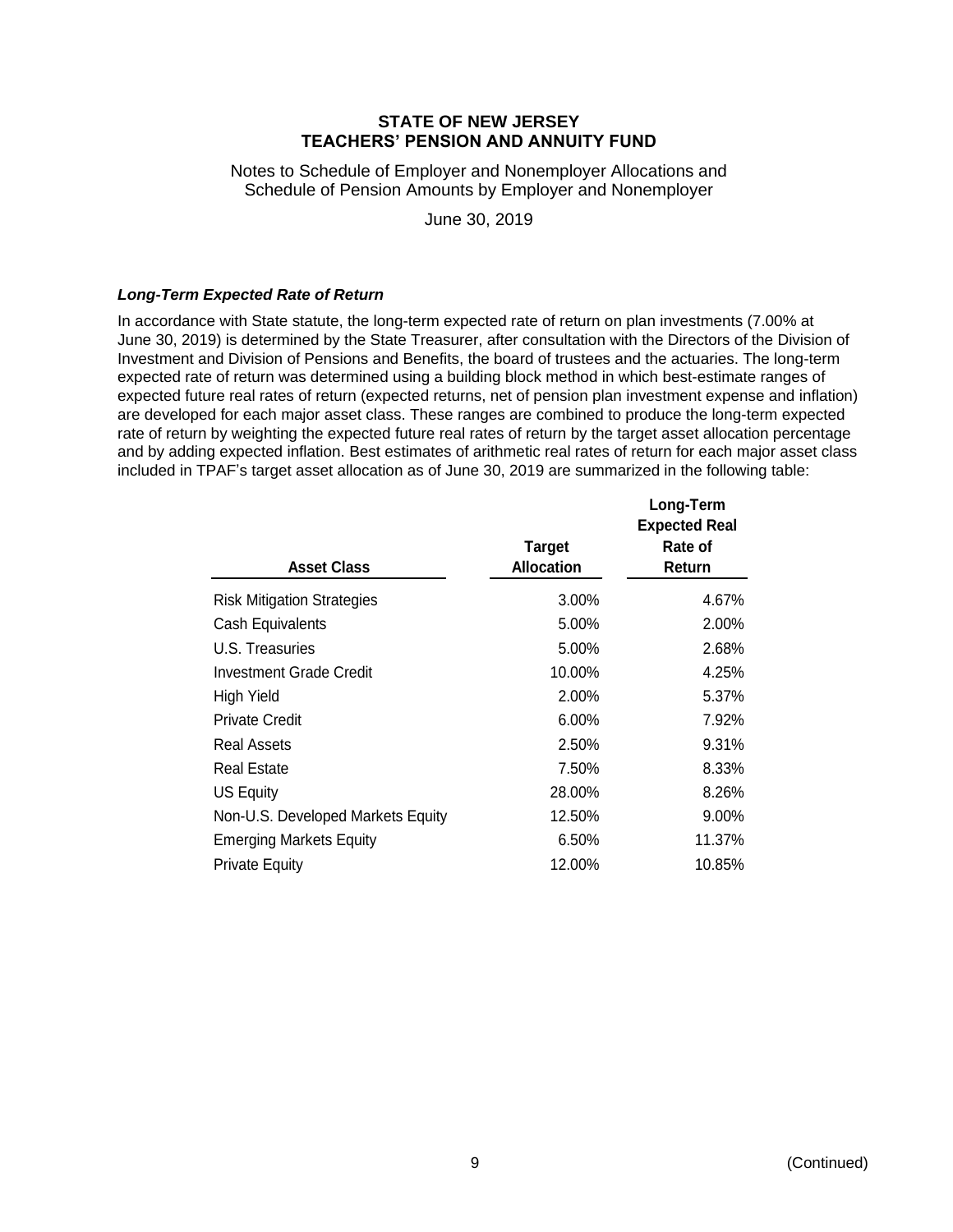**STATE OF NEW JERSEY**
**TEACHERS' PENSION AND ANNUITY FUND**

Notes to Schedule of Employer and Nonemployer Allocations and Schedule of Pension Amounts by Employer and Nonemployer

June 30, 2019

***Long-Term Expected Rate of Return***

In accordance with State statute, the long-term expected rate of return on plan investments (7.00% at June 30, 2019) is determined by the State Treasurer, after consultation with the Directors of the Division of Investment and Division of Pensions and Benefits, the board of trustees and the actuaries. The long-term expected rate of return was determined using a building block method in which best-estimate ranges of expected future real rates of return (expected returns, net of pension plan investment expense and inflation) are developed for each major asset class. These ranges are combined to produce the long-term expected rate of return by weighting the expected future real rates of return by the target asset allocation percentage and by adding expected inflation. Best estimates of arithmetic real rates of return for each major asset class included in TPAF's target asset allocation as of June 30, 2019 are summarized in the following table:

| Asset Class | Target Allocation | Long-Term Expected Real Rate of Return |
|---|---|---|
| Risk Mitigation Strategies | 3.00% | 4.67% |
| Cash Equivalents | 5.00% | 2.00% |
| U.S. Treasuries | 5.00% | 2.68% |
| Investment Grade Credit | 10.00% | 4.25% |
| High Yield | 2.00% | 5.37% |
| Private Credit | 6.00% | 7.92% |
| Real Assets | 2.50% | 9.31% |
| Real Estate | 7.50% | 8.33% |
| US Equity | 28.00% | 8.26% |
| Non-U.S. Developed Markets Equity | 12.50% | 9.00% |
| Emerging Markets Equity | 6.50% | 11.37% |
| Private Equity | 12.00% | 10.85% |

(Continued)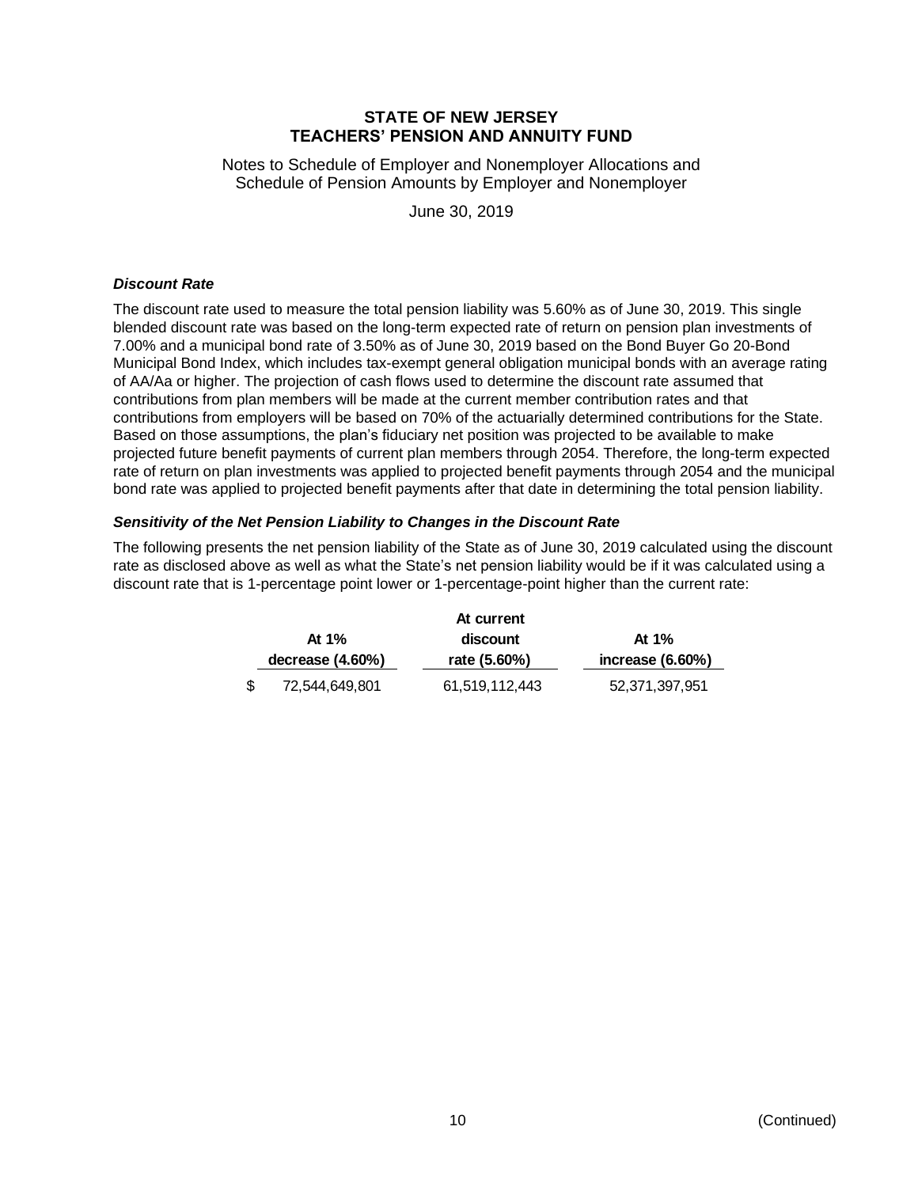# STATE OF NEW JERSEY
# TEACHERS' PENSION AND ANNUITY FUND

Notes to Schedule of Employer and Nonemployer Allocations and
Schedule of Pension Amounts by Employer and Nonemployer

June 30, 2019

### *Discount Rate*

The discount rate used to measure the total pension liability was 5.60% as of June 30, 2019. This single blended discount rate was based on the long-term expected rate of return on pension plan investments of 7.00% and a municipal bond rate of 3.50% as of June 30, 2019 based on the Bond Buyer Go 20-Bond Municipal Bond Index, which includes tax-exempt general obligation municipal bonds with an average rating of AA/Aa or higher. The projection of cash flows used to determine the discount rate assumed that contributions from plan members will be made at the current member contribution rates and that contributions from employers will be based on 70% of the actuarially determined contributions for the State. Based on those assumptions, the plan's fiduciary net position was projected to be available to make projected future benefit payments of current plan members through 2054. Therefore, the long-term expected rate of return on plan investments was applied to projected benefit payments through 2054 and the municipal bond rate was applied to projected benefit payments after that date in determining the total pension liability.

### *Sensitivity of the Net Pension Liability to Changes in the Discount Rate*

The following presents the net pension liability of the State as of June 30, 2019 calculated using the discount rate as disclosed above as well as what the State's net pension liability would be if it was calculated using a discount rate that is 1-percentage point lower or 1-percentage-point higher than the current rate:

| At 1% decrease (4.60%) | At current discount rate (5.60%) | At 1% increase (6.60%) |
|---|---|---|
| $ 72,544,649,801 | 61,519,112,443 | 52,371,397,951 |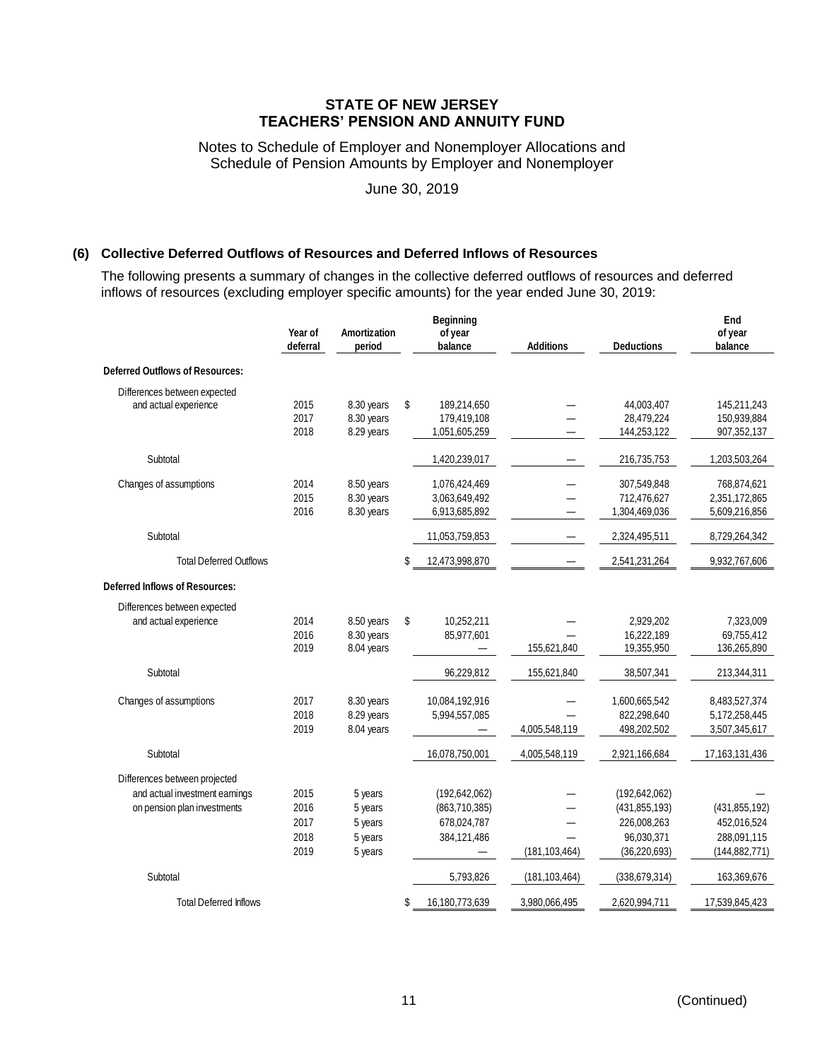# STATE OF NEW JERSEY
# TEACHERS' PENSION AND ANNUITY FUND

Notes to Schedule of Employer and Nonemployer Allocations and Schedule of Pension Amounts by Employer and Nonemployer

June 30, 2019

## (6) Collective Deferred Outflows of Resources and Deferred Inflows of Resources

The following presents a summary of changes in the collective deferred outflows of resources and deferred inflows of resources (excluding employer specific amounts) for the year ended June 30, 2019:

| | Year of deferral | Amortization period | Beginning of year balance | Additions | Deductions | End of year balance |
|---|---|---|---|---|---|---|
| **Deferred Outflows of Resources:** | | | | | | |
| Differences between expected and actual experience | 2015 | 8.30 years | $ 189,214,650 | — | 44,003,407 | 145,211,243 |
| | 2017 | 8.30 years | 179,419,108 | — | 28,479,224 | 150,939,884 |
| | 2018 | 8.29 years | 1,051,605,259 | — | 144,253,122 | 907,352,137 |
| Subtotal | | | 1,420,239,017 | — | 216,735,753 | 1,203,503,264 |
| Changes of assumptions | 2014 | 8.50 years | 1,076,424,469 | — | 307,549,848 | 768,874,621 |
| | 2015 | 8.30 years | 3,063,649,492 | — | 712,476,627 | 2,351,172,865 |
| | 2016 | 8.30 years | 6,913,685,892 | — | 1,304,469,036 | 5,609,216,856 |
| Subtotal | | | 11,053,759,853 | — | 2,324,495,511 | 8,729,264,342 |
| Total Deferred Outflows | | | $ 12,473,998,870 | — | 2,541,231,264 | 9,932,767,606 |
| **Deferred Inflows of Resources:** | | | | | | |
| Differences between expected and actual experience | 2014 | 8.50 years | $ 10,252,211 | — | 2,929,202 | 7,323,009 |
| | 2016 | 8.30 years | 85,977,601 | — | 16,222,189 | 69,755,412 |
| | 2019 | 8.04 years | — | 155,621,840 | 19,355,950 | 136,265,890 |
| Subtotal | | | 96,229,812 | 155,621,840 | 38,507,341 | 213,344,311 |
| Changes of assumptions | 2017 | 8.30 years | 10,084,192,916 | — | 1,600,665,542 | 8,483,527,374 |
| | 2018 | 8.29 years | 5,994,557,085 | — | 822,298,640 | 5,172,258,445 |
| | 2019 | 8.04 years | — | 4,005,548,119 | 498,202,502 | 3,507,345,617 |
| Subtotal | | | 16,078,750,001 | 4,005,548,119 | 2,921,166,684 | 17,163,131,436 |
| Differences between projected and actual investment earnings on pension plan investments | 2015 | 5 years | (192,642,062) | — | (192,642,062) | — |
| | 2016 | 5 years | (863,710,385) | — | (431,855,193) | (431,855,192) |
| | 2017 | 5 years | 678,024,787 | — | 226,008,263 | 452,016,524 |
| | 2018 | 5 years | 384,121,486 | — | 96,030,371 | 288,091,115 |
| | 2019 | 5 years | — | (181,103,464) | (36,220,693) | (144,882,771) |
| Subtotal | | | 5,793,826 | (181,103,464) | (338,679,314) | 163,369,676 |
| Total Deferred Inflows | | | $ 16,180,773,639 | 3,980,066,495 | 2,620,994,711 | 17,539,845,423 |

(Continued)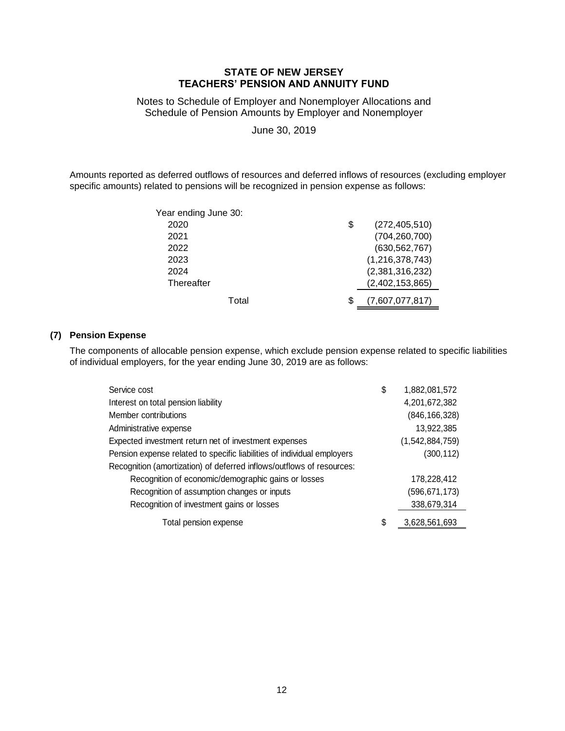# STATE OF NEW JERSEY
# TEACHERS' PENSION AND ANNUITY FUND

Notes to Schedule of Employer and Nonemployer Allocations and Schedule of Pension Amounts by Employer and Nonemployer

June 30, 2019

Amounts reported as deferred outflows of resources and deferred inflows of resources (excluding employer specific amounts) related to pensions will be recognized in pension expense as follows:

| Year ending June 30: | |
|---|---|
| 2020 | $ (272,405,510) |
| 2021 | (704,260,700) |
| 2022 | (630,562,767) |
| 2023 | (1,216,378,743) |
| 2024 | (2,381,316,232) |
| Thereafter | (2,402,153,865) |
| Total | $ (7,607,077,817) |

## (7) Pension Expense

The components of allocable pension expense, which exclude pension expense related to specific liabilities of individual employers, for the year ending June 30, 2019 are as follows:

| | |
|---|---|
| Service cost | $ 1,882,081,572 |
| Interest on total pension liability | 4,201,672,382 |
| Member contributions | (846,166,328) |
| Administrative expense | 13,922,385 |
| Expected investment return net of investment expenses | (1,542,884,759) |
| Pension expense related to specific liabilities of individual employers | (300,112) |
| Recognition (amortization) of deferred inflows/outflows of resources: | |
| Recognition of economic/demographic gains or losses | 178,228,412 |
| Recognition of assumption changes or inputs | (596,671,173) |
| Recognition of investment gains or losses | 338,679,314 |
| Total pension expense | $ 3,628,561,693 |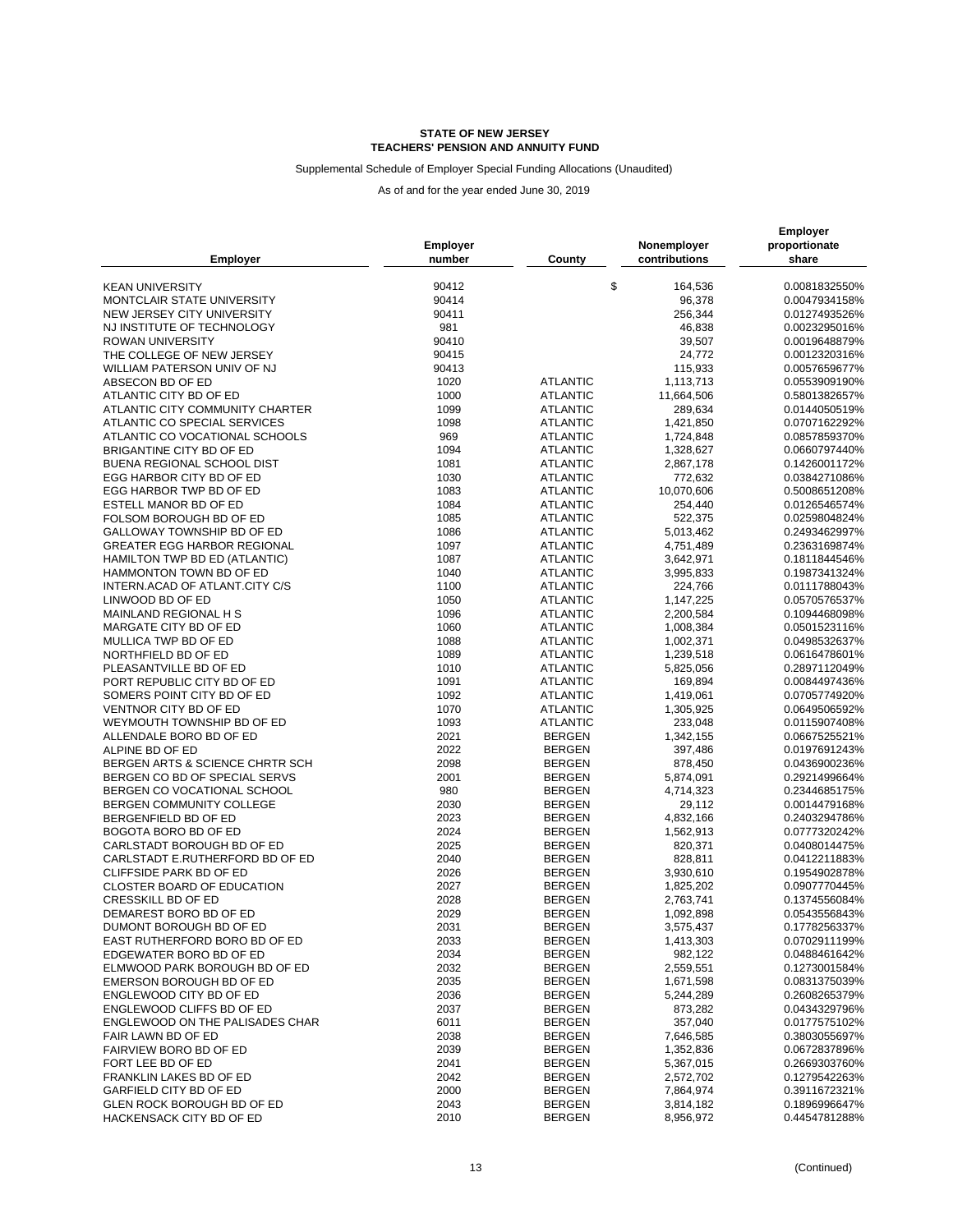**STATE OF NEW JERSEY**
**TEACHERS' PENSION AND ANNUITY FUND**

Supplemental Schedule of Employer Special Funding Allocations (Unaudited)

As of and for the year ended June 30, 2019

| Employer | Employer number | County | Nonemployer contributions | Employer proportionate share |
|---|---|---|---|---|
| KEAN UNIVERSITY | 90412 | | $ 164,536 | 0.0081832550% |
| MONTCLAIR STATE UNIVERSITY | 90414 | | 96,378 | 0.0047934158% |
| NEW JERSEY CITY UNIVERSITY | 90411 | | 256,344 | 0.0127493526% |
| NJ INSTITUTE OF TECHNOLOGY | 981 | | 46,838 | 0.0023295016% |
| ROWAN UNIVERSITY | 90410 | | 39,507 | 0.0019648879% |
| THE COLLEGE OF NEW JERSEY | 90415 | | 24,772 | 0.0012320316% |
| WILLIAM PATERSON UNIV OF NJ | 90413 | | 115,933 | 0.0057659677% |
| ABSECON BD OF ED | 1020 | ATLANTIC | 1,113,713 | 0.0553909190% |
| ATLANTIC CITY BD OF ED | 1000 | ATLANTIC | 11,664,506 | 0.5801382657% |
| ATLANTIC CITY COMMUNITY CHARTER | 1099 | ATLANTIC | 289,634 | 0.0144050519% |
| ATLANTIC CO SPECIAL SERVICES | 1098 | ATLANTIC | 1,421,850 | 0.0707162292% |
| ATLANTIC CO VOCATIONAL SCHOOLS | 969 | ATLANTIC | 1,724,848 | 0.0857859370% |
| BRIGANTINE CITY BD OF ED | 1094 | ATLANTIC | 1,328,627 | 0.0660797440% |
| BUENA REGIONAL SCHOOL DIST | 1081 | ATLANTIC | 2,867,178 | 0.1426001172% |
| EGG HARBOR CITY BD OF ED | 1030 | ATLANTIC | 772,632 | 0.0384271086% |
| EGG HARBOR TWP BD OF ED | 1083 | ATLANTIC | 10,070,606 | 0.5008651208% |
| ESTELL MANOR BD OF ED | 1084 | ATLANTIC | 254,440 | 0.0126546574% |
| FOLSOM BOROUGH BD OF ED | 1085 | ATLANTIC | 522,375 | 0.0259804824% |
| GALLOWAY TOWNSHIP BD OF ED | 1086 | ATLANTIC | 5,013,462 | 0.2493462997% |
| GREATER EGG HARBOR REGIONAL | 1097 | ATLANTIC | 4,751,489 | 0.2363169874% |
| HAMILTON TWP BD ED (ATLANTIC) | 1087 | ATLANTIC | 3,642,971 | 0.1811844546% |
| HAMMONTON TOWN BD OF ED | 1040 | ATLANTIC | 3,995,833 | 0.1987341324% |
| INTERN.ACAD OF ATLANT.CITY C/S | 1100 | ATLANTIC | 224,766 | 0.0111788043% |
| LINWOOD BD OF ED | 1050 | ATLANTIC | 1,147,225 | 0.0570576537% |
| MAINLAND REGIONAL H S | 1096 | ATLANTIC | 2,200,584 | 0.1094468098% |
| MARGATE CITY BD OF ED | 1060 | ATLANTIC | 1,008,384 | 0.0501523116% |
| MULLICA TWP BD OF ED | 1088 | ATLANTIC | 1,002,371 | 0.0498532637% |
| NORTHFIELD BD OF ED | 1089 | ATLANTIC | 1,239,518 | 0.0616478601% |
| PLEASANTVILLE BD OF ED | 1010 | ATLANTIC | 5,825,056 | 0.2897112049% |
| PORT REPUBLIC CITY BD OF ED | 1091 | ATLANTIC | 169,894 | 0.0084497436% |
| SOMERS POINT CITY BD OF ED | 1092 | ATLANTIC | 1,419,061 | 0.0705774920% |
| VENTNOR CITY BD OF ED | 1070 | ATLANTIC | 1,305,925 | 0.0649506592% |
| WEYMOUTH TOWNSHIP BD OF ED | 1093 | ATLANTIC | 233,048 | 0.0115907408% |
| ALLENDALE BORO BD OF ED | 2021 | BERGEN | 1,342,155 | 0.0667525521% |
| ALPINE BD OF ED | 2022 | BERGEN | 397,486 | 0.0197691243% |
| BERGEN ARTS & SCIENCE CHRTR SCH | 2098 | BERGEN | 878,450 | 0.0436900236% |
| BERGEN CO BD OF SPECIAL SERVS | 2001 | BERGEN | 5,874,091 | 0.2921499664% |
| BERGEN CO VOCATIONAL SCHOOL | 980 | BERGEN | 4,714,323 | 0.2344685175% |
| BERGEN COMMUNITY COLLEGE | 2030 | BERGEN | 29,112 | 0.0014479168% |
| BERGENFIELD BD OF ED | 2023 | BERGEN | 4,832,166 | 0.2403294786% |
| BOGOTA BORO BD OF ED | 2024 | BERGEN | 1,562,913 | 0.0777320242% |
| CARLSTADT BOROUGH BD OF ED | 2025 | BERGEN | 820,371 | 0.0408014475% |
| CARLSTADT E.RUTHERFORD BD OF ED | 2040 | BERGEN | 828,811 | 0.0412211883% |
| CLIFFSIDE PARK BD OF ED | 2026 | BERGEN | 3,930,610 | 0.1954902878% |
| CLOSTER BOARD OF EDUCATION | 2027 | BERGEN | 1,825,202 | 0.0907770445% |
| CRESSKILL BD OF ED | 2028 | BERGEN | 2,763,741 | 0.1374556084% |
| DEMAREST BORO BD OF ED | 2029 | BERGEN | 1,092,898 | 0.0543556843% |
| DUMONT BOROUGH BD OF ED | 2031 | BERGEN | 3,575,437 | 0.1778256337% |
| EAST RUTHERFORD BORO BD OF ED | 2033 | BERGEN | 1,413,303 | 0.0702911199% |
| EDGEWATER BORO BD OF ED | 2034 | BERGEN | 982,122 | 0.0488461642% |
| ELMWOOD PARK BOROUGH BD OF ED | 2032 | BERGEN | 2,559,551 | 0.1273001584% |
| EMERSON BOROUGH BD OF ED | 2035 | BERGEN | 1,671,598 | 0.0831375039% |
| ENGLEWOOD CITY BD OF ED | 2036 | BERGEN | 5,244,289 | 0.2608265379% |
| ENGLEWOOD CLIFFS BD OF ED | 2037 | BERGEN | 873,282 | 0.0434329796% |
| ENGLEWOOD ON THE PALISADES CHAR | 6011 | BERGEN | 357,040 | 0.0177575102% |
| FAIR LAWN BD OF ED | 2038 | BERGEN | 7,646,585 | 0.3803055697% |
| FAIRVIEW BORO BD OF ED | 2039 | BERGEN | 1,352,836 | 0.0672837896% |
| FORT LEE BD OF ED | 2041 | BERGEN | 5,367,015 | 0.2669303760% |
| FRANKLIN LAKES BD OF ED | 2042 | BERGEN | 2,572,702 | 0.1279542263% |
| GARFIELD CITY BD OF ED | 2000 | BERGEN | 7,864,974 | 0.3911672321% |
| GLEN ROCK BOROUGH BD OF ED | 2043 | BERGEN | 3,814,182 | 0.1896996647% |
| HACKENSACK CITY BD OF ED | 2010 | BERGEN | 8,956,972 | 0.4454781288% |

(Continued)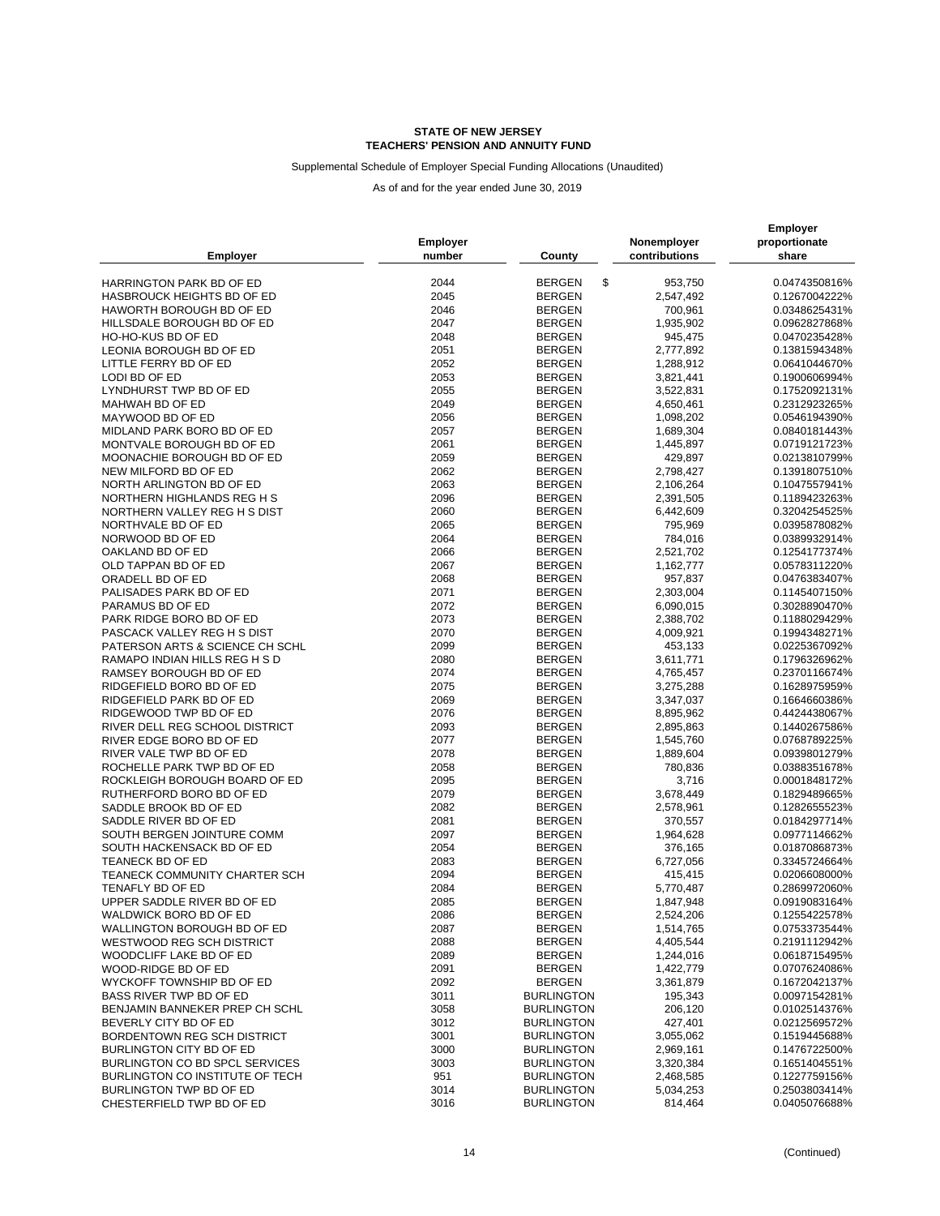**STATE OF NEW JERSEY**
**TEACHERS' PENSION AND ANNUITY FUND**

Supplemental Schedule of Employer Special Funding Allocations (Unaudited)

As of and for the year ended June 30, 2019

| Employer | Employer number | County | Nonemployer contributions | Employer proportionate share |
|---|---|---|---|---|
| HARRINGTON PARK BD OF ED | 2044 | BERGEN | $ 953,750 | 0.0474350816% |
| HASBROUCK HEIGHTS BD OF ED | 2045 | BERGEN | 2,547,492 | 0.1267004222% |
| HAWORTH BOROUGH BD OF ED | 2046 | BERGEN | 700,961 | 0.0348625431% |
| HILLSDALE BOROUGH BD OF ED | 2047 | BERGEN | 1,935,902 | 0.0962827868% |
| HO-HO-KUS BD OF ED | 2048 | BERGEN | 945,475 | 0.0470235428% |
| LEONIA BOROUGH BD OF ED | 2051 | BERGEN | 2,777,892 | 0.1381594348% |
| LITTLE FERRY BD OF ED | 2052 | BERGEN | 1,288,912 | 0.0641044670% |
| LODI BD OF ED | 2053 | BERGEN | 3,821,441 | 0.1900606994% |
| LYNDHURST TWP BD OF ED | 2055 | BERGEN | 3,522,831 | 0.1752092131% |
| MAHWAH BD OF ED | 2049 | BERGEN | 4,650,461 | 0.2312923265% |
| MAYWOOD BD OF ED | 2056 | BERGEN | 1,098,202 | 0.0546194390% |
| MIDLAND PARK BORO BD OF ED | 2057 | BERGEN | 1,689,304 | 0.0840181443% |
| MONTVALE BOROUGH BD OF ED | 2061 | BERGEN | 1,445,897 | 0.0719121723% |
| MOONACHIE BOROUGH BD OF ED | 2059 | BERGEN | 429,897 | 0.0213810799% |
| NEW MILFORD BD OF ED | 2062 | BERGEN | 2,798,427 | 0.1391807510% |
| NORTH ARLINGTON BD OF ED | 2063 | BERGEN | 2,106,264 | 0.1047557941% |
| NORTHERN HIGHLANDS REG H S | 2096 | BERGEN | 2,391,505 | 0.1189423263% |
| NORTHERN VALLEY REG H S DIST | 2060 | BERGEN | 6,442,609 | 0.3204254525% |
| NORTHVALE BD OF ED | 2065 | BERGEN | 795,969 | 0.0395878082% |
| NORWOOD BD OF ED | 2064 | BERGEN | 784,016 | 0.0389932914% |
| OAKLAND BD OF ED | 2066 | BERGEN | 2,521,702 | 0.1254177374% |
| OLD TAPPAN BD OF ED | 2067 | BERGEN | 1,162,777 | 0.0578311220% |
| ORADELL BD OF ED | 2068 | BERGEN | 957,837 | 0.0476383407% |
| PALISADES PARK BD OF ED | 2071 | BERGEN | 2,303,004 | 0.1145407150% |
| PARAMUS BD OF ED | 2072 | BERGEN | 6,090,015 | 0.3028890470% |
| PARK RIDGE BORO BD OF ED | 2073 | BERGEN | 2,388,702 | 0.1188029429% |
| PASCACK VALLEY REG H S DIST | 2070 | BERGEN | 4,009,921 | 0.1994348271% |
| PATERSON ARTS & SCIENCE CH SCHL | 2099 | BERGEN | 453,133 | 0.0225367092% |
| RAMAPO INDIAN HILLS REG H S D | 2080 | BERGEN | 3,611,771 | 0.1796326962% |
| RAMSEY BOROUGH BD OF ED | 2074 | BERGEN | 4,765,457 | 0.2370116674% |
| RIDGEFIELD BORO BD OF ED | 2075 | BERGEN | 3,275,288 | 0.1628975959% |
| RIDGEFIELD PARK BD OF ED | 2069 | BERGEN | 3,347,037 | 0.1664660386% |
| RIDGEWOOD TWP BD OF ED | 2076 | BERGEN | 8,895,962 | 0.4424438067% |
| RIVER DELL REG SCHOOL DISTRICT | 2093 | BERGEN | 2,895,863 | 0.1440267586% |
| RIVER EDGE BORO BD OF ED | 2077 | BERGEN | 1,545,760 | 0.0768789225% |
| RIVER VALE TWP BD OF ED | 2078 | BERGEN | 1,889,604 | 0.0939801279% |
| ROCHELLE PARK TWP BD OF ED | 2058 | BERGEN | 780,836 | 0.0388351678% |
| ROCKLEIGH BOROUGH BOARD OF ED | 2095 | BERGEN | 3,716 | 0.0001848172% |
| RUTHERFORD BORO BD OF ED | 2079 | BERGEN | 3,678,449 | 0.1829489665% |
| SADDLE BROOK BD OF ED | 2082 | BERGEN | 2,578,961 | 0.1282655523% |
| SADDLE RIVER BD OF ED | 2081 | BERGEN | 370,557 | 0.0184297714% |
| SOUTH BERGEN JOINTURE COMM | 2097 | BERGEN | 1,964,628 | 0.0977114662% |
| SOUTH HACKENSACK BD OF ED | 2054 | BERGEN | 376,165 | 0.0187086873% |
| TEANECK BD OF ED | 2083 | BERGEN | 6,727,056 | 0.3345724664% |
| TEANECK COMMUNITY CHARTER SCH | 2094 | BERGEN | 415,415 | 0.0206608000% |
| TENAFLY BD OF ED | 2084 | BERGEN | 5,770,487 | 0.2869972060% |
| UPPER SADDLE RIVER BD OF ED | 2085 | BERGEN | 1,847,948 | 0.0919083164% |
| WALDWICK BORO BD OF ED | 2086 | BERGEN | 2,524,206 | 0.1255422578% |
| WALLINGTON BOROUGH BD OF ED | 2087 | BERGEN | 1,514,765 | 0.0753373544% |
| WESTWOOD REG SCH DISTRICT | 2088 | BERGEN | 4,405,544 | 0.2191112942% |
| WOODCLIFF LAKE BD OF ED | 2089 | BERGEN | 1,244,016 | 0.0618715495% |
| WOOD-RIDGE BD OF ED | 2091 | BERGEN | 1,422,779 | 0.0707624086% |
| WYCKOFF TOWNSHIP BD OF ED | 2092 | BERGEN | 3,361,879 | 0.1672042137% |
| BASS RIVER TWP BD OF ED | 3011 | BURLINGTON | 195,343 | 0.0097154281% |
| BENJAMIN BANNEKER PREP CH SCHL | 3058 | BURLINGTON | 206,120 | 0.0102514376% |
| BEVERLY CITY BD OF ED | 3012 | BURLINGTON | 427,401 | 0.0212569572% |
| BORDENTOWN REG SCH DISTRICT | 3001 | BURLINGTON | 3,055,062 | 0.1519445688% |
| BURLINGTON CITY BD OF ED | 3000 | BURLINGTON | 2,969,161 | 0.1476722500% |
| BURLINGTON CO BD SPCL SERVICES | 3003 | BURLINGTON | 3,320,384 | 0.1651404551% |
| BURLINGTON CO INSTITUTE OF TECH | 951 | BURLINGTON | 2,468,585 | 0.1227759156% |
| BURLINGTON TWP BD OF ED | 3014 | BURLINGTON | 5,034,253 | 0.2503803414% |
| CHESTERFIELD TWP BD OF ED | 3016 | BURLINGTON | 814,464 | 0.0405076688% |

(Continued)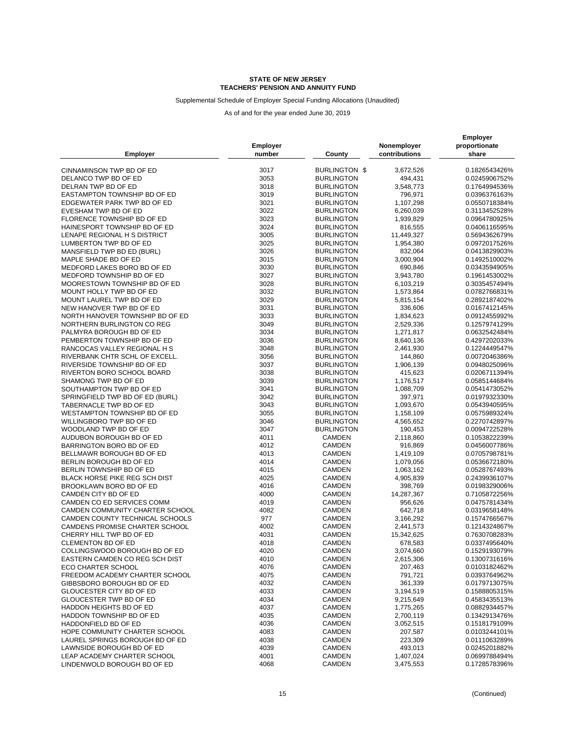**STATE OF NEW JERSEY**
**TEACHERS' PENSION AND ANNUITY FUND**

Supplemental Schedule of Employer Special Funding Allocations (Unaudited)

As of and for the year ended June 30, 2019

| Employer | Employer number | County | Nonemployer contributions | Employer proportionate share |
|---|---|---|---|---|
| CINNAMINSON TWP BD OF ED | 3017 | BURLINGTON | $ 3,672,526 | 0.1826543426% |
| DELANCO TWP BD OF ED | 3053 | BURLINGTON | 494,431 | 0.0245906752% |
| DELRAN TWP BD OF ED | 3018 | BURLINGTON | 3,548,773 | 0.1764994536% |
| EASTAMPTON TOWNSHIP BD OF ED | 3019 | BURLINGTON | 796,971 | 0.0396376163% |
| EDGEWATER PARK TWP BD OF ED | 3021 | BURLINGTON | 1,107,298 | 0.0550718384% |
| EVESHAM TWP BD OF ED | 3022 | BURLINGTON | 6,260,039 | 0.3113452528% |
| FLORENCE TOWNSHIP BD OF ED | 3023 | BURLINGTON | 1,939,829 | 0.0964780925% |
| HAINESPORT TOWNSHIP BD OF ED | 3024 | BURLINGTON | 816,555 | 0.0406116595% |
| LENAPE REGIONAL H S DISTRICT | 3005 | BURLINGTON | 11,449,327 | 0.5694362679% |
| LUMBERTON TWP BD OF ED | 3025 | BURLINGTON | 1,954,380 | 0.0972017526% |
| MANSFIELD TWP BD ED (BURL) | 3026 | BURLINGTON | 832,064 | 0.0413829903% |
| MAPLE SHADE BD OF ED | 3015 | BURLINGTON | 3,000,904 | 0.1492510002% |
| MEDFORD LAKES BORO BD OF ED | 3030 | BURLINGTON | 690,846 | 0.0343594905% |
| MEDFORD TOWNSHIP BD OF ED | 3027 | BURLINGTON | 3,943,780 | 0.1961453002% |
| MOORESTOWN TOWNSHIP BD OF ED | 3028 | BURLINGTON | 6,103,219 | 0.3035457494% |
| MOUNT HOLLY TWP BD OF ED | 3032 | BURLINGTON | 1,573,864 | 0.0782766831% |
| MOUNT LAUREL TWP BD OF ED | 3029 | BURLINGTON | 5,815,154 | 0.2892187402% |
| NEW HANOVER TWP BD OF ED | 3031 | BURLINGTON | 336,606 | 0.0167412145% |
| NORTH HANOVER TOWNSHIP BD OF ED | 3033 | BURLINGTON | 1,834,623 | 0.0912455992% |
| NORTHERN BURLINGTON CO REG | 3049 | BURLINGTON | 2,529,336 | 0.1257974129% |
| PALMYRA BOROUGH BD OF ED | 3034 | BURLINGTON | 1,271,817 | 0.0632542484% |
| PEMBERTON TOWNSHIP BD OF ED | 3036 | BURLINGTON | 8,640,136 | 0.4297202033% |
| RANCOCAS VALLEY REGIONAL H S | 3048 | BURLINGTON | 2,461,930 | 0.1224449547% |
| RIVERBANK CHTR SCHL OF EXCELL. | 3056 | BURLINGTON | 144,860 | 0.0072046386% |
| RIVERSIDE TOWNSHIP BD OF ED | 3037 | BURLINGTON | 1,906,139 | 0.0948025096% |
| RIVERTON BORO SCHOOL BOARD | 3038 | BURLINGTON | 415,623 | 0.0206711394% |
| SHAMONG TWP BD OF ED | 3039 | BURLINGTON | 1,176,517 | 0.0585144684% |
| SOUTHAMPTON TWP BD OF ED | 3041 | BURLINGTON | 1,088,709 | 0.0541473052% |
| SPRINGFIELD TWP BD OF ED (BURL) | 3042 | BURLINGTON | 397,971 | 0.0197932330% |
| TABERNACLE TWP BD OF ED | 3043 | BURLINGTON | 1,093,670 | 0.0543940595% |
| WESTAMPTON TOWNSHIP BD OF ED | 3055 | BURLINGTON | 1,158,109 | 0.0575989324% |
| WILLINGBORO TWP BD OF ED | 3046 | BURLINGTON | 4,565,652 | 0.2270742897% |
| WOODLAND TWP BD OF ED | 3047 | BURLINGTON | 190,453 | 0.0094722528% |
| AUDUBON BOROUGH BD OF ED | 4011 | CAMDEN | 2,118,860 | 0.1053822239% |
| BARRINGTON BORO BD OF ED | 4012 | CAMDEN | 916,869 | 0.0456007786% |
| BELLMAWR BOROUGH BD OF ED | 4013 | CAMDEN | 1,419,109 | 0.0705798781% |
| BERLIN BOROUGH BD OF ED | 4014 | CAMDEN | 1,079,056 | 0.0536672180% |
| BERLIN TOWNSHIP BD OF ED | 4015 | CAMDEN | 1,063,162 | 0.0528767493% |
| BLACK HORSE PIKE REG SCH DIST | 4025 | CAMDEN | 4,905,839 | 0.2439936107% |
| BROOKLAWN BORO BD OF ED | 4016 | CAMDEN | 398,769 | 0.0198329006% |
| CAMDEN CITY BD OF ED | 4000 | CAMDEN | 14,287,367 | 0.7105872256% |
| CAMDEN CO ED SERVICES COMM | 4019 | CAMDEN | 956,626 | 0.0475781434% |
| CAMDEN COMMUNITY CHARTER SCHOOL | 4082 | CAMDEN | 642,718 | 0.0319658148% |
| CAMDEN COUNTY TECHNICAL SCHOOLS | 977 | CAMDEN | 3,166,292 | 0.1574766567% |
| CAMDENS PROMISE CHARTER SCHOOL | 4002 | CAMDEN | 2,441,573 | 0.1214324867% |
| CHERRY HILL TWP BD OF ED | 4031 | CAMDEN | 15,342,625 | 0.7630708283% |
| CLEMENTON BD OF ED | 4018 | CAMDEN | 678,583 | 0.0337495640% |
| COLLINGSWOOD BOROUGH BD OF ED | 4020 | CAMDEN | 3,074,660 | 0.1529193079% |
| EASTERN CAMDEN CO REG SCH DIST | 4010 | CAMDEN | 2,615,306 | 0.1300731616% |
| ECO CHARTER SCHOOL | 4076 | CAMDEN | 207,463 | 0.0103182462% |
| FREEDOM ACADEMY CHARTER SCHOOL | 4075 | CAMDEN | 791,721 | 0.0393764962% |
| GIBBSBORO BOROUGH BD OF ED | 4032 | CAMDEN | 361,339 | 0.0179713075% |
| GLOUCESTER CITY BD OF ED | 4033 | CAMDEN | 3,194,519 | 0.1588805315% |
| GLOUCESTER TWP BD OF ED | 4034 | CAMDEN | 9,215,649 | 0.4583435513% |
| HADDON HEIGHTS BD OF ED | 4037 | CAMDEN | 1,775,265 | 0.0882934457% |
| HADDON TOWNSHIP BD OF ED | 4035 | CAMDEN | 2,700,119 | 0.1342913476% |
| HADDONFIELD BD OF ED | 4036 | CAMDEN | 3,052,515 | 0.1518179109% |
| HOPE COMMUNITY CHARTER SCHOOL | 4083 | CAMDEN | 207,587 | 0.0103244101% |
| LAUREL SPRINGS BOROUGH BD OF ED | 4038 | CAMDEN | 223,309 | 0.0111063289% |
| LAWNSIDE BOROUGH BD OF ED | 4039 | CAMDEN | 493,013 | 0.0245201882% |
| LEAP ACADEMY CHARTER SCHOOL | 4001 | CAMDEN | 1,407,024 | 0.0699788494% |
| LINDENWOLD BOROUGH BD OF ED | 4068 | CAMDEN | 3,475,553 | 0.1728578396% |

(Continued)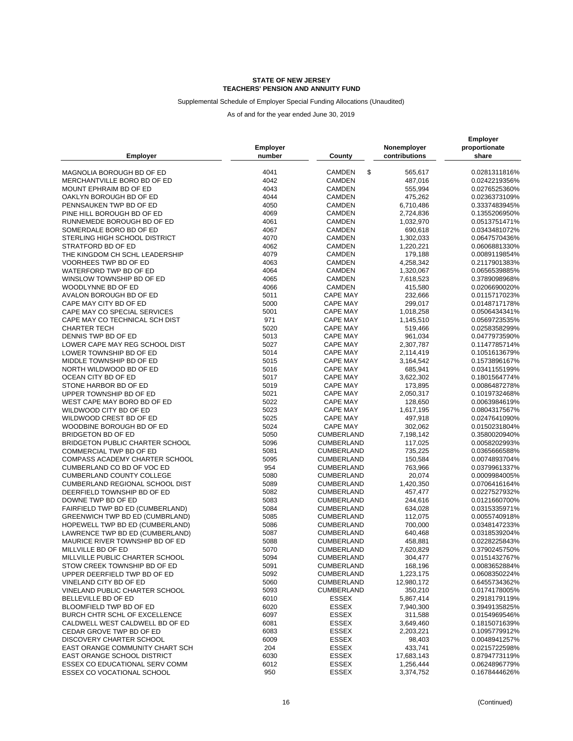**STATE OF NEW JERSEY**
**TEACHERS' PENSION AND ANNUITY FUND**

Supplemental Schedule of Employer Special Funding Allocations (Unaudited)

As of and for the year ended June 30, 2019

| Employer | Employer number | County | Nonemployer contributions | Employer proportionate share |
|---|---|---|---|---|
| MAGNOLIA BOROUGH BD OF ED | 4041 | CAMDEN | $ 565,617 | 0.0281311816% |
| MERCHANTVILLE BORO BD OF ED | 4042 | CAMDEN | 487,016 | 0.0242219356% |
| MOUNT EPHRAIM BD OF ED | 4043 | CAMDEN | 555,994 | 0.0276525360% |
| OAKLYN BOROUGH BD OF ED | 4044 | CAMDEN | 475,262 | 0.0236373109% |
| PENNSAUKEN TWP BD OF ED | 4050 | CAMDEN | 6,710,486 | 0.3337483945% |
| PINE HILL BOROUGH BD OF ED | 4069 | CAMDEN | 2,724,836 | 0.1355206950% |
| RUNNEMEDE BOROUGH BD OF ED | 4061 | CAMDEN | 1,032,970 | 0.0513751471% |
| SOMERDALE BORO BD OF ED | 4067 | CAMDEN | 690,618 | 0.0343481072% |
| STERLING HIGH SCHOOL DISTRICT | 4070 | CAMDEN | 1,302,033 | 0.0647570436% |
| STRATFORD BD OF ED | 4062 | CAMDEN | 1,220,221 | 0.0606881330% |
| THE KINGDOM CH SCHL LEADERSHIP | 4079 | CAMDEN | 179,188 | 0.0089119854% |
| VOORHEES TWP BD OF ED | 4063 | CAMDEN | 4,258,342 | 0.2117901383% |
| WATERFORD TWP BD OF ED | 4064 | CAMDEN | 1,320,067 | 0.0656539885% |
| WINSLOW TOWNSHIP BD OF ED | 4065 | CAMDEN | 7,618,523 | 0.3789098968% |
| WOODLYNNE BD OF ED | 4066 | CAMDEN | 415,580 | 0.0206690020% |
| AVALON BOROUGH BD OF ED | 5011 | CAPE MAY | 232,666 | 0.0115717023% |
| CAPE MAY CITY BD OF ED | 5000 | CAPE MAY | 299,017 | 0.0148717178% |
| CAPE MAY CO SPECIAL SERVICES | 5001 | CAPE MAY | 1,018,258 | 0.0506434341% |
| CAPE MAY CO TECHNICAL SCH DIST | 971 | CAPE MAY | 1,145,510 | 0.0569723535% |
| CHARTER TECH | 5020 | CAPE MAY | 519,466 | 0.0258358299% |
| DENNIS TWP BD OF ED | 5013 | CAPE MAY | 961,034 | 0.0477973590% |
| LOWER CAPE MAY REG SCHOOL DIST | 5027 | CAPE MAY | 2,307,787 | 0.1147785714% |
| LOWER TOWNSHIP BD OF ED | 5014 | CAPE MAY | 2,114,419 | 0.1051613679% |
| MIDDLE TOWNSHIP BD OF ED | 5015 | CAPE MAY | 3,164,542 | 0.1573896167% |
| NORTH WILDWOOD BD OF ED | 5016 | CAPE MAY | 685,941 | 0.0341155199% |
| OCEAN CITY BD OF ED | 5017 | CAPE MAY | 3,622,302 | 0.1801564774% |
| STONE HARBOR BD OF ED | 5019 | CAPE MAY | 173,895 | 0.0086487278% |
| UPPER TOWNSHIP BD OF ED | 5021 | CAPE MAY | 2,050,317 | 0.1019732468% |
| WEST CAPE MAY BORO BD OF ED | 5022 | CAPE MAY | 128,650 | 0.0063984619% |
| WILDWOOD CITY BD OF ED | 5023 | CAPE MAY | 1,617,195 | 0.0804317567% |
| WILDWOOD CREST BD OF ED | 5025 | CAPE MAY | 497,918 | 0.0247641090% |
| WOODBINE BOROUGH BD OF ED | 5024 | CAPE MAY | 302,062 | 0.0150231804% |
| BRIDGETON BD OF ED | 5050 | CUMBERLAND | 7,198,142 | 0.3580020940% |
| BRIDGETON PUBLIC CHARTER SCHOOL | 5096 | CUMBERLAND | 117,025 | 0.0058202993% |
| COMMERCIAL TWP BD OF ED | 5081 | CUMBERLAND | 735,225 | 0.0365666588% |
| COMPASS ACADEMY CHARTER SCHOOL | 5095 | CUMBERLAND | 150,584 | 0.0074893704% |
| CUMBERLAND CO BD OF VOC ED | 954 | CUMBERLAND | 763,966 | 0.0379961337% |
| CUMBERLAND COUNTY COLLEGE | 5080 | CUMBERLAND | 20,074 | 0.0009984005% |
| CUMBERLAND REGIONAL SCHOOL DIST | 5089 | CUMBERLAND | 1,420,350 | 0.0706416164% |
| DEERFIELD TOWNSHIP BD OF ED | 5082 | CUMBERLAND | 457,477 | 0.0227527932% |
| DOWNE TWP BD OF ED | 5083 | CUMBERLAND | 244,616 | 0.0121660700% |
| FAIRFIELD TWP BD ED (CUMBERLAND) | 5084 | CUMBERLAND | 634,028 | 0.0315335971% |
| GREENWICH TWP BD ED (CUMBRLAND) | 5085 | CUMBERLAND | 112,075 | 0.0055740918% |
| HOPEWELL TWP BD ED (CUMBERLAND) | 5086 | CUMBERLAND | 700,000 | 0.0348147233% |
| LAWRENCE TWP BD ED (CUMBERLAND) | 5087 | CUMBERLAND | 640,468 | 0.0318539204% |
| MAURICE RIVER TOWNSHIP BD OF ED | 5088 | CUMBERLAND | 458,881 | 0.0228225843% |
| MILLVILLE BD OF ED | 5070 | CUMBERLAND | 7,620,829 | 0.3790245750% |
| MILLVILLE PUBLIC CHARTER SCHOOL | 5094 | CUMBERLAND | 304,477 | 0.0151432767% |
| STOW CREEK TOWNSHIP BD OF ED | 5091 | CUMBERLAND | 168,196 | 0.0083652884% |
| UPPER DEERFIELD TWP BD OF ED | 5092 | CUMBERLAND | 1,223,175 | 0.0608350224% |
| VINELAND CITY BD OF ED | 5060 | CUMBERLAND | 12,980,172 | 0.6455734362% |
| VINELAND PUBLIC CHARTER SCHOOL | 5093 | CUMBERLAND | 350,210 | 0.0174178005% |
| BELLEVILLE BD OF ED | 6010 | ESSEX | 5,867,414 | 0.2918179119% |
| BLOOMFIELD TWP BD OF ED | 6020 | ESSEX | 7,940,300 | 0.3949135825% |
| BURCH CHTR SCHL OF EXCELLENCE | 6097 | ESSEX | 311,588 | 0.0154969546% |
| CALDWELL WEST CALDWELL BD OF ED | 6081 | ESSEX | 3,649,460 | 0.1815071639% |
| CEDAR GROVE TWP BD OF ED | 6083 | ESSEX | 2,203,221 | 0.1095779912% |
| DISCOVERY CHARTER SCHOOL | 6009 | ESSEX | 98,403 | 0.0048941257% |
| EAST ORANGE COMMUNITY CHART SCH | 204 | ESSEX | 433,741 | 0.0215722598% |
| EAST ORANGE SCHOOL DISTRICT | 6030 | ESSEX | 17,683,143 | 0.8794773119% |
| ESSEX CO EDUCATIONAL SERV COMM | 6012 | ESSEX | 1,256,444 | 0.0624896779% |
| ESSEX CO VOCATIONAL SCHOOL | 950 | ESSEX | 3,374,752 | 0.1678444626% |

(Continued)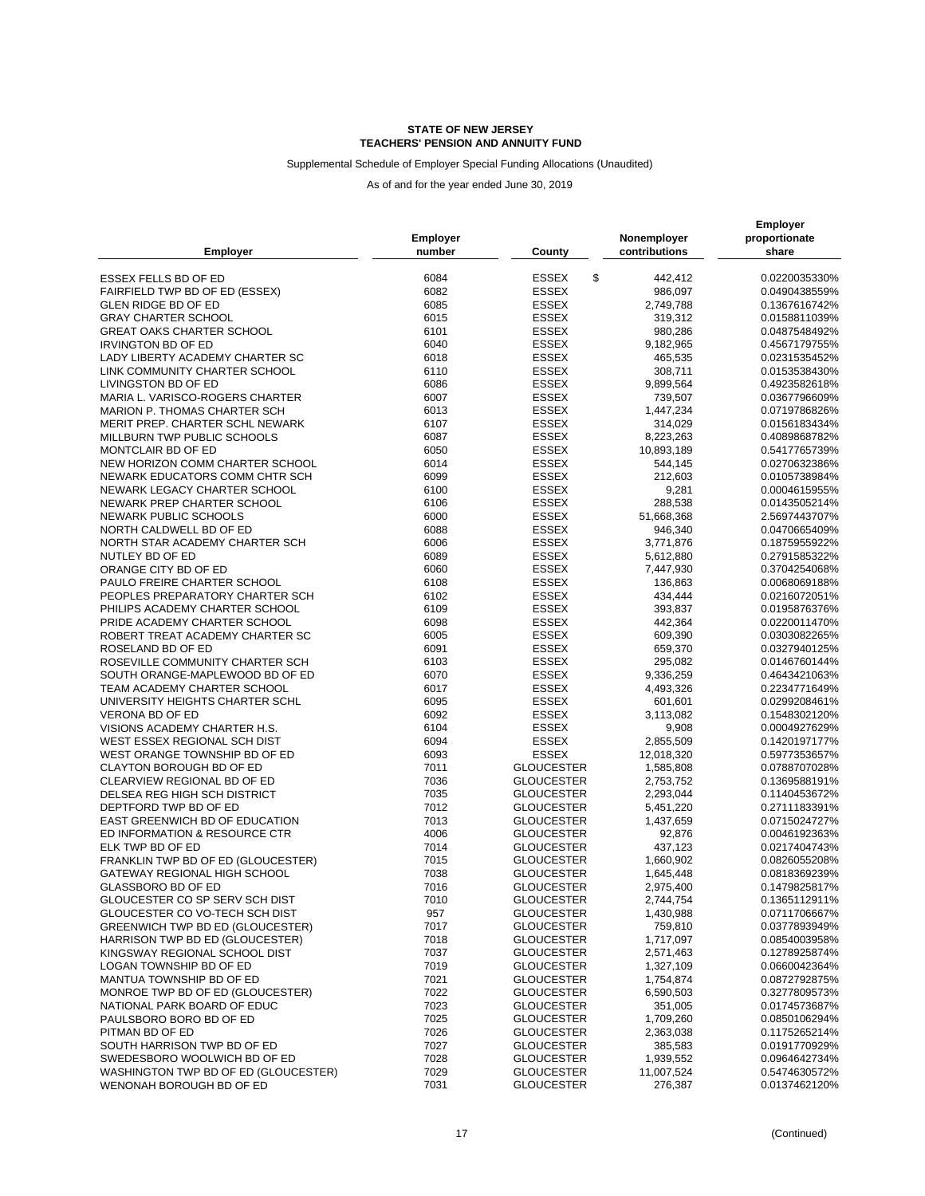**STATE OF NEW JERSEY**
**TEACHERS' PENSION AND ANNUITY FUND**

Supplemental Schedule of Employer Special Funding Allocations (Unaudited)

As of and for the year ended June 30, 2019

| Employer | Employer number | County | Nonemployer contributions | Employer proportionate share |
|---|---|---|---|---|
| ESSEX FELLS BD OF ED | 6084 | ESSEX | $ 442,412 | 0.0220035330% |
| FAIRFIELD TWP BD OF ED (ESSEX) | 6082 | ESSEX | 986,097 | 0.0490438559% |
| GLEN RIDGE BD OF ED | 6085 | ESSEX | 2,749,788 | 0.1367616742% |
| GRAY CHARTER SCHOOL | 6015 | ESSEX | 319,312 | 0.0158811039% |
| GREAT OAKS CHARTER SCHOOL | 6101 | ESSEX | 980,286 | 0.0487548492% |
| IRVINGTON BD OF ED | 6040 | ESSEX | 9,182,965 | 0.4567179755% |
| LADY LIBERTY ACADEMY CHARTER SC | 6018 | ESSEX | 465,535 | 0.0231535452% |
| LINK COMMUNITY CHARTER SCHOOL | 6110 | ESSEX | 308,711 | 0.0153538430% |
| LIVINGSTON BD OF ED | 6086 | ESSEX | 9,899,564 | 0.4923582618% |
| MARIA L. VARISCO-ROGERS CHARTER | 6007 | ESSEX | 739,507 | 0.0367796609% |
| MARION P. THOMAS CHARTER SCH | 6013 | ESSEX | 1,447,234 | 0.0719786826% |
| MERIT PREP. CHARTER SCHL NEWARK | 6107 | ESSEX | 314,029 | 0.0156183434% |
| MILLBURN TWP PUBLIC SCHOOLS | 6087 | ESSEX | 8,223,263 | 0.4089868782% |
| MONTCLAIR BD OF ED | 6050 | ESSEX | 10,893,189 | 0.5417765739% |
| NEW HORIZON COMM CHARTER SCHOOL | 6014 | ESSEX | 544,145 | 0.0270632386% |
| NEWARK EDUCATORS COMM CHTR SCH | 6099 | ESSEX | 212,603 | 0.0105738984% |
| NEWARK LEGACY CHARTER SCHOOL | 6100 | ESSEX | 9,281 | 0.0004615955% |
| NEWARK PREP CHARTER SCHOOL | 6106 | ESSEX | 288,538 | 0.0143505214% |
| NEWARK PUBLIC SCHOOLS | 6000 | ESSEX | 51,668,368 | 2.5697443707% |
| NORTH CALDWELL BD OF ED | 6088 | ESSEX | 946,340 | 0.0470665409% |
| NORTH STAR ACADEMY CHARTER SCH | 6006 | ESSEX | 3,771,876 | 0.1875955922% |
| NUTLEY BD OF ED | 6089 | ESSEX | 5,612,880 | 0.2791585322% |
| ORANGE CITY BD OF ED | 6060 | ESSEX | 7,447,930 | 0.3704254068% |
| PAULO FREIRE CHARTER SCHOOL | 6108 | ESSEX | 136,863 | 0.0068069188% |
| PEOPLES PREPARATORY CHARTER SCH | 6102 | ESSEX | 434,444 | 0.0216072051% |
| PHILIPS ACADEMY CHARTER SCHOOL | 6109 | ESSEX | 393,837 | 0.0195876376% |
| PRIDE ACADEMY CHARTER SCHOOL | 6098 | ESSEX | 442,364 | 0.0220011470% |
| ROBERT TREAT ACADEMY CHARTER SC | 6005 | ESSEX | 609,390 | 0.0303082265% |
| ROSELAND BD OF ED | 6091 | ESSEX | 659,370 | 0.0327940125% |
| ROSEVILLE COMMUNITY CHARTER SCH | 6103 | ESSEX | 295,082 | 0.0146760144% |
| SOUTH ORANGE-MAPLEWOOD BD OF ED | 6070 | ESSEX | 9,336,259 | 0.4643421063% |
| TEAM ACADEMY CHARTER SCHOOL | 6017 | ESSEX | 4,493,326 | 0.2234771649% |
| UNIVERSITY HEIGHTS CHARTER SCHL | 6095 | ESSEX | 601,601 | 0.0299208461% |
| VERONA BD OF ED | 6092 | ESSEX | 3,113,082 | 0.1548302120% |
| VISIONS ACADEMY CHARTER H.S. | 6104 | ESSEX | 9,908 | 0.0004927629% |
| WEST ESSEX REGIONAL SCH DIST | 6094 | ESSEX | 2,855,509 | 0.1420197177% |
| WEST ORANGE TOWNSHIP BD OF ED | 6093 | ESSEX | 12,018,320 | 0.5977353657% |
| CLAYTON BOROUGH BD OF ED | 7011 | GLOUCESTER | 1,585,808 | 0.0788707028% |
| CLEARVIEW REGIONAL BD OF ED | 7036 | GLOUCESTER | 2,753,752 | 0.1369588191% |
| DELSEA REG HIGH SCH DISTRICT | 7035 | GLOUCESTER | 2,293,044 | 0.1140453672% |
| DEPTFORD TWP BD OF ED | 7012 | GLOUCESTER | 5,451,220 | 0.2711183391% |
| EAST GREENWICH BD OF EDUCATION | 7013 | GLOUCESTER | 1,437,659 | 0.0715024727% |
| ED INFORMATION & RESOURCE CTR | 4006 | GLOUCESTER | 92,876 | 0.0046192363% |
| ELK TWP BD OF ED | 7014 | GLOUCESTER | 437,123 | 0.0217404743% |
| FRANKLIN TWP BD OF ED (GLOUCESTER) | 7015 | GLOUCESTER | 1,660,902 | 0.0826055208% |
| GATEWAY REGIONAL HIGH SCHOOL | 7038 | GLOUCESTER | 1,645,448 | 0.0818369239% |
| GLASSBORO BD OF ED | 7016 | GLOUCESTER | 2,975,400 | 0.1479825817% |
| GLOUCESTER CO SP SERV SCH DIST | 7010 | GLOUCESTER | 2,744,754 | 0.1365112911% |
| GLOUCESTER CO VO-TECH SCH DIST | 957 | GLOUCESTER | 1,430,988 | 0.0711706667% |
| GREENWICH TWP BD ED (GLOUCESTER) | 7017 | GLOUCESTER | 759,810 | 0.0377893949% |
| HARRISON TWP BD ED (GLOUCESTER) | 7018 | GLOUCESTER | 1,717,097 | 0.0854003958% |
| KINGSWAY REGIONAL SCHOOL DIST | 7037 | GLOUCESTER | 2,571,463 | 0.1278925874% |
| LOGAN TOWNSHIP BD OF ED | 7019 | GLOUCESTER | 1,327,109 | 0.0660042364% |
| MANTUA TOWNSHIP BD OF ED | 7021 | GLOUCESTER | 1,754,874 | 0.0872792875% |
| MONROE TWP BD OF ED (GLOUCESTER) | 7022 | GLOUCESTER | 6,590,503 | 0.3277809573% |
| NATIONAL PARK BOARD OF EDUC | 7023 | GLOUCESTER | 351,005 | 0.0174573687% |
| PAULSBORO BORO BD OF ED | 7025 | GLOUCESTER | 1,709,260 | 0.0850106294% |
| PITMAN BD OF ED | 7026 | GLOUCESTER | 2,363,038 | 0.1175265214% |
| SOUTH HARRISON TWP BD OF ED | 7027 | GLOUCESTER | 385,583 | 0.0191770929% |
| SWEDESBORO WOOLWICH BD OF ED | 7028 | GLOUCESTER | 1,939,552 | 0.0964642734% |
| WASHINGTON TWP BD OF ED (GLOUCESTER) | 7029 | GLOUCESTER | 11,007,524 | 0.5474630572% |
| WENONAH BOROUGH BD OF ED | 7031 | GLOUCESTER | 276,387 | 0.0137462120% |

(Continued)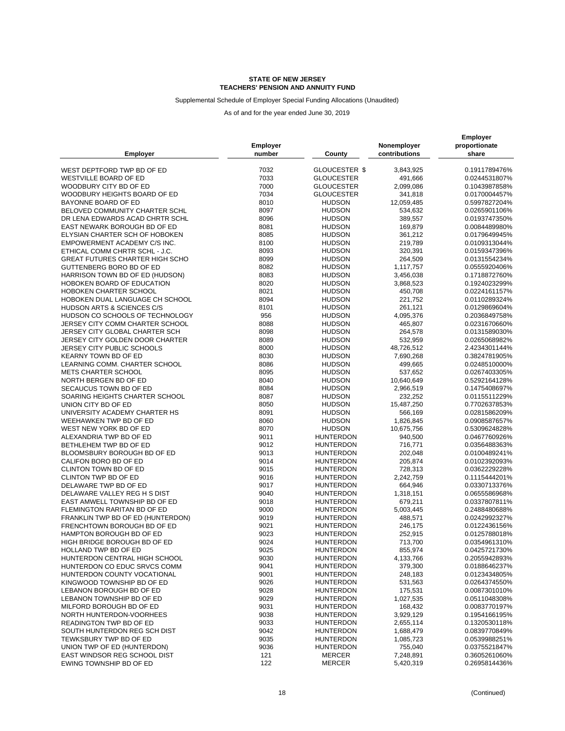**STATE OF NEW JERSEY**
**TEACHERS' PENSION AND ANNUITY FUND**

Supplemental Schedule of Employer Special Funding Allocations (Unaudited)

As of and for the year ended June 30, 2019

| Employer | Employer number | County | Nonemployer contributions | Employer proportionate share |
|---|---|---|---|---|
| WEST DEPTFORD TWP BD OF ED | 7032 | GLOUCESTER | $ 3,843,925 | 0.1911789476% |
| WESTVILLE BOARD OF ED | 7033 | GLOUCESTER | 491,666 | 0.0244531807% |
| WOODBURY CITY BD OF ED | 7000 | GLOUCESTER | 2,099,086 | 0.1043987858% |
| WOODBURY HEIGHTS BOARD OF ED | 7034 | GLOUCESTER | 341,818 | 0.0170004457% |
| BAYONNE BOARD OF ED | 8010 | HUDSON | 12,059,485 | 0.5997827204% |
| BELOVED COMMUNITY CHARTER SCHL | 8097 | HUDSON | 534,632 | 0.0265901106% |
| DR LENA EDWARDS ACAD CHRTR SCHL | 8096 | HUDSON | 389,557 | 0.0193747350% |
| EAST NEWARK BOROUGH BD OF ED | 8081 | HUDSON | 169,879 | 0.0084489980% |
| ELYSIAN CHARTER SCH OF HOBOKEN | 8085 | HUDSON | 361,212 | 0.0179649945% |
| EMPOWERMENT ACADEMY C/S INC. | 8100 | HUDSON | 219,789 | 0.0109313044% |
| ETHICAL COMM CHRTR SCHL - J.C. | 8093 | HUDSON | 320,391 | 0.0159347396% |
| GREAT FUTURES CHARTER HIGH SCHO | 8099 | HUDSON | 264,509 | 0.0131554234% |
| GUTTENBERG BORO BD OF ED | 8082 | HUDSON | 1,117,757 | 0.0555920406% |
| HARRISON TOWN BD OF ED (HUDSON) | 8083 | HUDSON | 3,456,038 | 0.1718872760% |
| HOBOKEN BOARD OF EDUCATION | 8020 | HUDSON | 3,868,523 | 0.1924023299% |
| HOBOKEN CHARTER SCHOOL | 8021 | HUDSON | 450,708 | 0.0224161157% |
| HOBOKEN DUAL LANGUAGE CH SCHOOL | 8094 | HUDSON | 221,752 | 0.0110289324% |
| HUDSON ARTS & SCIENCES C/S | 8101 | HUDSON | 261,121 | 0.0129869604% |
| HUDSON CO SCHOOLS OF TECHNOLOGY | 956 | HUDSON | 4,095,376 | 0.2036849758% |
| JERSEY CITY COMM CHARTER SCHOOL | 8088 | HUDSON | 465,807 | 0.0231670660% |
| JERSEY CITY GLOBAL CHARTER SCH | 8098 | HUDSON | 264,578 | 0.0131589030% |
| JERSEY CITY GOLDEN DOOR CHARTER | 8089 | HUDSON | 532,959 | 0.0265068982% |
| JERSEY CITY PUBLIC SCHOOLS | 8000 | HUDSON | 48,726,512 | 2.4234301144% |
| KEARNY TOWN BD OF ED | 8030 | HUDSON | 7,690,268 | 0.3824781905% |
| LEARNING COMM. CHARTER SCHOOL | 8086 | HUDSON | 499,665 | 0.0248510000% |
| METS CHARTER SCHOOL | 8095 | HUDSON | 537,652 | 0.0267403305% |
| NORTH BERGEN BD OF ED | 8040 | HUDSON | 10,640,649 | 0.5292164128% |
| SECAUCUS TOWN BD OF ED | 8084 | HUDSON | 2,966,519 | 0.1475408697% |
| SOARING HEIGHTS CHARTER SCHOOL | 8087 | HUDSON | 232,252 | 0.0115511229% |
| UNION CITY BD OF ED | 8050 | HUDSON | 15,487,250 | 0.7702637853% |
| UNIVERSITY ACADEMY CHARTER HS | 8091 | HUDSON | 566,169 | 0.0281586209% |
| WEEHAWKEN TWP BD OF ED | 8060 | HUDSON | 1,826,845 | 0.0908587657% |
| WEST NEW YORK BD OF ED | 8070 | HUDSON | 10,675,756 | 0.5309624828% |
| ALEXANDRIA TWP BD OF ED | 9011 | HUNTERDON | 940,500 | 0.0467760926% |
| BETHLEHEM TWP BD OF ED | 9012 | HUNTERDON | 716,771 | 0.0356488363% |
| BLOOMSBURY BOROUGH BD OF ED | 9013 | HUNTERDON | 202,048 | 0.0100489241% |
| CALIFON BORO BD OF ED | 9014 | HUNTERDON | 205,874 | 0.0102392093% |
| CLINTON TOWN BD OF ED | 9015 | HUNTERDON | 728,313 | 0.0362229228% |
| CLINTON TWP BD OF ED | 9016 | HUNTERDON | 2,242,759 | 0.1115444201% |
| DELAWARE TWP BD OF ED | 9017 | HUNTERDON | 664,946 | 0.0330713376% |
| DELAWARE VALLEY REG H S DIST | 9040 | HUNTERDON | 1,318,151 | 0.0655586968% |
| EAST AMWELL TOWNSHIP BD OF ED | 9018 | HUNTERDON | 679,211 | 0.0337807811% |
| FLEMINGTON RARITAN BD OF ED | 9000 | HUNTERDON | 5,003,445 | 0.2488480688% |
| FRANKLIN TWP BD OF ED (HUNTERDON) | 9019 | HUNTERDON | 488,571 | 0.0242992327% |
| FRENCHTOWN BOROUGH BD OF ED | 9021 | HUNTERDON | 246,175 | 0.0122436156% |
| HAMPTON BOROUGH BD OF ED | 9023 | HUNTERDON | 252,915 | 0.0125788018% |
| HIGH BRIDGE BOROUGH BD OF ED | 9024 | HUNTERDON | 713,700 | 0.0354961310% |
| HOLLAND TWP BD OF ED | 9025 | HUNTERDON | 855,974 | 0.0425721730% |
| HUNTERDON CENTRAL HIGH SCHOOL | 9030 | HUNTERDON | 4,133,766 | 0.2055942893% |
| HUNTERDON CO EDUC SRVCS COMM | 9041 | HUNTERDON | 379,300 | 0.0188646237% |
| HUNTERDON COUNTY VOCATIONAL | 9001 | HUNTERDON | 248,183 | 0.0123434805% |
| KINGWOOD TOWNSHIP BD OF ED | 9026 | HUNTERDON | 531,563 | 0.0264374550% |
| LEBANON BOROUGH BD OF ED | 9028 | HUNTERDON | 175,531 | 0.0087301010% |
| LEBANON TOWNSHIP BD OF ED | 9029 | HUNTERDON | 1,027,535 | 0.0511048308% |
| MILFORD BOROUGH BD OF ED | 9031 | HUNTERDON | 168,432 | 0.0083770197% |
| NORTH HUNTERDON-VOORHEES | 9038 | HUNTERDON | 3,929,129 | 0.1954166195% |
| READINGTON TWP BD OF ED | 9033 | HUNTERDON | 2,655,114 | 0.1320530118% |
| SOUTH HUNTERDON REG SCH DIST | 9042 | HUNTERDON | 1,688,479 | 0.0839770849% |
| TEWKSBURY TWP BD OF ED | 9035 | HUNTERDON | 1,085,723 | 0.0539988251% |
| UNION TWP OF ED (HUNTERDON) | 9036 | HUNTERDON | 755,040 | 0.0375521847% |
| EAST WINDSOR REG SCHOOL DIST | 121 | MERCER | 7,248,891 | 0.3605261060% |
| EWING TOWNSHIP BD OF ED | 122 | MERCER | 5,420,319 | 0.2695814436% |

(Continued)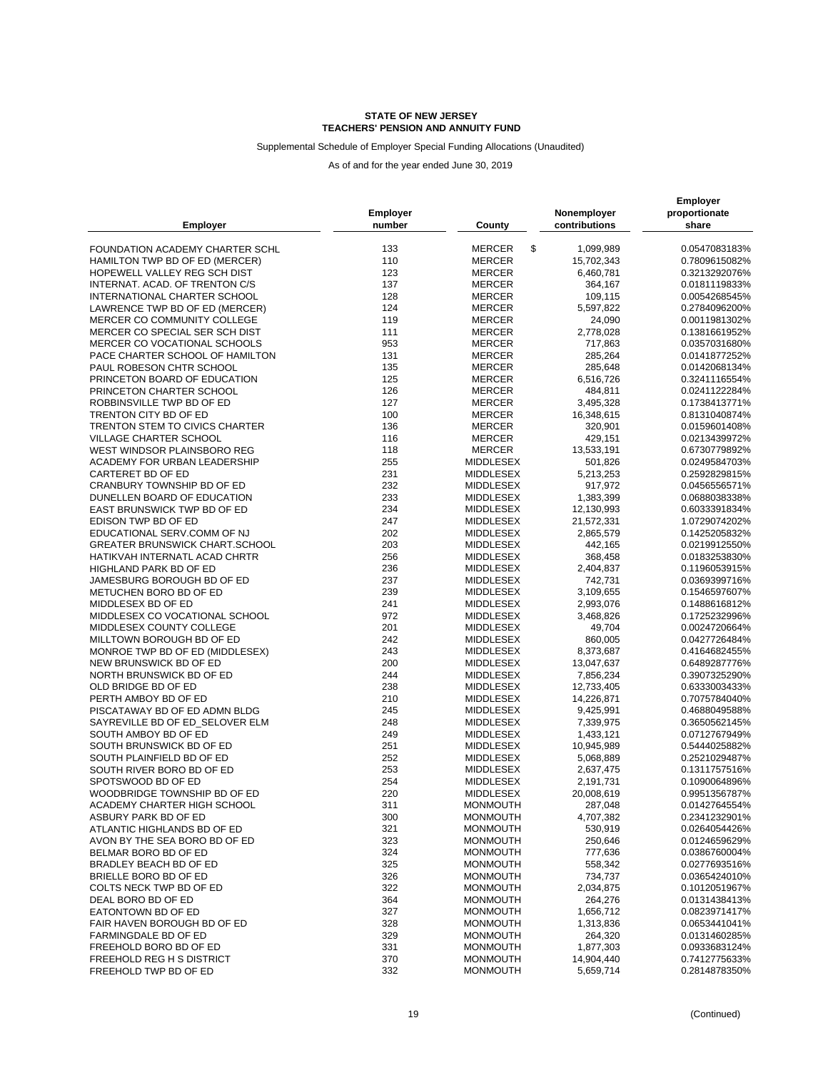**STATE OF NEW JERSEY**
**TEACHERS' PENSION AND ANNUITY FUND**

Supplemental Schedule of Employer Special Funding Allocations (Unaudited)

As of and for the year ended June 30, 2019

| Employer | Employer number | County | Nonemployer contributions | Employer proportionate share |
|---|---|---|---|---|
| FOUNDATION ACADEMY CHARTER SCHL | 133 | MERCER | $ 1,099,989 | 0.0547083183% |
| HAMILTON TWP BD OF ED (MERCER) | 110 | MERCER | 15,702,343 | 0.7809615082% |
| HOPEWELL VALLEY REG SCH DIST | 123 | MERCER | 6,460,781 | 0.3213292076% |
| INTERNAT. ACAD. OF TRENTON C/S | 137 | MERCER | 364,167 | 0.0181119833% |
| INTERNATIONAL CHARTER SCHOOL | 128 | MERCER | 109,115 | 0.0054268545% |
| LAWRENCE TWP BD OF ED (MERCER) | 124 | MERCER | 5,597,822 | 0.2784096200% |
| MERCER CO COMMUNITY COLLEGE | 119 | MERCER | 24,090 | 0.0011981302% |
| MERCER CO SPECIAL SER SCH DIST | 111 | MERCER | 2,778,028 | 0.1381661952% |
| MERCER CO VOCATIONAL SCHOOLS | 953 | MERCER | 717,863 | 0.0357031680% |
| PACE CHARTER SCHOOL OF HAMILTON | 131 | MERCER | 285,264 | 0.0141877252% |
| PAUL ROBESON CHTR SCHOOL | 135 | MERCER | 285,648 | 0.0142068134% |
| PRINCETON BOARD OF EDUCATION | 125 | MERCER | 6,516,726 | 0.3241116554% |
| PRINCETON CHARTER SCHOOL | 126 | MERCER | 484,811 | 0.0241122284% |
| ROBBINSVILLE TWP BD OF ED | 127 | MERCER | 3,495,328 | 0.1738413771% |
| TRENTON CITY BD OF ED | 100 | MERCER | 16,348,615 | 0.8131040874% |
| TRENTON STEM TO CIVICS CHARTER | 136 | MERCER | 320,901 | 0.0159601408% |
| VILLAGE CHARTER SCHOOL | 116 | MERCER | 429,151 | 0.0213439972% |
| WEST WINDSOR PLAINSBORO REG | 118 | MERCER | 13,533,191 | 0.6730779892% |
| ACADEMY FOR URBAN LEADERSHIP | 255 | MIDDLESEX | 501,826 | 0.0249584703% |
| CARTERET BD OF ED | 231 | MIDDLESEX | 5,213,253 | 0.2592829815% |
| CRANBURY TOWNSHIP BD OF ED | 232 | MIDDLESEX | 917,972 | 0.0456556571% |
| DUNELLEN BOARD OF EDUCATION | 233 | MIDDLESEX | 1,383,399 | 0.0688038338% |
| EAST BRUNSWICK TWP BD OF ED | 234 | MIDDLESEX | 12,130,993 | 0.6033391834% |
| EDISON TWP BD OF ED | 247 | MIDDLESEX | 21,572,331 | 1.0729074202% |
| EDUCATIONAL SERV.COMM OF NJ | 202 | MIDDLESEX | 2,865,579 | 0.1425205832% |
| GREATER BRUNSWICK CHART.SCHOOL | 203 | MIDDLESEX | 442,165 | 0.0219912550% |
| HATIKVAH INTERNATL ACAD CHRTR | 256 | MIDDLESEX | 368,458 | 0.0183253830% |
| HIGHLAND PARK BD OF ED | 236 | MIDDLESEX | 2,404,837 | 0.1196053915% |
| JAMESBURG BOROUGH BD OF ED | 237 | MIDDLESEX | 742,731 | 0.0369399716% |
| METUCHEN BORO BD OF ED | 239 | MIDDLESEX | 3,109,655 | 0.1546597607% |
| MIDDLESEX BD OF ED | 241 | MIDDLESEX | 2,993,076 | 0.1488616812% |
| MIDDLESEX CO VOCATIONAL SCHOOL | 972 | MIDDLESEX | 3,468,826 | 0.1725232996% |
| MIDDLESEX COUNTY COLLEGE | 201 | MIDDLESEX | 49,704 | 0.0024720664% |
| MILLTOWN BOROUGH BD OF ED | 242 | MIDDLESEX | 860,005 | 0.0427726484% |
| MONROE TWP BD OF ED (MIDDLESEX) | 243 | MIDDLESEX | 8,373,687 | 0.4164682455% |
| NEW BRUNSWICK BD OF ED | 200 | MIDDLESEX | 13,047,637 | 0.6489287776% |
| NORTH BRUNSWICK BD OF ED | 244 | MIDDLESEX | 7,856,234 | 0.3907325290% |
| OLD BRIDGE BD OF ED | 238 | MIDDLESEX | 12,733,405 | 0.6333003433% |
| PERTH AMBOY BD OF ED | 210 | MIDDLESEX | 14,226,871 | 0.7075784040% |
| PISCATAWAY BD OF ED ADMN BLDG | 245 | MIDDLESEX | 9,425,991 | 0.4688049588% |
| SAYREVILLE BD OF ED_SELOVER ELM | 248 | MIDDLESEX | 7,339,975 | 0.3650562145% |
| SOUTH AMBOY BD OF ED | 249 | MIDDLESEX | 1,433,121 | 0.0712767949% |
| SOUTH BRUNSWICK BD OF ED | 251 | MIDDLESEX | 10,945,989 | 0.5444025882% |
| SOUTH PLAINFIELD BD OF ED | 252 | MIDDLESEX | 5,068,889 | 0.2521029487% |
| SOUTH RIVER BORO BD OF ED | 253 | MIDDLESEX | 2,637,475 | 0.1311757516% |
| SPOTSWOOD BD OF ED | 254 | MIDDLESEX | 2,191,731 | 0.1090064896% |
| WOODBRIDGE TOWNSHIP BD OF ED | 220 | MIDDLESEX | 20,008,619 | 0.9951356787% |
| ACADEMY CHARTER HIGH SCHOOL | 311 | MONMOUTH | 287,048 | 0.0142764554% |
| ASBURY PARK BD OF ED | 300 | MONMOUTH | 4,707,382 | 0.2341232901% |
| ATLANTIC HIGHLANDS BD OF ED | 321 | MONMOUTH | 530,919 | 0.0264054426% |
| AVON BY THE SEA BORO BD OF ED | 323 | MONMOUTH | 250,646 | 0.0124659629% |
| BELMAR BORO BD OF ED | 324 | MONMOUTH | 777,636 | 0.0386760004% |
| BRADLEY BEACH BD OF ED | 325 | MONMOUTH | 558,342 | 0.0277693516% |
| BRIELLE BORO BD OF ED | 326 | MONMOUTH | 734,737 | 0.0365424010% |
| COLTS NECK TWP BD OF ED | 322 | MONMOUTH | 2,034,875 | 0.1012051967% |
| DEAL BORO BD OF ED | 364 | MONMOUTH | 264,276 | 0.0131438413% |
| EATONTOWN BD OF ED | 327 | MONMOUTH | 1,656,712 | 0.0823971417% |
| FAIR HAVEN BOROUGH BD OF ED | 328 | MONMOUTH | 1,313,836 | 0.0653441041% |
| FARMINGDALE BD OF ED | 329 | MONMOUTH | 264,320 | 0.0131460285% |
| FREEHOLD BORO BD OF ED | 331 | MONMOUTH | 1,877,303 | 0.0933683124% |
| FREEHOLD REG H S DISTRICT | 370 | MONMOUTH | 14,904,440 | 0.7412775633% |
| FREEHOLD TWP BD OF ED | 332 | MONMOUTH | 5,659,714 | 0.2814878350% |

(Continued)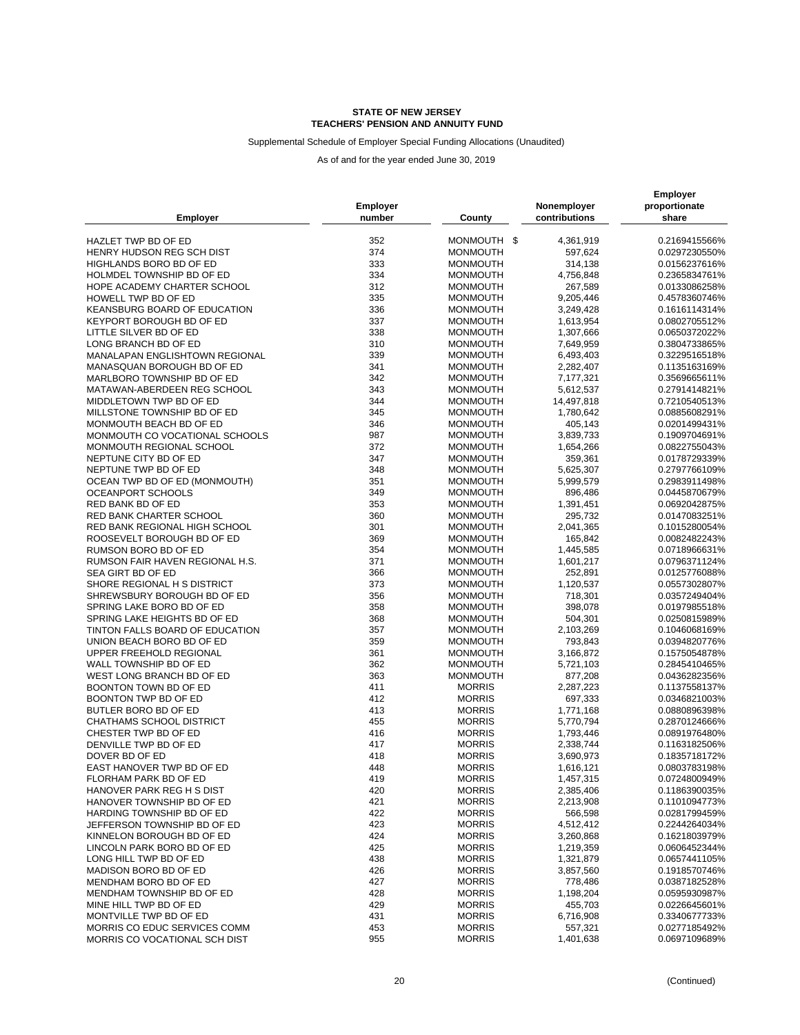**STATE OF NEW JERSEY**
**TEACHERS' PENSION AND ANNUITY FUND**

Supplemental Schedule of Employer Special Funding Allocations (Unaudited)

As of and for the year ended June 30, 2019

| Employer | Employer number | County | Nonemployer contributions | Employer proportionate share |
|---|---|---|---|---|
| HAZLET TWP BD OF ED | 352 | MONMOUTH | $ 4,361,919 | 0.2169415566% |
| HENRY HUDSON REG SCH DIST | 374 | MONMOUTH | 597,624 | 0.0297230550% |
| HIGHLANDS BORO BD OF ED | 333 | MONMOUTH | 314,138 | 0.0156237616% |
| HOLMDEL TOWNSHIP BD OF ED | 334 | MONMOUTH | 4,756,848 | 0.2365834761% |
| HOPE ACADEMY CHARTER SCHOOL | 312 | MONMOUTH | 267,589 | 0.0133086258% |
| HOWELL TWP BD OF ED | 335 | MONMOUTH | 9,205,446 | 0.4578360746% |
| KEANSBURG BOARD OF EDUCATION | 336 | MONMOUTH | 3,249,428 | 0.1616114314% |
| KEYPORT BOROUGH BD OF ED | 337 | MONMOUTH | 1,613,954 | 0.0802705512% |
| LITTLE SILVER BD OF ED | 338 | MONMOUTH | 1,307,666 | 0.0650372022% |
| LONG BRANCH BD OF ED | 310 | MONMOUTH | 7,649,959 | 0.3804733865% |
| MANALAPAN ENGLISHTOWN REGIONAL | 339 | MONMOUTH | 6,493,403 | 0.3229516518% |
| MANASQUAN BOROUGH BD OF ED | 341 | MONMOUTH | 2,282,407 | 0.1135163169% |
| MARLBORO TOWNSHIP BD OF ED | 342 | MONMOUTH | 7,177,321 | 0.3569665611% |
| MATAWAN-ABERDEEN REG SCHOOL | 343 | MONMOUTH | 5,612,537 | 0.2791414821% |
| MIDDLETOWN TWP BD OF ED | 344 | MONMOUTH | 14,497,818 | 0.7210540513% |
| MILLSTONE TOWNSHIP BD OF ED | 345 | MONMOUTH | 1,780,642 | 0.0885608291% |
| MONMOUTH BEACH BD OF ED | 346 | MONMOUTH | 405,143 | 0.0201499431% |
| MONMOUTH CO VOCATIONAL SCHOOLS | 987 | MONMOUTH | 3,839,733 | 0.1909704691% |
| MONMOUTH REGIONAL SCHOOL | 372 | MONMOUTH | 1,654,266 | 0.0822755043% |
| NEPTUNE CITY BD OF ED | 347 | MONMOUTH | 359,361 | 0.0178729339% |
| NEPTUNE TWP BD OF ED | 348 | MONMOUTH | 5,625,307 | 0.2797766109% |
| OCEAN TWP BD OF ED (MONMOUTH) | 351 | MONMOUTH | 5,999,579 | 0.2983911498% |
| OCEANPORT SCHOOLS | 349 | MONMOUTH | 896,486 | 0.0445870679% |
| RED BANK BD OF ED | 353 | MONMOUTH | 1,391,451 | 0.0692042875% |
| RED BANK CHARTER SCHOOL | 360 | MONMOUTH | 295,732 | 0.0147083251% |
| RED BANK REGIONAL HIGH SCHOOL | 301 | MONMOUTH | 2,041,365 | 0.1015280054% |
| ROOSEVELT BOROUGH BD OF ED | 369 | MONMOUTH | 165,842 | 0.0082482243% |
| RUMSON BORO BD OF ED | 354 | MONMOUTH | 1,445,585 | 0.0718966631% |
| RUMSON FAIR HAVEN REGIONAL H.S. | 371 | MONMOUTH | 1,601,217 | 0.0796371124% |
| SEA GIRT BD OF ED | 366 | MONMOUTH | 252,891 | 0.0125776088% |
| SHORE REGIONAL H S DISTRICT | 373 | MONMOUTH | 1,120,537 | 0.0557302807% |
| SHREWSBURY BOROUGH BD OF ED | 356 | MONMOUTH | 718,301 | 0.0357249404% |
| SPRING LAKE BORO BD OF ED | 358 | MONMOUTH | 398,078 | 0.0197985518% |
| SPRING LAKE HEIGHTS BD OF ED | 368 | MONMOUTH | 504,301 | 0.0250815989% |
| TINTON FALLS BOARD OF EDUCATION | 357 | MONMOUTH | 2,103,269 | 0.1046068169% |
| UNION BEACH BORO BD OF ED | 359 | MONMOUTH | 793,843 | 0.0394820776% |
| UPPER FREEHOLD REGIONAL | 361 | MONMOUTH | 3,166,872 | 0.1575054878% |
| WALL TOWNSHIP BD OF ED | 362 | MONMOUTH | 5,721,103 | 0.2845410465% |
| WEST LONG BRANCH BD OF ED | 363 | MONMOUTH | 877,208 | 0.0436282356% |
| BOONTON TOWN BD OF ED | 411 | MORRIS | 2,287,223 | 0.1137558137% |
| BOONTON TWP BD OF ED | 412 | MORRIS | 697,333 | 0.0346821003% |
| BUTLER BORO BD OF ED | 413 | MORRIS | 1,771,168 | 0.0880896398% |
| CHATHAMS SCHOOL DISTRICT | 455 | MORRIS | 5,770,794 | 0.2870124666% |
| CHESTER TWP BD OF ED | 416 | MORRIS | 1,793,446 | 0.0891976480% |
| DENVILLE TWP BD OF ED | 417 | MORRIS | 2,338,744 | 0.1163182506% |
| DOVER BD OF ED | 418 | MORRIS | 3,690,973 | 0.1835718172% |
| EAST HANOVER TWP BD OF ED | 448 | MORRIS | 1,616,121 | 0.0803783198% |
| FLORHAM PARK BD OF ED | 419 | MORRIS | 1,457,315 | 0.0724800949% |
| HANOVER PARK REG H S DIST | 420 | MORRIS | 2,385,406 | 0.1186390035% |
| HANOVER TOWNSHIP BD OF ED | 421 | MORRIS | 2,213,908 | 0.1101094773% |
| HARDING TOWNSHIP BD OF ED | 422 | MORRIS | 566,598 | 0.0281799459% |
| JEFFERSON TOWNSHIP BD OF ED | 423 | MORRIS | 4,512,412 | 0.2244264034% |
| KINNELON BOROUGH BD OF ED | 424 | MORRIS | 3,260,868 | 0.1621803979% |
| LINCOLN PARK BORO BD OF ED | 425 | MORRIS | 1,219,359 | 0.0606452344% |
| LONG HILL TWP BD OF ED | 438 | MORRIS | 1,321,879 | 0.0657441105% |
| MADISON BORO BD OF ED | 426 | MORRIS | 3,857,560 | 0.1918570746% |
| MENDHAM BORO BD OF ED | 427 | MORRIS | 778,486 | 0.0387182528% |
| MENDHAM TOWNSHIP BD OF ED | 428 | MORRIS | 1,198,204 | 0.0595930987% |
| MINE HILL TWP BD OF ED | 429 | MORRIS | 455,703 | 0.0226645601% |
| MONTVILLE TWP BD OF ED | 431 | MORRIS | 6,716,908 | 0.3340677733% |
| MORRIS CO EDUC SERVICES COMM | 453 | MORRIS | 557,321 | 0.0277185492% |
| MORRIS CO VOCATIONAL SCH DIST | 955 | MORRIS | 1,401,638 | 0.0697109689% |

(Continued)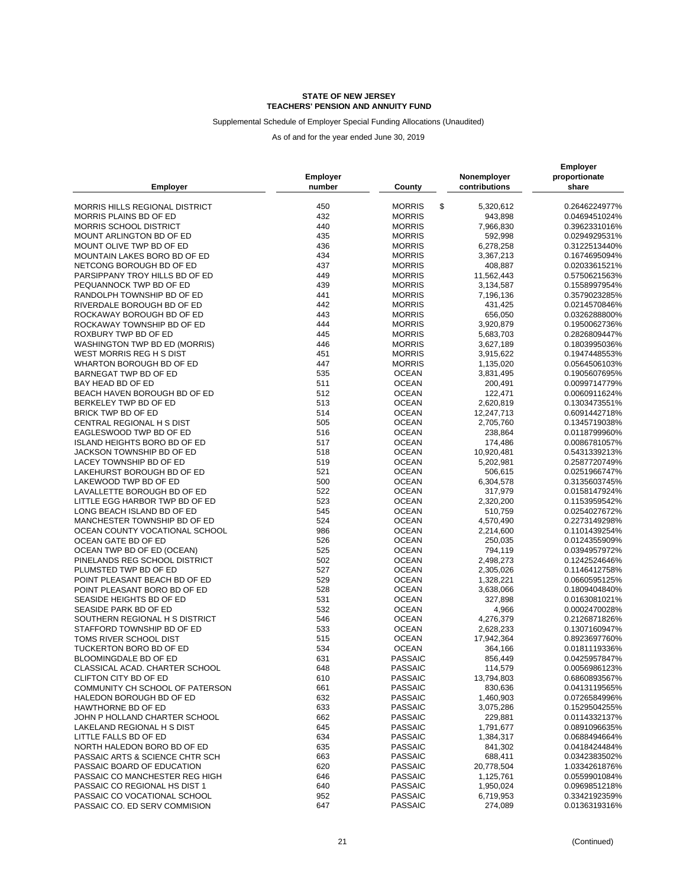**STATE OF NEW JERSEY**
**TEACHERS' PENSION AND ANNUITY FUND**

Supplemental Schedule of Employer Special Funding Allocations (Unaudited)

As of and for the year ended June 30, 2019

| Employer | Employer number | County | Nonemployer contributions | Employer proportionate share |
|---|---|---|---|---|
| MORRIS HILLS REGIONAL DISTRICT | 450 | MORRIS | $ 5,320,612 | 0.2646224977% |
| MORRIS PLAINS BD OF ED | 432 | MORRIS | 943,898 | 0.0469451024% |
| MORRIS SCHOOL DISTRICT | 440 | MORRIS | 7,966,830 | 0.3962331016% |
| MOUNT ARLINGTON BD OF ED | 435 | MORRIS | 592,998 | 0.0294929531% |
| MOUNT OLIVE TWP BD OF ED | 436 | MORRIS | 6,278,258 | 0.3122513440% |
| MOUNTAIN LAKES BORO BD OF ED | 434 | MORRIS | 3,367,213 | 0.1674695094% |
| NETCONG BOROUGH BD OF ED | 437 | MORRIS | 408,887 | 0.0203361521% |
| PARSIPPANY TROY HILLS BD OF ED | 449 | MORRIS | 11,562,443 | 0.5750621563% |
| PEQUANNOCK TWP BD OF ED | 439 | MORRIS | 3,134,587 | 0.1558997954% |
| RANDOLPH TOWNSHIP BD OF ED | 441 | MORRIS | 7,196,136 | 0.3579023285% |
| RIVERDALE BOROUGH BD OF ED | 442 | MORRIS | 431,425 | 0.0214570846% |
| ROCKAWAY BOROUGH BD OF ED | 443 | MORRIS | 656,050 | 0.0326288800% |
| ROCKAWAY TOWNSHIP BD OF ED | 444 | MORRIS | 3,920,879 | 0.1950062736% |
| ROXBURY TWP BD OF ED | 445 | MORRIS | 5,683,703 | 0.2826809447% |
| WASHINGTON TWP BD ED (MORRIS) | 446 | MORRIS | 3,627,189 | 0.1803995036% |
| WEST MORRIS REG H S DIST | 451 | MORRIS | 3,915,622 | 0.1947448553% |
| WHARTON BOROUGH BD OF ED | 447 | MORRIS | 1,135,020 | 0.0564506103% |
| BARNEGAT TWP BD OF ED | 535 | OCEAN | 3,831,495 | 0.1905607695% |
| BAY HEAD BD OF ED | 511 | OCEAN | 200,491 | 0.0099714779% |
| BEACH HAVEN BOROUGH BD OF ED | 512 | OCEAN | 122,471 | 0.0060911624% |
| BERKELEY TWP BD OF ED | 513 | OCEAN | 2,620,819 | 0.1303473551% |
| BRICK TWP BD OF ED | 514 | OCEAN | 12,247,713 | 0.6091442718% |
| CENTRAL REGIONAL H S DIST | 505 | OCEAN | 2,705,760 | 0.1345719038% |
| EAGLESWOOD TWP BD OF ED | 516 | OCEAN | 238,864 | 0.0118799960% |
| ISLAND HEIGHTS BORO BD OF ED | 517 | OCEAN | 174,486 | 0.0086781057% |
| JACKSON TOWNSHIP BD OF ED | 518 | OCEAN | 10,920,481 | 0.5431339213% |
| LACEY TOWNSHIP BD OF ED | 519 | OCEAN | 5,202,981 | 0.2587720749% |
| LAKEHURST BOROUGH BD OF ED | 521 | OCEAN | 506,615 | 0.0251966747% |
| LAKEWOOD TWP BD OF ED | 500 | OCEAN | 6,304,578 | 0.3135603745% |
| LAVALLETTE BOROUGH BD OF ED | 522 | OCEAN | 317,979 | 0.0158147924% |
| LITTLE EGG HARBOR TWP BD OF ED | 523 | OCEAN | 2,320,200 | 0.1153959542% |
| LONG BEACH ISLAND BD OF ED | 545 | OCEAN | 510,759 | 0.0254027672% |
| MANCHESTER TOWNSHIP BD OF ED | 524 | OCEAN | 4,570,490 | 0.2273149298% |
| OCEAN COUNTY VOCATIONAL SCHOOL | 986 | OCEAN | 2,214,600 | 0.1101439254% |
| OCEAN GATE BD OF ED | 526 | OCEAN | 250,035 | 0.0124355909% |
| OCEAN TWP BD OF ED (OCEAN) | 525 | OCEAN | 794,119 | 0.0394957972% |
| PINELANDS REG SCHOOL DISTRICT | 502 | OCEAN | 2,498,273 | 0.1242524646% |
| PLUMSTED TWP BD OF ED | 527 | OCEAN | 2,305,026 | 0.1146412758% |
| POINT PLEASANT BEACH BD OF ED | 529 | OCEAN | 1,328,221 | 0.0660595125% |
| POINT PLEASANT BORO BD OF ED | 528 | OCEAN | 3,638,066 | 0.1809404840% |
| SEASIDE HEIGHTS BD OF ED | 531 | OCEAN | 327,898 | 0.0163081021% |
| SEASIDE PARK BD OF ED | 532 | OCEAN | 4,966 | 0.0002470028% |
| SOUTHERN REGIONAL H S DISTRICT | 546 | OCEAN | 4,276,379 | 0.2126871826% |
| STAFFORD TOWNSHIP BD OF ED | 533 | OCEAN | 2,628,233 | 0.1307160947% |
| TOMS RIVER SCHOOL DIST | 515 | OCEAN | 17,942,364 | 0.8923697760% |
| TUCKERTON BORO BD OF ED | 534 | OCEAN | 364,166 | 0.0181119336% |
| BLOOMINGDALE BD OF ED | 631 | PASSAIC | 856,449 | 0.0425957847% |
| CLASSICAL ACAD. CHARTER SCHOOL | 648 | PASSAIC | 114,579 | 0.0056986123% |
| CLIFTON CITY BD OF ED | 610 | PASSAIC | 13,794,803 | 0.6860893567% |
| COMMUNITY CH SCHOOL OF PATERSON | 661 | PASSAIC | 830,636 | 0.0413119565% |
| HALEDON BOROUGH BD OF ED | 632 | PASSAIC | 1,460,903 | 0.0726584996% |
| HAWTHORNE BD OF ED | 633 | PASSAIC | 3,075,286 | 0.1529504255% |
| JOHN P HOLLAND CHARTER SCHOOL | 662 | PASSAIC | 229,881 | 0.0114332137% |
| LAKELAND REGIONAL H S DIST | 645 | PASSAIC | 1,791,677 | 0.0891096635% |
| LITTLE FALLS BD OF ED | 634 | PASSAIC | 1,384,317 | 0.0688494664% |
| NORTH HALEDON BORO BD OF ED | 635 | PASSAIC | 841,302 | 0.0418424484% |
| PASSAIC ARTS & SCIENCE CHTR SCH | 663 | PASSAIC | 688,411 | 0.0342383502% |
| PASSAIC BOARD OF EDUCATION | 620 | PASSAIC | 20,778,504 | 1.0334261876% |
| PASSAIC CO MANCHESTER REG HIGH | 646 | PASSAIC | 1,125,761 | 0.0559901084% |
| PASSAIC CO REGIONAL HS DIST 1 | 640 | PASSAIC | 1,950,024 | 0.0969851218% |
| PASSAIC CO VOCATIONAL SCHOOL | 952 | PASSAIC | 6,719,953 | 0.3342192359% |
| PASSAIC CO. ED SERV COMMISION | 647 | PASSAIC | 274,089 | 0.0136319316% |

(Continued)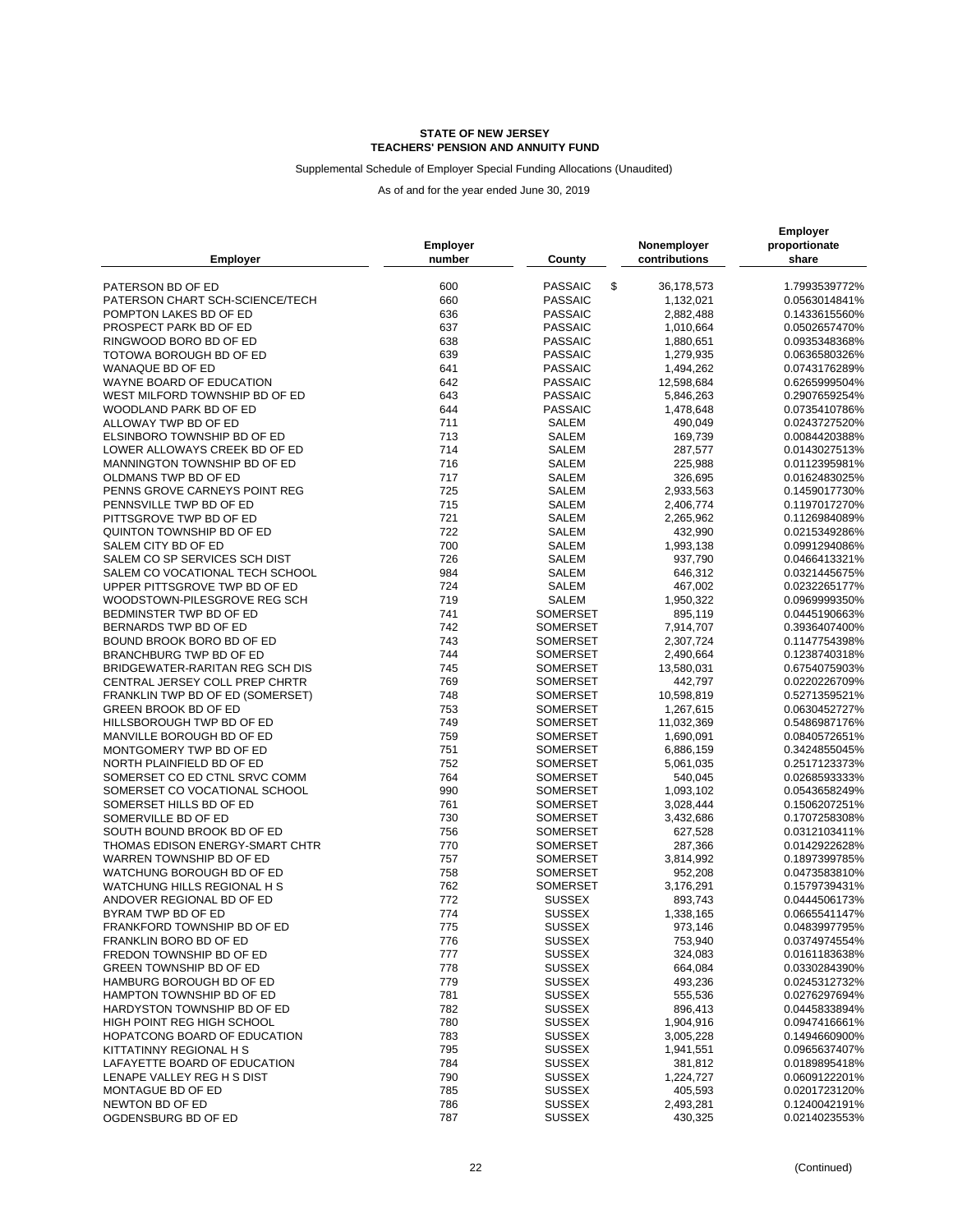**STATE OF NEW JERSEY**
**TEACHERS' PENSION AND ANNUITY FUND**

Supplemental Schedule of Employer Special Funding Allocations (Unaudited)

As of and for the year ended June 30, 2019

| Employer | Employer number | County | Nonemployer contributions | Employer proportionate share |
|---|---|---|---|---|
| PATERSON BD OF ED | 600 | PASSAIC | $ 36,178,573 | 1.7993539772% |
| PATERSON CHART SCH-SCIENCE/TECH | 660 | PASSAIC | 1,132,021 | 0.0563014841% |
| POMPTON LAKES BD OF ED | 636 | PASSAIC | 2,882,488 | 0.1433615560% |
| PROSPECT PARK BD OF ED | 637 | PASSAIC | 1,010,664 | 0.0502657470% |
| RINGWOOD BORO BD OF ED | 638 | PASSAIC | 1,880,651 | 0.0935348368% |
| TOTOWA BOROUGH BD OF ED | 639 | PASSAIC | 1,279,935 | 0.0636580326% |
| WANAQUE BD OF ED | 641 | PASSAIC | 1,494,262 | 0.0743176289% |
| WAYNE BOARD OF EDUCATION | 642 | PASSAIC | 12,598,684 | 0.6265999504% |
| WEST MILFORD TOWNSHIP BD OF ED | 643 | PASSAIC | 5,846,263 | 0.2907659254% |
| WOODLAND PARK BD OF ED | 644 | PASSAIC | 1,478,648 | 0.0735410786% |
| ALLOWAY TWP BD OF ED | 711 | SALEM | 490,049 | 0.0243727520% |
| ELSINBORO TOWNSHIP BD OF ED | 713 | SALEM | 169,739 | 0.0084420388% |
| LOWER ALLOWAYS CREEK BD OF ED | 714 | SALEM | 287,577 | 0.0143027513% |
| MANNINGTON TOWNSHIP BD OF ED | 716 | SALEM | 225,988 | 0.0112395981% |
| OLDMANS TWP BD OF ED | 717 | SALEM | 326,695 | 0.0162483025% |
| PENNS GROVE CARNEYS POINT REG | 725 | SALEM | 2,933,563 | 0.1459017730% |
| PENNSVILLE TWP BD OF ED | 715 | SALEM | 2,406,774 | 0.1197017270% |
| PITTSGROVE TWP BD OF ED | 721 | SALEM | 2,265,962 | 0.1126984089% |
| QUINTON TOWNSHIP BD OF ED | 722 | SALEM | 432,990 | 0.0215349286% |
| SALEM CITY BD OF ED | 700 | SALEM | 1,993,138 | 0.0991294086% |
| SALEM CO SP SERVICES SCH DIST | 726 | SALEM | 937,790 | 0.0466413321% |
| SALEM CO VOCATIONAL TECH SCHOOL | 984 | SALEM | 646,312 | 0.0321445675% |
| UPPER PITTSGROVE TWP BD OF ED | 724 | SALEM | 467,002 | 0.0232265177% |
| WOODSTOWN-PILESGROVE REG SCH | 719 | SALEM | 1,950,322 | 0.0969999350% |
| BEDMINSTER TWP BD OF ED | 741 | SOMERSET | 895,119 | 0.0445190663% |
| BERNARDS TWP BD OF ED | 742 | SOMERSET | 7,914,707 | 0.3936407400% |
| BOUND BROOK BORO BD OF ED | 743 | SOMERSET | 2,307,724 | 0.1147754398% |
| BRANCHBURG TWP BD OF ED | 744 | SOMERSET | 2,490,664 | 0.1238740318% |
| BRIDGEWATER-RARITAN REG SCH DIS | 745 | SOMERSET | 13,580,031 | 0.6754075903% |
| CENTRAL JERSEY COLL PREP CHRTR | 769 | SOMERSET | 442,797 | 0.0220226709% |
| FRANKLIN TWP BD OF ED (SOMERSET) | 748 | SOMERSET | 10,598,819 | 0.5271359521% |
| GREEN BROOK BD OF ED | 753 | SOMERSET | 1,267,615 | 0.0630452727% |
| HILLSBOROUGH TWP BD OF ED | 749 | SOMERSET | 11,032,369 | 0.5486987176% |
| MANVILLE BOROUGH BD OF ED | 759 | SOMERSET | 1,690,091 | 0.0840572651% |
| MONTGOMERY TWP BD OF ED | 751 | SOMERSET | 6,886,159 | 0.3424855045% |
| NORTH PLAINFIELD BD OF ED | 752 | SOMERSET | 5,061,035 | 0.2517123373% |
| SOMERSET CO ED CTNL SRVC COMM | 764 | SOMERSET | 540,045 | 0.0268593333% |
| SOMERSET CO VOCATIONAL SCHOOL | 990 | SOMERSET | 1,093,102 | 0.0543658249% |
| SOMERSET HILLS BD OF ED | 761 | SOMERSET | 3,028,444 | 0.1506207251% |
| SOMERVILLE BD OF ED | 730 | SOMERSET | 3,432,686 | 0.1707258308% |
| SOUTH BOUND BROOK BD OF ED | 756 | SOMERSET | 627,528 | 0.0312103411% |
| THOMAS EDISON ENERGY-SMART CHTR | 770 | SOMERSET | 287,366 | 0.0142922628% |
| WARREN TOWNSHIP BD OF ED | 757 | SOMERSET | 3,814,992 | 0.1897399785% |
| WATCHUNG BOROUGH BD OF ED | 758 | SOMERSET | 952,208 | 0.0473583810% |
| WATCHUNG HILLS REGIONAL H S | 762 | SOMERSET | 3,176,291 | 0.1579739431% |
| ANDOVER REGIONAL BD OF ED | 772 | SUSSEX | 893,743 | 0.0444506173% |
| BYRAM TWP BD OF ED | 774 | SUSSEX | 1,338,165 | 0.0665541147% |
| FRANKFORD TOWNSHIP BD OF ED | 775 | SUSSEX | 973,146 | 0.0483997795% |
| FRANKLIN BORO BD OF ED | 776 | SUSSEX | 753,940 | 0.0374974554% |
| FREDON TOWNSHIP BD OF ED | 777 | SUSSEX | 324,083 | 0.0161183638% |
| GREEN TOWNSHIP BD OF ED | 778 | SUSSEX | 664,084 | 0.0330284390% |
| HAMBURG BOROUGH BD OF ED | 779 | SUSSEX | 493,236 | 0.0245312732% |
| HAMPTON TOWNSHIP BD OF ED | 781 | SUSSEX | 555,536 | 0.0276297694% |
| HARDYSTON TOWNSHIP BD OF ED | 782 | SUSSEX | 896,413 | 0.0445833894% |
| HIGH POINT REG HIGH SCHOOL | 780 | SUSSEX | 1,904,916 | 0.0947416661% |
| HOPATCONG BOARD OF EDUCATION | 783 | SUSSEX | 3,005,228 | 0.1494660900% |
| KITTATINNY REGIONAL H S | 795 | SUSSEX | 1,941,551 | 0.0965637407% |
| LAFAYETTE BOARD OF EDUCATION | 784 | SUSSEX | 381,812 | 0.0189895418% |
| LENAPE VALLEY REG H S DIST | 790 | SUSSEX | 1,224,727 | 0.0609122201% |
| MONTAGUE BD OF ED | 785 | SUSSEX | 405,593 | 0.0201723120% |
| NEWTON BD OF ED | 786 | SUSSEX | 2,493,281 | 0.1240042191% |
| OGDENSBURG BD OF ED | 787 | SUSSEX | 430,325 | 0.0214023553% |

(Continued)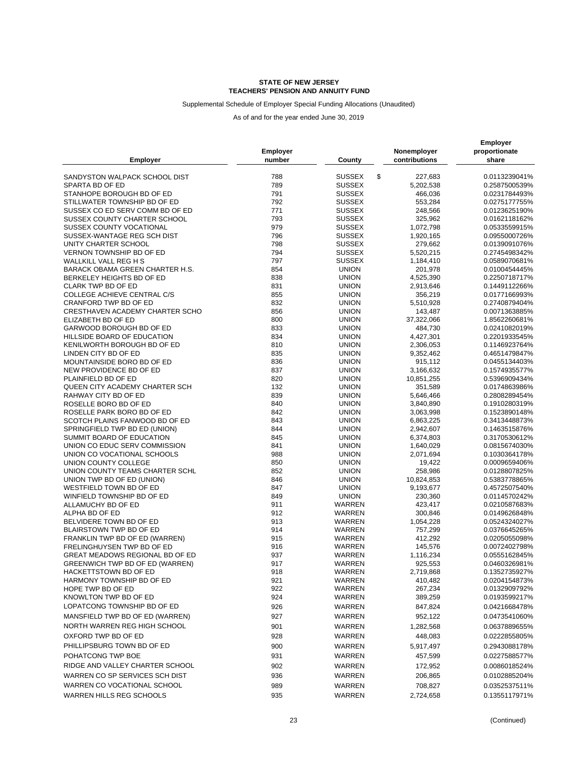**STATE OF NEW JERSEY**
**TEACHERS' PENSION AND ANNUITY FUND**

Supplemental Schedule of Employer Special Funding Allocations (Unaudited)

As of and for the year ended June 30, 2019

| Employer | Employer number | County | Nonemployer contributions | Employer proportionate share |
|---|---|---|---|---|
| SANDYSTON WALPACK SCHOOL DIST | 788 | SUSSEX | $ 227,683 | 0.0113239041% |
| SPARTA BD OF ED | 789 | SUSSEX | 5,202,538 | 0.2587500539% |
| STANHOPE BOROUGH BD OF ED | 791 | SUSSEX | 466,036 | 0.0231784493% |
| STILLWATER TOWNSHIP BD OF ED | 792 | SUSSEX | 553,284 | 0.0275177755% |
| SUSSEX CO ED SERV COMM BD OF ED | 771 | SUSSEX | 248,566 | 0.0123625190% |
| SUSSEX COUNTY CHARTER SCHOOL | 793 | SUSSEX | 325,962 | 0.0162118162% |
| SUSSEX COUNTY VOCATIONAL | 979 | SUSSEX | 1,072,798 | 0.0533559915% |
| SUSSEX-WANTAGE REG SCH DIST | 796 | SUSSEX | 1,920,165 | 0.0955000726% |
| UNITY CHARTER SCHOOL | 798 | SUSSEX | 279,662 | 0.0139091076% |
| VERNON TOWNSHIP BD OF ED | 794 | SUSSEX | 5,520,215 | 0.2745498342% |
| WALLKILL VALL REG H S | 797 | SUSSEX | 1,184,410 | 0.0589070681% |
| BARACK OBAMA GREEN CHARTER H.S. | 854 | UNION | 201,978 | 0.0100454445% |
| BERKELEY HEIGHTS BD OF ED | 838 | UNION | 4,525,390 | 0.2250718717% |
| CLARK TWP BD OF ED | 831 | UNION | 2,913,646 | 0.1449112266% |
| COLLEGE ACHIEVE CENTRAL C/S | 855 | UNION | 356,219 | 0.0177166993% |
| CRANFORD TWP BD OF ED | 832 | UNION | 5,510,928 | 0.2740879404% |
| CRESTHAVEN ACADEMY CHARTER SCHO | 856 | UNION | 143,487 | 0.0071363885% |
| ELIZABETH BD OF ED | 800 | UNION | 37,322,066 | 1.8562260681% |
| GARWOOD BOROUGH BD OF ED | 833 | UNION | 484,730 | 0.0241082019% |
| HILLSIDE BOARD OF EDUCATION | 834 | UNION | 4,427,301 | 0.2201933545% |
| KENILWORTH BOROUGH BD OF ED | 810 | UNION | 2,306,053 | 0.1146923764% |
| LINDEN CITY BD OF ED | 835 | UNION | 9,352,462 | 0.4651479847% |
| MOUNTAINSIDE BORO BD OF ED | 836 | UNION | 915,112 | 0.0455134403% |
| NEW PROVIDENCE BD OF ED | 837 | UNION | 3,166,632 | 0.1574935577% |
| PLAINFIELD BD OF ED | 820 | UNION | 10,851,255 | 0.5396909434% |
| QUEEN CITY ACADEMY CHARTER SCH | 132 | UNION | 351,589 | 0.0174863986% |
| RAHWAY CITY BD OF ED | 839 | UNION | 5,646,466 | 0.2808289454% |
| ROSELLE BORO BD OF ED | 840 | UNION | 3,840,890 | 0.1910280319% |
| ROSELLE PARK BORO BD OF ED | 842 | UNION | 3,063,998 | 0.1523890148% |
| SCOTCH PLAINS FANWOOD BD OF ED | 843 | UNION | 6,863,225 | 0.3413448873% |
| SPRINGFIELD TWP BD ED (UNION) | 844 | UNION | 2,942,607 | 0.1463515876% |
| SUMMIT BOARD OF EDUCATION | 845 | UNION | 6,374,803 | 0.3170530612% |
| UNION CO EDUC SERV COMMISSION | 841 | UNION | 1,640,029 | 0.0815674030% |
| UNION CO VOCATIONAL SCHOOLS | 988 | UNION | 2,071,694 | 0.1030364178% |
| UNION COUNTY COLLEGE | 850 | UNION | 19,422 | 0.0009659406% |
| UNION COUNTY TEAMS CHARTER SCHL | 852 | UNION | 258,986 | 0.0128807825% |
| UNION TWP BD OF ED (UNION) | 846 | UNION | 10,824,853 | 0.5383778865% |
| WESTFIELD TOWN BD OF ED | 847 | UNION | 9,193,677 | 0.4572507540% |
| WINFIELD TOWNSHIP BD OF ED | 849 | UNION | 230,360 | 0.0114570242% |
| ALLAMUCHY BD OF ED | 911 | WARREN | 423,417 | 0.0210587683% |
| ALPHA BD OF ED | 912 | WARREN | 300,846 | 0.0149626848% |
| BELVIDERE TOWN BD OF ED | 913 | WARREN | 1,054,228 | 0.0524324027% |
| BLAIRSTOWN TWP BD OF ED | 914 | WARREN | 757,299 | 0.0376645265% |
| FRANKLIN TWP BD OF ED (WARREN) | 915 | WARREN | 412,292 | 0.0205055098% |
| FRELINGHUYSEN TWP BD OF ED | 916 | WARREN | 145,576 | 0.0072402798% |
| GREAT MEADOWS REGIONAL BD OF ED | 937 | WARREN | 1,116,234 | 0.0555162845% |
| GREENWICH TWP BD OF ED (WARREN) | 917 | WARREN | 925,553 | 0.0460326981% |
| HACKETTSTOWN BD OF ED | 918 | WARREN | 2,719,868 | 0.1352735927% |
| HARMONY TOWNSHIP BD OF ED | 921 | WARREN | 410,482 | 0.0204154873% |
| HOPE TWP BD OF ED | 922 | WARREN | 267,234 | 0.0132909792% |
| KNOWLTON TWP BD OF ED | 924 | WARREN | 389,259 | 0.0193599217% |
| LOPATCONG TOWNSHIP BD OF ED | 926 | WARREN | 847,824 | 0.0421668478% |
| MANSFIELD TWP BD OF ED (WARREN) | 927 | WARREN | 952,122 | 0.0473541060% |
| NORTH WARREN REG HIGH SCHOOL | 901 | WARREN | 1,282,568 | 0.0637889655% |
| OXFORD TWP BD OF ED | 928 | WARREN | 448,083 | 0.0222855805% |
| PHILLIPSBURG TOWN BD OF ED | 900 | WARREN | 5,917,497 | 0.2943088178% |
| POHATCONG TWP BOE | 931 | WARREN | 457,599 | 0.0227588577% |
| RIDGE AND VALLEY CHARTER SCHOOL | 902 | WARREN | 172,952 | 0.0086018524% |
| WARREN CO SP SERVICES SCH DIST | 936 | WARREN | 206,865 | 0.0102885204% |
| WARREN CO VOCATIONAL SCHOOL | 989 | WARREN | 708,827 | 0.0352537511% |
| WARREN HILLS REG SCHOOLS | 935 | WARREN | 2,724,658 | 0.1355117971% |

(Continued)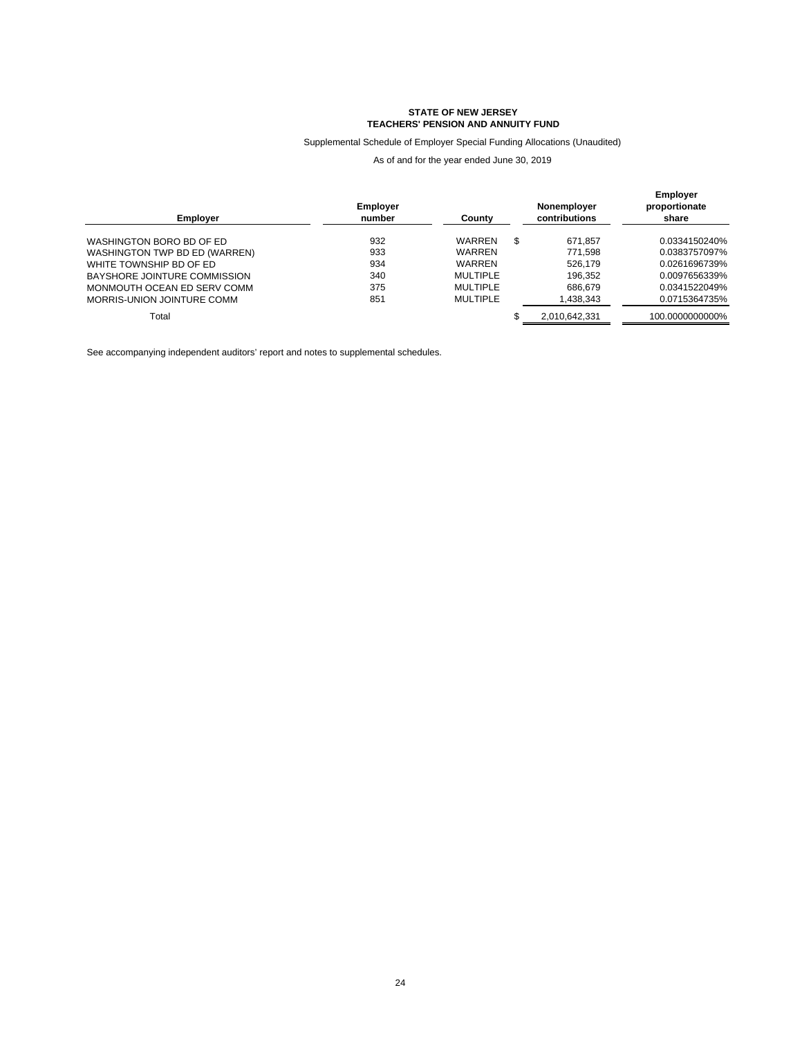**STATE OF NEW JERSEY**
**TEACHERS' PENSION AND ANNUITY FUND**

Supplemental Schedule of Employer Special Funding Allocations (Unaudited)

As of and for the year ended June 30, 2019

| Employer | Employer number | County | Nonemployer contributions | Employer proportionate share |
|---|---|---|---|---|
| WASHINGTON BORO BD OF ED | 932 | WARREN | $ 671,857 | 0.0334150240% |
| WASHINGTON TWP BD ED (WARREN) | 933 | WARREN | 771,598 | 0.0383757097% |
| WHITE TOWNSHIP BD OF ED | 934 | WARREN | 526,179 | 0.0261696739% |
| BAYSHORE JOINTURE COMMISSION | 340 | MULTIPLE | 196,352 | 0.0097656339% |
| MONMOUTH OCEAN ED SERV COMM | 375 | MULTIPLE | 686,679 | 0.0341522049% |
| MORRIS-UNION JOINTURE COMM | 851 | MULTIPLE | 1,438,343 | 0.0715364735% |
| Total | | | $ 2,010,642,331 | 100.0000000000% |

See accompanying independent auditors' report and notes to supplemental schedules.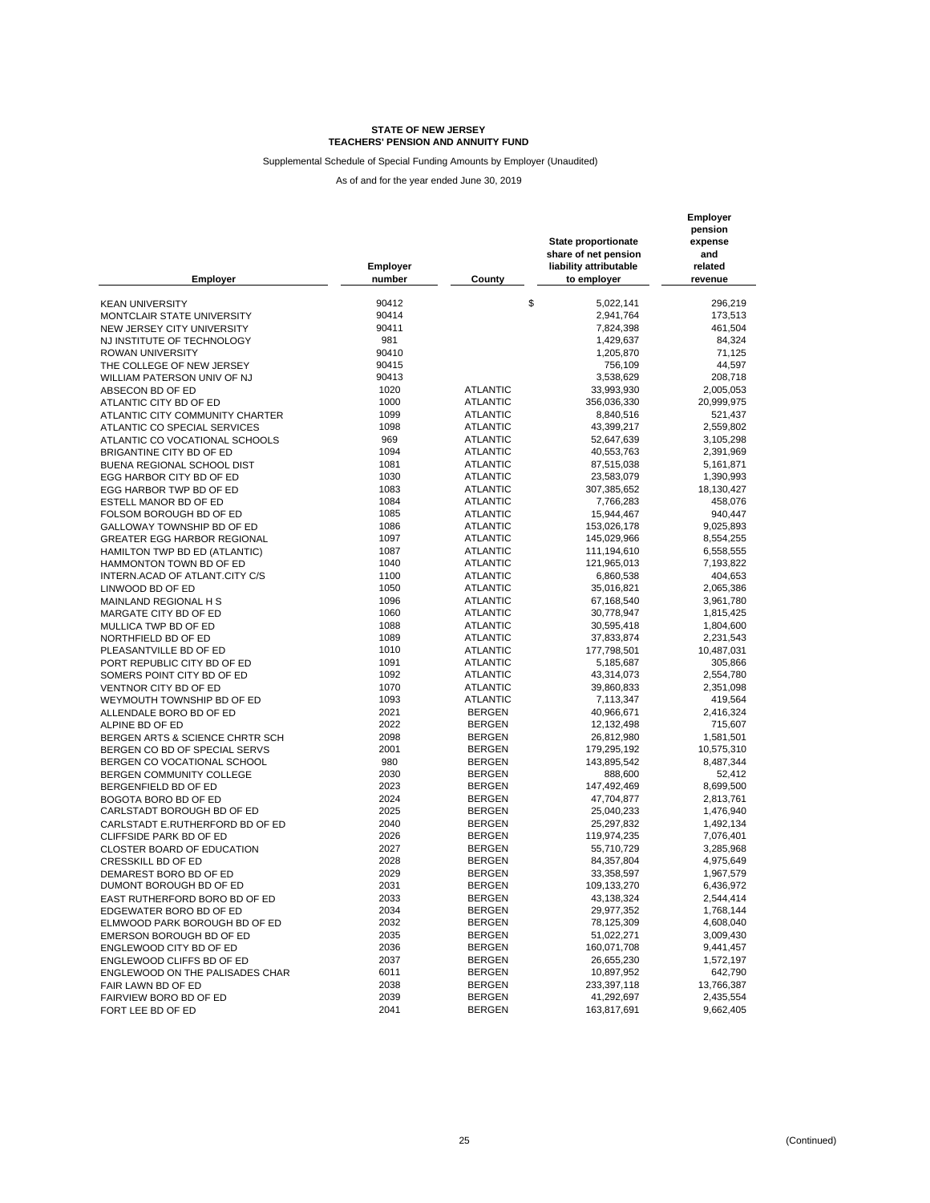**STATE OF NEW JERSEY**
**TEACHERS' PENSION AND ANNUITY FUND**

Supplemental Schedule of Special Funding Amounts by Employer (Unaudited)

As of and for the year ended June 30, 2019

| Employer | Employer number | County | State proportionate share of net pension liability attributable to employer | Employer pension expense and related revenue |
|---|---|---|---|---|
| KEAN UNIVERSITY | 90412 | | $ 5,022,141 | 296,219 |
| MONTCLAIR STATE UNIVERSITY | 90414 | | 2,941,764 | 173,513 |
| NEW JERSEY CITY UNIVERSITY | 90411 | | 7,824,398 | 461,504 |
| NJ INSTITUTE OF TECHNOLOGY | 981 | | 1,429,637 | 84,324 |
| ROWAN UNIVERSITY | 90410 | | 1,205,870 | 71,125 |
| THE COLLEGE OF NEW JERSEY | 90415 | | 756,109 | 44,597 |
| WILLIAM PATERSON UNIV OF NJ | 90413 | | 3,538,629 | 208,718 |
| ABSECON BD OF ED | 1020 | ATLANTIC | 33,993,930 | 2,005,053 |
| ATLANTIC CITY BD OF ED | 1000 | ATLANTIC | 356,036,330 | 20,999,975 |
| ATLANTIC CITY COMMUNITY CHARTER | 1099 | ATLANTIC | 8,840,516 | 521,437 |
| ATLANTIC CO SPECIAL SERVICES | 1098 | ATLANTIC | 43,399,217 | 2,559,802 |
| ATLANTIC CO VOCATIONAL SCHOOLS | 969 | ATLANTIC | 52,647,639 | 3,105,298 |
| BRIGANTINE CITY BD OF ED | 1094 | ATLANTIC | 40,553,763 | 2,391,969 |
| BUENA REGIONAL SCHOOL DIST | 1081 | ATLANTIC | 87,515,038 | 5,161,871 |
| EGG HARBOR CITY BD OF ED | 1030 | ATLANTIC | 23,583,079 | 1,390,993 |
| EGG HARBOR TWP BD OF ED | 1083 | ATLANTIC | 307,385,652 | 18,130,427 |
| ESTELL MANOR BD OF ED | 1084 | ATLANTIC | 7,766,283 | 458,076 |
| FOLSOM BOROUGH BD OF ED | 1085 | ATLANTIC | 15,944,467 | 940,447 |
| GALLOWAY TOWNSHIP BD OF ED | 1086 | ATLANTIC | 153,026,178 | 9,025,893 |
| GREATER EGG HARBOR REGIONAL | 1097 | ATLANTIC | 145,029,966 | 8,554,255 |
| HAMILTON TWP BD ED (ATLANTIC) | 1087 | ATLANTIC | 111,194,610 | 6,558,555 |
| HAMMONTON TOWN BD OF ED | 1040 | ATLANTIC | 121,965,013 | 7,193,822 |
| INTERN.ACAD OF ATLANT.CITY C/S | 1100 | ATLANTIC | 6,860,538 | 404,653 |
| LINWOOD BD OF ED | 1050 | ATLANTIC | 35,016,821 | 2,065,386 |
| MAINLAND REGIONAL H S | 1096 | ATLANTIC | 67,168,540 | 3,961,780 |
| MARGATE CITY BD OF ED | 1060 | ATLANTIC | 30,778,947 | 1,815,425 |
| MULLICA TWP BD OF ED | 1088 | ATLANTIC | 30,595,418 | 1,804,600 |
| NORTHFIELD BD OF ED | 1089 | ATLANTIC | 37,833,874 | 2,231,543 |
| PLEASANTVILLE BD OF ED | 1010 | ATLANTIC | 177,798,501 | 10,487,031 |
| PORT REPUBLIC CITY BD OF ED | 1091 | ATLANTIC | 5,185,687 | 305,866 |
| SOMERS POINT CITY BD OF ED | 1092 | ATLANTIC | 43,314,073 | 2,554,780 |
| VENTNOR CITY BD OF ED | 1070 | ATLANTIC | 39,860,833 | 2,351,098 |
| WEYMOUTH TOWNSHIP BD OF ED | 1093 | ATLANTIC | 7,113,347 | 419,564 |
| ALLENDALE BORO BD OF ED | 2021 | BERGEN | 40,966,671 | 2,416,324 |
| ALPINE BD OF ED | 2022 | BERGEN | 12,132,498 | 715,607 |
| BERGEN ARTS & SCIENCE CHRTR SCH | 2098 | BERGEN | 26,812,980 | 1,581,501 |
| BERGEN CO BD OF SPECIAL SERVS | 2001 | BERGEN | 179,295,192 | 10,575,310 |
| BERGEN CO VOCATIONAL SCHOOL | 980 | BERGEN | 143,895,542 | 8,487,344 |
| BERGEN COMMUNITY COLLEGE | 2030 | BERGEN | 888,600 | 52,412 |
| BERGENFIELD BD OF ED | 2023 | BERGEN | 147,492,469 | 8,699,500 |
| BOGOTA BORO BD OF ED | 2024 | BERGEN | 47,704,877 | 2,813,761 |
| CARLSTADT BOROUGH BD OF ED | 2025 | BERGEN | 25,040,233 | 1,476,940 |
| CARLSTADT E.RUTHERFORD BD OF ED | 2040 | BERGEN | 25,297,832 | 1,492,134 |
| CLIFFSIDE PARK BD OF ED | 2026 | BERGEN | 119,974,235 | 7,076,401 |
| CLOSTER BOARD OF EDUCATION | 2027 | BERGEN | 55,710,729 | 3,285,968 |
| CRESSKILL BD OF ED | 2028 | BERGEN | 84,357,804 | 4,975,649 |
| DEMAREST BORO BD OF ED | 2029 | BERGEN | 33,358,597 | 1,967,579 |
| DUMONT BOROUGH BD OF ED | 2031 | BERGEN | 109,133,270 | 6,436,972 |
| EAST RUTHERFORD BORO BD OF ED | 2033 | BERGEN | 43,138,324 | 2,544,414 |
| EDGEWATER BORO BD OF ED | 2034 | BERGEN | 29,977,352 | 1,768,144 |
| ELMWOOD PARK BOROUGH BD OF ED | 2032 | BERGEN | 78,125,309 | 4,608,040 |
| EMERSON BOROUGH BD OF ED | 2035 | BERGEN | 51,022,271 | 3,009,430 |
| ENGLEWOOD CITY BD OF ED | 2036 | BERGEN | 160,071,708 | 9,441,457 |
| ENGLEWOOD CLIFFS BD OF ED | 2037 | BERGEN | 26,655,230 | 1,572,197 |
| ENGLEWOOD ON THE PALISADES CHAR | 6011 | BERGEN | 10,897,952 | 642,790 |
| FAIR LAWN BD OF ED | 2038 | BERGEN | 233,397,118 | 13,766,387 |
| FAIRVIEW BORO BD OF ED | 2039 | BERGEN | 41,292,697 | 2,435,554 |
| FORT LEE BD OF ED | 2041 | BERGEN | 163,817,691 | 9,662,405 |

(Continued)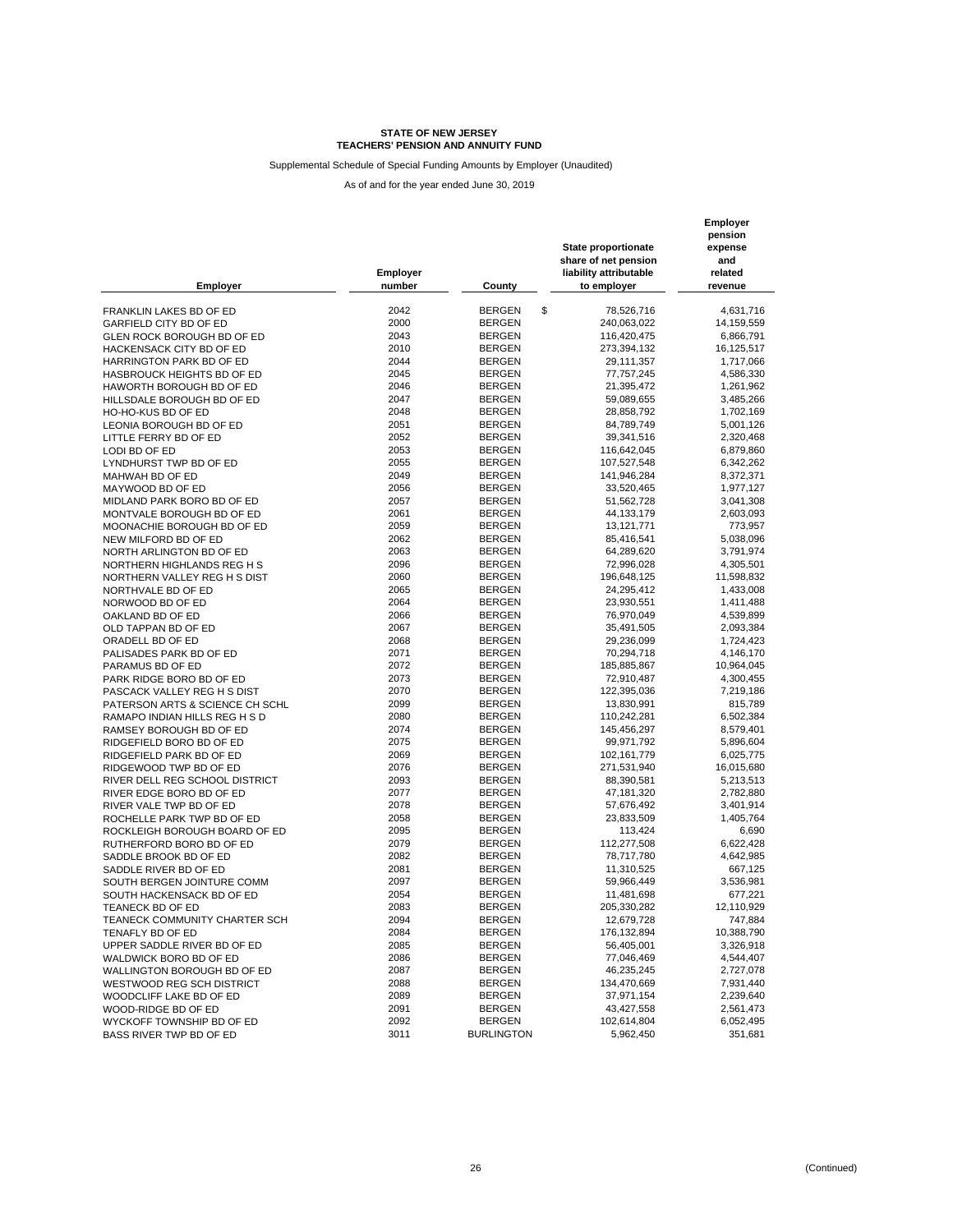**STATE OF NEW JERSEY**
**TEACHERS' PENSION AND ANNUITY FUND**

Supplemental Schedule of Special Funding Amounts by Employer (Unaudited)

As of and for the year ended June 30, 2019

| Employer | Employer number | County | State proportionate share of net pension liability attributable to employer | Employer pension expense and related revenue |
|---|---|---|---|---|
| FRANKLIN LAKES BD OF ED | 2042 | BERGEN | $ 78,526,716 | 4,631,716 |
| GARFIELD CITY BD OF ED | 2000 | BERGEN | 240,063,022 | 14,159,559 |
| GLEN ROCK BOROUGH BD OF ED | 2043 | BERGEN | 116,420,475 | 6,866,791 |
| HACKENSACK CITY BD OF ED | 2010 | BERGEN | 273,394,132 | 16,125,517 |
| HARRINGTON PARK BD OF ED | 2044 | BERGEN | 29,111,357 | 1,717,066 |
| HASBROUCK HEIGHTS BD OF ED | 2045 | BERGEN | 77,757,245 | 4,586,330 |
| HAWORTH BOROUGH BD OF ED | 2046 | BERGEN | 21,395,472 | 1,261,962 |
| HILLSDALE BOROUGH BD OF ED | 2047 | BERGEN | 59,089,655 | 3,485,266 |
| HO-HO-KUS BD OF ED | 2048 | BERGEN | 28,858,792 | 1,702,169 |
| LEONIA BOROUGH BD OF ED | 2051 | BERGEN | 84,789,749 | 5,001,126 |
| LITTLE FERRY BD OF ED | 2052 | BERGEN | 39,341,516 | 2,320,468 |
| LODI BD OF ED | 2053 | BERGEN | 116,642,045 | 6,879,860 |
| LYNDHURST TWP BD OF ED | 2055 | BERGEN | 107,527,548 | 6,342,262 |
| MAHWAH BD OF ED | 2049 | BERGEN | 141,946,284 | 8,372,371 |
| MAYWOOD BD OF ED | 2056 | BERGEN | 33,520,465 | 1,977,127 |
| MIDLAND PARK BORO BD OF ED | 2057 | BERGEN | 51,562,728 | 3,041,308 |
| MONTVALE BOROUGH BD OF ED | 2061 | BERGEN | 44,133,179 | 2,603,093 |
| MOONACHIE BOROUGH BD OF ED | 2059 | BERGEN | 13,121,771 | 773,957 |
| NEW MILFORD BD OF ED | 2062 | BERGEN | 85,416,541 | 5,038,096 |
| NORTH ARLINGTON BD OF ED | 2063 | BERGEN | 64,289,620 | 3,791,974 |
| NORTHERN HIGHLANDS REG H S | 2096 | BERGEN | 72,996,028 | 4,305,501 |
| NORTHERN VALLEY REG H S DIST | 2060 | BERGEN | 196,648,125 | 11,598,832 |
| NORTHVALE BD OF ED | 2065 | BERGEN | 24,295,412 | 1,433,008 |
| NORWOOD BD OF ED | 2064 | BERGEN | 23,930,551 | 1,411,488 |
| OAKLAND BD OF ED | 2066 | BERGEN | 76,970,049 | 4,539,899 |
| OLD TAPPAN BD OF ED | 2067 | BERGEN | 35,491,505 | 2,093,384 |
| ORADELL BD OF ED | 2068 | BERGEN | 29,236,099 | 1,724,423 |
| PALISADES PARK BD OF ED | 2071 | BERGEN | 70,294,718 | 4,146,170 |
| PARAMUS BD OF ED | 2072 | BERGEN | 185,885,867 | 10,964,045 |
| PARK RIDGE BORO BD OF ED | 2073 | BERGEN | 72,910,487 | 4,300,455 |
| PASCACK VALLEY REG H S DIST | 2070 | BERGEN | 122,395,036 | 7,219,186 |
| PATERSON ARTS & SCIENCE CH SCHL | 2099 | BERGEN | 13,830,991 | 815,789 |
| RAMAPO INDIAN HILLS REG H S D | 2080 | BERGEN | 110,242,281 | 6,502,384 |
| RAMSEY BOROUGH BD OF ED | 2074 | BERGEN | 145,456,297 | 8,579,401 |
| RIDGEFIELD BORO BD OF ED | 2075 | BERGEN | 99,971,792 | 5,896,604 |
| RIDGEFIELD PARK BD OF ED | 2069 | BERGEN | 102,161,779 | 6,025,775 |
| RIDGEWOOD TWP BD OF ED | 2076 | BERGEN | 271,531,940 | 16,015,680 |
| RIVER DELL REG SCHOOL DISTRICT | 2093 | BERGEN | 88,390,581 | 5,213,513 |
| RIVER EDGE BORO BD OF ED | 2077 | BERGEN | 47,181,320 | 2,782,880 |
| RIVER VALE TWP BD OF ED | 2078 | BERGEN | 57,676,492 | 3,401,914 |
| ROCHELLE PARK TWP BD OF ED | 2058 | BERGEN | 23,833,509 | 1,405,764 |
| ROCKLEIGH BOROUGH BOARD OF ED | 2095 | BERGEN | 113,424 | 6,690 |
| RUTHERFORD BORO BD OF ED | 2079 | BERGEN | 112,277,508 | 6,622,428 |
| SADDLE BROOK BD OF ED | 2082 | BERGEN | 78,717,780 | 4,642,985 |
| SADDLE RIVER BD OF ED | 2081 | BERGEN | 11,310,525 | 667,125 |
| SOUTH BERGEN JOINTURE COMM | 2097 | BERGEN | 59,966,449 | 3,536,981 |
| SOUTH HACKENSACK BD OF ED | 2054 | BERGEN | 11,481,698 | 677,221 |
| TEANECK BD OF ED | 2083 | BERGEN | 205,330,282 | 12,110,929 |
| TEANECK COMMUNITY CHARTER SCH | 2094 | BERGEN | 12,679,728 | 747,884 |
| TENAFLY BD OF ED | 2084 | BERGEN | 176,132,894 | 10,388,790 |
| UPPER SADDLE RIVER BD OF ED | 2085 | BERGEN | 56,405,001 | 3,326,918 |
| WALDWICK BORO BD OF ED | 2086 | BERGEN | 77,046,469 | 4,544,407 |
| WALLINGTON BOROUGH BD OF ED | 2087 | BERGEN | 46,235,245 | 2,727,078 |
| WESTWOOD REG SCH DISTRICT | 2088 | BERGEN | 134,470,669 | 7,931,440 |
| WOODCLIFF LAKE BD OF ED | 2089 | BERGEN | 37,971,154 | 2,239,640 |
| WOOD-RIDGE BD OF ED | 2091 | BERGEN | 43,427,558 | 2,561,473 |
| WYCKOFF TOWNSHIP BD OF ED | 2092 | BERGEN | 102,614,804 | 6,052,495 |
| BASS RIVER TWP BD OF ED | 3011 | BURLINGTON | 5,962,450 | 351,681 |

(Continued)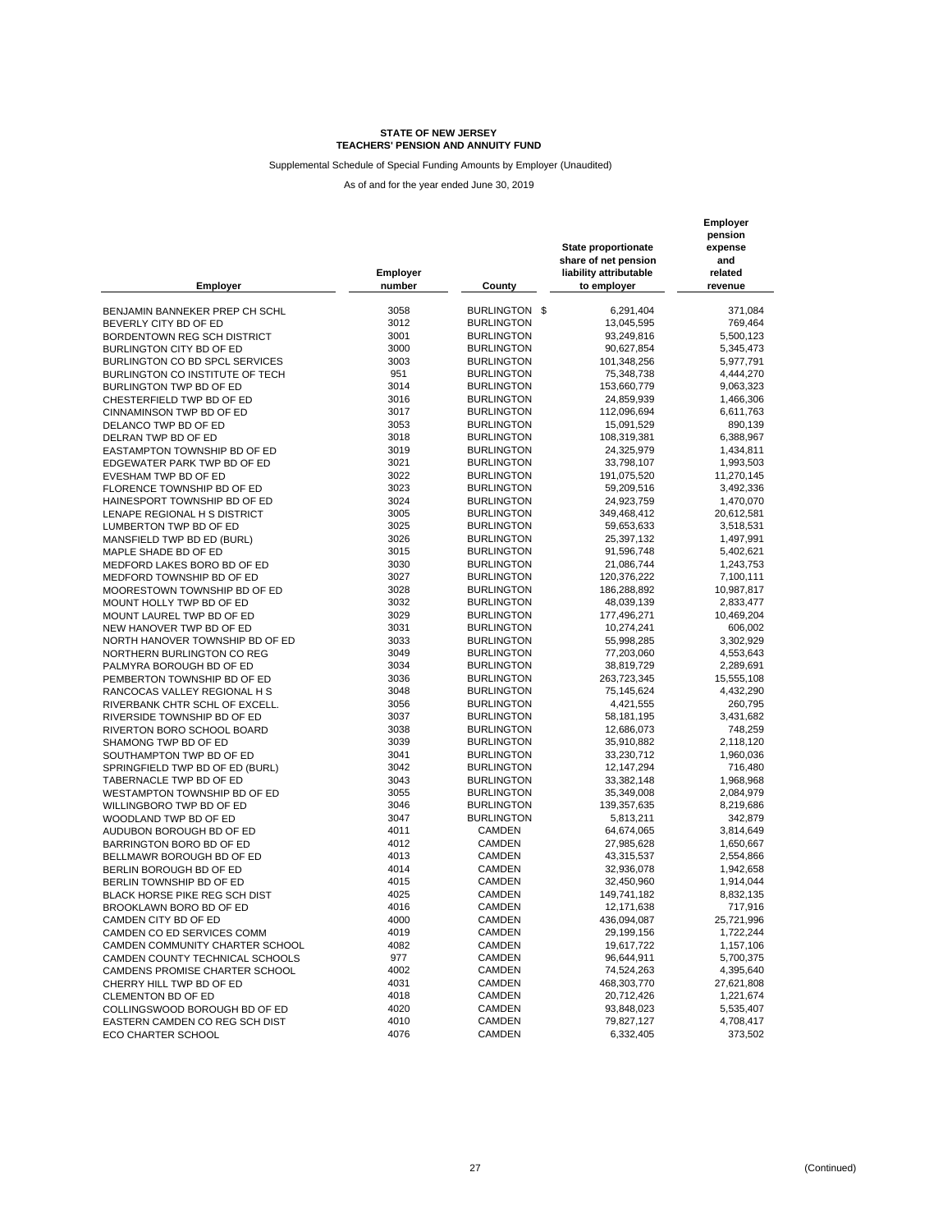**STATE OF NEW JERSEY**
**TEACHERS' PENSION AND ANNUITY FUND**

Supplemental Schedule of Special Funding Amounts by Employer (Unaudited)

As of and for the year ended June 30, 2019

| Employer | Employer number | County | State proportionate share of net pension liability attributable to employer | Employer pension expense and related revenue |
|---|---|---|---|---|
| BENJAMIN BANNEKER PREP CH SCHL | 3058 | BURLINGTON | $ 6,291,404 | 371,084 |
| BEVERLY CITY BD OF ED | 3012 | BURLINGTON | 13,045,595 | 769,464 |
| BORDENTOWN REG SCH DISTRICT | 3001 | BURLINGTON | 93,249,816 | 5,500,123 |
| BURLINGTON CITY BD OF ED | 3000 | BURLINGTON | 90,627,854 | 5,345,473 |
| BURLINGTON CO BD SPCL SERVICES | 3003 | BURLINGTON | 101,348,256 | 5,977,791 |
| BURLINGTON CO INSTITUTE OF TECH | 951 | BURLINGTON | 75,348,738 | 4,444,270 |
| BURLINGTON TWP BD OF ED | 3014 | BURLINGTON | 153,660,779 | 9,063,323 |
| CHESTERFIELD TWP BD OF ED | 3016 | BURLINGTON | 24,859,939 | 1,466,306 |
| CINNAMINSON TWP BD OF ED | 3017 | BURLINGTON | 112,096,694 | 6,611,763 |
| DELANCO TWP BD OF ED | 3053 | BURLINGTON | 15,091,529 | 890,139 |
| DELRAN TWP BD OF ED | 3018 | BURLINGTON | 108,319,381 | 6,388,967 |
| EASTAMPTON TOWNSHIP BD OF ED | 3019 | BURLINGTON | 24,325,979 | 1,434,811 |
| EDGEWATER PARK TWP BD OF ED | 3021 | BURLINGTON | 33,798,107 | 1,993,503 |
| EVESHAM TWP BD OF ED | 3022 | BURLINGTON | 191,075,520 | 11,270,145 |
| FLORENCE TOWNSHIP BD OF ED | 3023 | BURLINGTON | 59,209,516 | 3,492,336 |
| HAINESPORT TOWNSHIP BD OF ED | 3024 | BURLINGTON | 24,923,759 | 1,470,070 |
| LENAPE REGIONAL H S DISTRICT | 3005 | BURLINGTON | 349,468,412 | 20,612,581 |
| LUMBERTON TWP BD OF ED | 3025 | BURLINGTON | 59,653,633 | 3,518,531 |
| MANSFIELD TWP BD ED (BURL) | 3026 | BURLINGTON | 25,397,132 | 1,497,991 |
| MAPLE SHADE BD OF ED | 3015 | BURLINGTON | 91,596,748 | 5,402,621 |
| MEDFORD LAKES BORO BD OF ED | 3030 | BURLINGTON | 21,086,744 | 1,243,753 |
| MEDFORD TOWNSHIP BD OF ED | 3027 | BURLINGTON | 120,376,222 | 7,100,111 |
| MOORESTOWN TOWNSHIP BD OF ED | 3028 | BURLINGTON | 186,288,892 | 10,987,817 |
| MOUNT HOLLY TWP BD OF ED | 3032 | BURLINGTON | 48,039,139 | 2,833,477 |
| MOUNT LAUREL TWP BD OF ED | 3029 | BURLINGTON | 177,496,271 | 10,469,204 |
| NEW HANOVER TWP BD OF ED | 3031 | BURLINGTON | 10,274,241 | 606,002 |
| NORTH HANOVER TOWNSHIP BD OF ED | 3033 | BURLINGTON | 55,998,285 | 3,302,929 |
| NORTHERN BURLINGTON CO REG | 3049 | BURLINGTON | 77,203,060 | 4,553,643 |
| PALMYRA BOROUGH BD OF ED | 3034 | BURLINGTON | 38,819,729 | 2,289,691 |
| PEMBERTON TOWNSHIP BD OF ED | 3036 | BURLINGTON | 263,723,345 | 15,555,108 |
| RANCOCAS VALLEY REGIONAL H S | 3048 | BURLINGTON | 75,145,624 | 4,432,290 |
| RIVERBANK CHTR SCHL OF EXCELL. | 3056 | BURLINGTON | 4,421,555 | 260,795 |
| RIVERSIDE TOWNSHIP BD OF ED | 3037 | BURLINGTON | 58,181,195 | 3,431,682 |
| RIVERTON BORO SCHOOL BOARD | 3038 | BURLINGTON | 12,686,073 | 748,259 |
| SHAMONG TWP BD OF ED | 3039 | BURLINGTON | 35,910,882 | 2,118,120 |
| SOUTHAMPTON TWP BD OF ED | 3041 | BURLINGTON | 33,230,712 | 1,960,036 |
| SPRINGFIELD TWP BD OF ED (BURL) | 3042 | BURLINGTON | 12,147,294 | 716,480 |
| TABERNACLE TWP BD OF ED | 3043 | BURLINGTON | 33,382,148 | 1,968,968 |
| WESTAMPTON TOWNSHIP BD OF ED | 3055 | BURLINGTON | 35,349,008 | 2,084,979 |
| WILLINGBORO TWP BD OF ED | 3046 | BURLINGTON | 139,357,635 | 8,219,686 |
| WOODLAND TWP BD OF ED | 3047 | BURLINGTON | 5,813,211 | 342,879 |
| AUDUBON BOROUGH BD OF ED | 4011 | CAMDEN | 64,674,065 | 3,814,649 |
| BARRINGTON BORO BD OF ED | 4012 | CAMDEN | 27,985,628 | 1,650,667 |
| BELLMAWR BOROUGH BD OF ED | 4013 | CAMDEN | 43,315,537 | 2,554,866 |
| BERLIN BOROUGH BD OF ED | 4014 | CAMDEN | 32,936,078 | 1,942,658 |
| BERLIN TOWNSHIP BD OF ED | 4015 | CAMDEN | 32,450,960 | 1,914,044 |
| BLACK HORSE PIKE REG SCH DIST | 4025 | CAMDEN | 149,741,182 | 8,832,135 |
| BROOKLAWN BORO BD OF ED | 4016 | CAMDEN | 12,171,638 | 717,916 |
| CAMDEN CITY BD OF ED | 4000 | CAMDEN | 436,094,087 | 25,721,996 |
| CAMDEN CO ED SERVICES COMM | 4019 | CAMDEN | 29,199,156 | 1,722,244 |
| CAMDEN COMMUNITY CHARTER SCHOOL | 4082 | CAMDEN | 19,617,722 | 1,157,106 |
| CAMDEN COUNTY TECHNICAL SCHOOLS | 977 | CAMDEN | 96,644,911 | 5,700,375 |
| CAMDENS PROMISE CHARTER SCHOOL | 4002 | CAMDEN | 74,524,263 | 4,395,640 |
| CHERRY HILL TWP BD OF ED | 4031 | CAMDEN | 468,303,770 | 27,621,808 |
| CLEMENTON BD OF ED | 4018 | CAMDEN | 20,712,426 | 1,221,674 |
| COLLINGSWOOD BOROUGH BD OF ED | 4020 | CAMDEN | 93,848,023 | 5,535,407 |
| EASTERN CAMDEN CO REG SCH DIST | 4010 | CAMDEN | 79,827,127 | 4,708,417 |
| ECO CHARTER SCHOOL | 4076 | CAMDEN | 6,332,405 | 373,502 |

(Continued)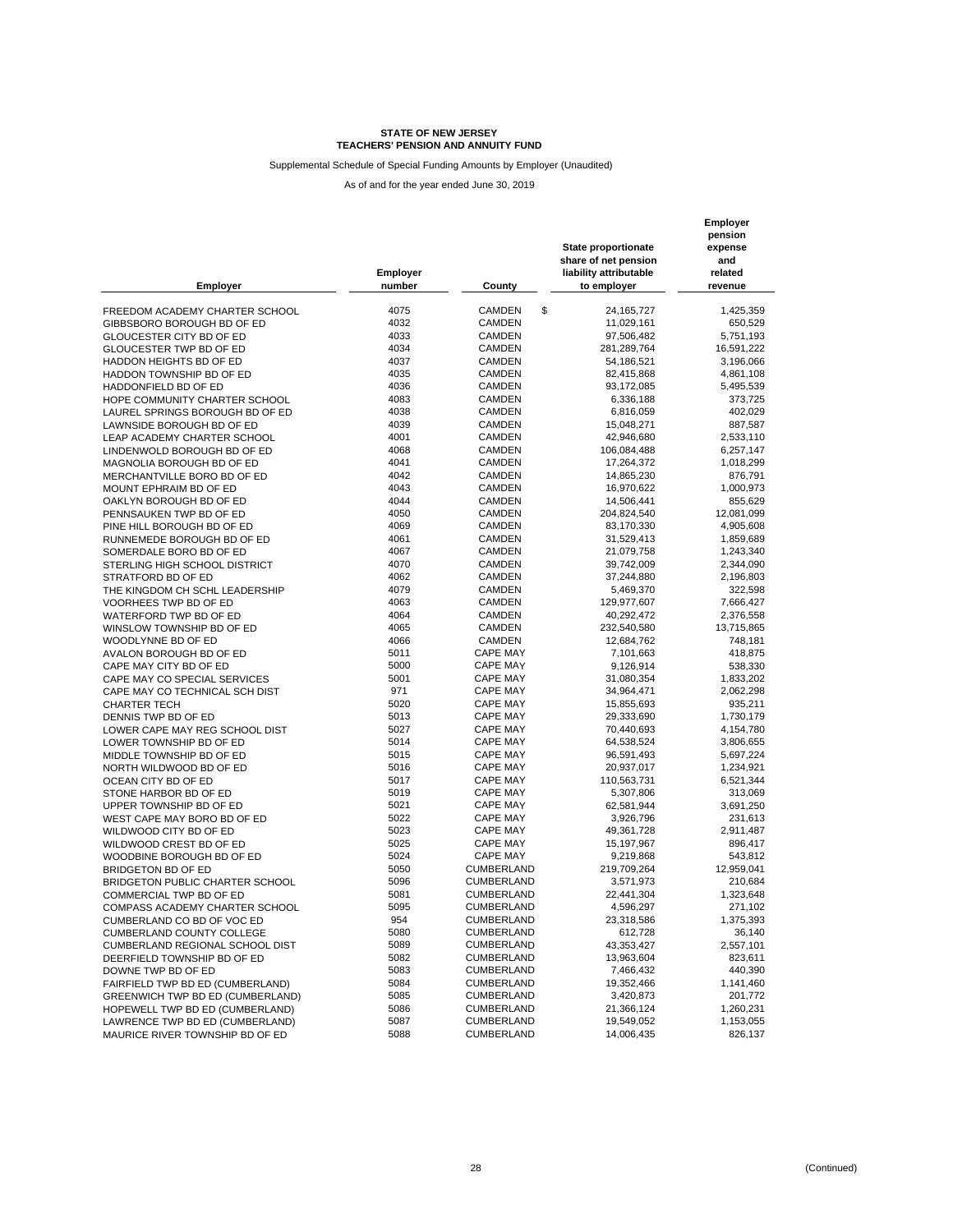**STATE OF NEW JERSEY**
**TEACHERS' PENSION AND ANNUITY FUND**

Supplemental Schedule of Special Funding Amounts by Employer (Unaudited)

As of and for the year ended June 30, 2019

| Employer | Employer number | County | State proportionate share of net pension liability attributable to employer | Employer pension expense and related revenue |
|---|---|---|---|---|
| FREEDOM ACADEMY CHARTER SCHOOL | 4075 | CAMDEN | $ 24,165,727 | 1,425,359 |
| GIBBSBORO BOROUGH BD OF ED | 4032 | CAMDEN | 11,029,161 | 650,529 |
| GLOUCESTER CITY BD OF ED | 4033 | CAMDEN | 97,506,482 | 5,751,193 |
| GLOUCESTER TWP BD OF ED | 4034 | CAMDEN | 281,289,764 | 16,591,222 |
| HADDON HEIGHTS BD OF ED | 4037 | CAMDEN | 54,186,521 | 3,196,066 |
| HADDON TOWNSHIP BD OF ED | 4035 | CAMDEN | 82,415,868 | 4,861,108 |
| HADDONFIELD BD OF ED | 4036 | CAMDEN | 93,172,085 | 5,495,539 |
| HOPE COMMUNITY CHARTER SCHOOL | 4083 | CAMDEN | 6,336,188 | 373,725 |
| LAUREL SPRINGS BOROUGH BD OF ED | 4038 | CAMDEN | 6,816,059 | 402,029 |
| LAWNSIDE BOROUGH BD OF ED | 4039 | CAMDEN | 15,048,271 | 887,587 |
| LEAP ACADEMY CHARTER SCHOOL | 4001 | CAMDEN | 42,946,680 | 2,533,110 |
| LINDENWOLD BOROUGH BD OF ED | 4068 | CAMDEN | 106,084,488 | 6,257,147 |
| MAGNOLIA BOROUGH BD OF ED | 4041 | CAMDEN | 17,264,372 | 1,018,299 |
| MERCHANTVILLE BORO BD OF ED | 4042 | CAMDEN | 14,865,230 | 876,791 |
| MOUNT EPHRAIM BD OF ED | 4043 | CAMDEN | 16,970,622 | 1,000,973 |
| OAKLYN BOROUGH BD OF ED | 4044 | CAMDEN | 14,506,441 | 855,629 |
| PENNSAUKEN TWP BD OF ED | 4050 | CAMDEN | 204,824,540 | 12,081,099 |
| PINE HILL BOROUGH BD OF ED | 4069 | CAMDEN | 83,170,330 | 4,905,608 |
| RUNNEMEDE BOROUGH BD OF ED | 4061 | CAMDEN | 31,529,413 | 1,859,689 |
| SOMERDALE BORO BD OF ED | 4067 | CAMDEN | 21,079,758 | 1,243,340 |
| STERLING HIGH SCHOOL DISTRICT | 4070 | CAMDEN | 39,742,009 | 2,344,090 |
| STRATFORD BD OF ED | 4062 | CAMDEN | 37,244,880 | 2,196,803 |
| THE KINGDOM CH SCHL LEADERSHIP | 4079 | CAMDEN | 5,469,370 | 322,598 |
| VOORHEES TWP BD OF ED | 4063 | CAMDEN | 129,977,607 | 7,666,427 |
| WATERFORD TWP BD OF ED | 4064 | CAMDEN | 40,292,472 | 2,376,558 |
| WINSLOW TOWNSHIP BD OF ED | 4065 | CAMDEN | 232,540,580 | 13,715,865 |
| WOODLYNNE BD OF ED | 4066 | CAMDEN | 12,684,762 | 748,181 |
| AVALON BOROUGH BD OF ED | 5011 | CAPE MAY | 7,101,663 | 418,875 |
| CAPE MAY CITY BD OF ED | 5000 | CAPE MAY | 9,126,914 | 538,330 |
| CAPE MAY CO SPECIAL SERVICES | 5001 | CAPE MAY | 31,080,354 | 1,833,202 |
| CAPE MAY CO TECHNICAL SCH DIST | 971 | CAPE MAY | 34,964,471 | 2,062,298 |
| CHARTER TECH | 5020 | CAPE MAY | 15,855,693 | 935,211 |
| DENNIS TWP BD OF ED | 5013 | CAPE MAY | 29,333,690 | 1,730,179 |
| LOWER CAPE MAY REG SCHOOL DIST | 5027 | CAPE MAY | 70,440,693 | 4,154,780 |
| LOWER TOWNSHIP BD OF ED | 5014 | CAPE MAY | 64,538,524 | 3,806,655 |
| MIDDLE TOWNSHIP BD OF ED | 5015 | CAPE MAY | 96,591,493 | 5,697,224 |
| NORTH WILDWOOD BD OF ED | 5016 | CAPE MAY | 20,937,017 | 1,234,921 |
| OCEAN CITY BD OF ED | 5017 | CAPE MAY | 110,563,731 | 6,521,344 |
| STONE HARBOR BD OF ED | 5019 | CAPE MAY | 5,307,806 | 313,069 |
| UPPER TOWNSHIP BD OF ED | 5021 | CAPE MAY | 62,581,944 | 3,691,250 |
| WEST CAPE MAY BORO BD OF ED | 5022 | CAPE MAY | 3,926,796 | 231,613 |
| WILDWOOD CITY BD OF ED | 5023 | CAPE MAY | 49,361,728 | 2,911,487 |
| WILDWOOD CREST BD OF ED | 5025 | CAPE MAY | 15,197,967 | 896,417 |
| WOODBINE BOROUGH BD OF ED | 5024 | CAPE MAY | 9,219,868 | 543,812 |
| BRIDGETON BD OF ED | 5050 | CUMBERLAND | 219,709,264 | 12,959,041 |
| BRIDGETON PUBLIC CHARTER SCHOOL | 5096 | CUMBERLAND | 3,571,973 | 210,684 |
| COMMERCIAL TWP BD OF ED | 5081 | CUMBERLAND | 22,441,304 | 1,323,648 |
| COMPASS ACADEMY CHARTER SCHOOL | 5095 | CUMBERLAND | 4,596,297 | 271,102 |
| CUMBERLAND CO BD OF VOC ED | 954 | CUMBERLAND | 23,318,586 | 1,375,393 |
| CUMBERLAND COUNTY COLLEGE | 5080 | CUMBERLAND | 612,728 | 36,140 |
| CUMBERLAND REGIONAL SCHOOL DIST | 5089 | CUMBERLAND | 43,353,427 | 2,557,101 |
| DEERFIELD TOWNSHIP BD OF ED | 5082 | CUMBERLAND | 13,963,604 | 823,611 |
| DOWNE TWP BD OF ED | 5083 | CUMBERLAND | 7,466,432 | 440,390 |
| FAIRFIELD TWP BD ED (CUMBERLAND) | 5084 | CUMBERLAND | 19,352,466 | 1,141,460 |
| GREENWICH TWP BD ED (CUMBERLAND) | 5085 | CUMBERLAND | 3,420,873 | 201,772 |
| HOPEWELL TWP BD ED (CUMBERLAND) | 5086 | CUMBERLAND | 21,366,124 | 1,260,231 |
| LAWRENCE TWP BD ED (CUMBERLAND) | 5087 | CUMBERLAND | 19,549,052 | 1,153,055 |
| MAURICE RIVER TOWNSHIP BD OF ED | 5088 | CUMBERLAND | 14,006,435 | 826,137 |

(Continued)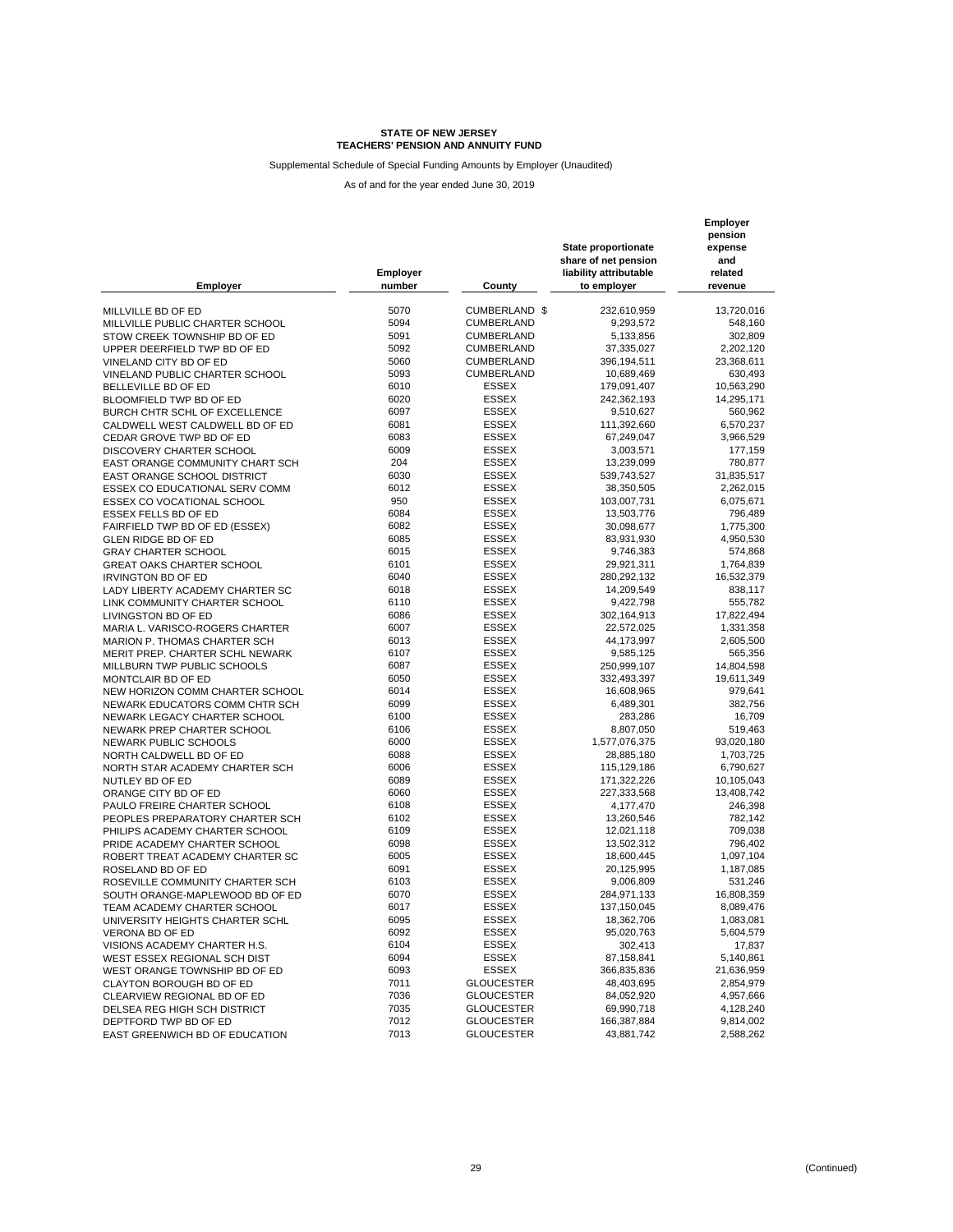**STATE OF NEW JERSEY**
**TEACHERS' PENSION AND ANNUITY FUND**

Supplemental Schedule of Special Funding Amounts by Employer (Unaudited)

As of and for the year ended June 30, 2019

| Employer | Employer number | County | State proportionate share of net pension liability attributable to employer | Employer pension expense and related revenue |
|---|---|---|---|---|
| MILLVILLE BD OF ED | 5070 | CUMBERLAND | $ 232,610,959 | 13,720,016 |
| MILLVILLE PUBLIC CHARTER SCHOOL | 5094 | CUMBERLAND | 9,293,572 | 548,160 |
| STOW CREEK TOWNSHIP BD OF ED | 5091 | CUMBERLAND | 5,133,856 | 302,809 |
| UPPER DEERFIELD TWP BD OF ED | 5092 | CUMBERLAND | 37,335,027 | 2,202,120 |
| VINELAND CITY BD OF ED | 5060 | CUMBERLAND | 396,194,511 | 23,368,611 |
| VINELAND PUBLIC CHARTER SCHOOL | 5093 | CUMBERLAND | 10,689,469 | 630,493 |
| BELLEVILLE BD OF ED | 6010 | ESSEX | 179,091,407 | 10,563,290 |
| BLOOMFIELD TWP BD OF ED | 6020 | ESSEX | 242,362,193 | 14,295,171 |
| BURCH CHTR SCHL OF EXCELLENCE | 6097 | ESSEX | 9,510,627 | 560,962 |
| CALDWELL WEST CALDWELL BD OF ED | 6081 | ESSEX | 111,392,660 | 6,570,237 |
| CEDAR GROVE TWP BD OF ED | 6083 | ESSEX | 67,249,047 | 3,966,529 |
| DISCOVERY CHARTER SCHOOL | 6009 | ESSEX | 3,003,571 | 177,159 |
| EAST ORANGE COMMUNITY CHART SCH | 204 | ESSEX | 13,239,099 | 780,877 |
| EAST ORANGE SCHOOL DISTRICT | 6030 | ESSEX | 539,743,527 | 31,835,517 |
| ESSEX CO EDUCATIONAL SERV COMM | 6012 | ESSEX | 38,350,505 | 2,262,015 |
| ESSEX CO VOCATIONAL SCHOOL | 950 | ESSEX | 103,007,731 | 6,075,671 |
| ESSEX FELLS BD OF ED | 6084 | ESSEX | 13,503,776 | 796,489 |
| FAIRFIELD TWP BD OF ED (ESSEX) | 6082 | ESSEX | 30,098,677 | 1,775,300 |
| GLEN RIDGE BD OF ED | 6085 | ESSEX | 83,931,930 | 4,950,530 |
| GRAY CHARTER SCHOOL | 6015 | ESSEX | 9,746,383 | 574,868 |
| GREAT OAKS CHARTER SCHOOL | 6101 | ESSEX | 29,921,311 | 1,764,839 |
| IRVINGTON BD OF ED | 6040 | ESSEX | 280,292,132 | 16,532,379 |
| LADY LIBERTY ACADEMY CHARTER SC | 6018 | ESSEX | 14,209,549 | 838,117 |
| LINK COMMUNITY CHARTER SCHOOL | 6110 | ESSEX | 9,422,798 | 555,782 |
| LIVINGSTON BD OF ED | 6086 | ESSEX | 302,164,913 | 17,822,494 |
| MARIA L. VARISCO-ROGERS CHARTER | 6007 | ESSEX | 22,572,025 | 1,331,358 |
| MARION P. THOMAS CHARTER SCH | 6013 | ESSEX | 44,173,997 | 2,605,500 |
| MERIT PREP. CHARTER SCHL NEWARK | 6107 | ESSEX | 9,585,125 | 565,356 |
| MILLBURN TWP PUBLIC SCHOOLS | 6087 | ESSEX | 250,999,107 | 14,804,598 |
| MONTCLAIR BD OF ED | 6050 | ESSEX | 332,493,397 | 19,611,349 |
| NEW HORIZON COMM CHARTER SCHOOL | 6014 | ESSEX | 16,608,965 | 979,641 |
| NEWARK EDUCATORS COMM CHTR SCH | 6099 | ESSEX | 6,489,301 | 382,756 |
| NEWARK LEGACY CHARTER SCHOOL | 6100 | ESSEX | 283,286 | 16,709 |
| NEWARK PREP CHARTER SCHOOL | 6106 | ESSEX | 8,807,050 | 519,463 |
| NEWARK PUBLIC SCHOOLS | 6000 | ESSEX | 1,577,076,375 | 93,020,180 |
| NORTH CALDWELL BD OF ED | 6088 | ESSEX | 28,885,180 | 1,703,725 |
| NORTH STAR ACADEMY CHARTER SCH | 6006 | ESSEX | 115,129,186 | 6,790,627 |
| NUTLEY BD OF ED | 6089 | ESSEX | 171,322,226 | 10,105,043 |
| ORANGE CITY BD OF ED | 6060 | ESSEX | 227,333,568 | 13,408,742 |
| PAULO FREIRE CHARTER SCHOOL | 6108 | ESSEX | 4,177,470 | 246,398 |
| PEOPLES PREPARATORY CHARTER SCH | 6102 | ESSEX | 13,260,546 | 782,142 |
| PHILIPS ACADEMY CHARTER SCHOOL | 6109 | ESSEX | 12,021,118 | 709,038 |
| PRIDE ACADEMY CHARTER SCHOOL | 6098 | ESSEX | 13,502,312 | 796,402 |
| ROBERT TREAT ACADEMY CHARTER SC | 6005 | ESSEX | 18,600,445 | 1,097,104 |
| ROSELAND BD OF ED | 6091 | ESSEX | 20,125,995 | 1,187,085 |
| ROSEVILLE COMMUNITY CHARTER SCH | 6103 | ESSEX | 9,006,809 | 531,246 |
| SOUTH ORANGE-MAPLEWOOD BD OF ED | 6070 | ESSEX | 284,971,133 | 16,808,359 |
| TEAM ACADEMY CHARTER SCHOOL | 6017 | ESSEX | 137,150,045 | 8,089,476 |
| UNIVERSITY HEIGHTS CHARTER SCHL | 6095 | ESSEX | 18,362,706 | 1,083,081 |
| VERONA BD OF ED | 6092 | ESSEX | 95,020,763 | 5,604,579 |
| VISIONS ACADEMY CHARTER H.S. | 6104 | ESSEX | 302,413 | 17,837 |
| WEST ESSEX REGIONAL SCH DIST | 6094 | ESSEX | 87,158,841 | 5,140,861 |
| WEST ORANGE TOWNSHIP BD OF ED | 6093 | ESSEX | 366,835,836 | 21,636,959 |
| CLAYTON BOROUGH BD OF ED | 7011 | GLOUCESTER | 48,403,695 | 2,854,979 |
| CLEARVIEW REGIONAL BD OF ED | 7036 | GLOUCESTER | 84,052,920 | 4,957,666 |
| DELSEA REG HIGH SCH DISTRICT | 7035 | GLOUCESTER | 69,990,718 | 4,128,240 |
| DEPTFORD TWP BD OF ED | 7012 | GLOUCESTER | 166,387,884 | 9,814,002 |
| EAST GREENWICH BD OF EDUCATION | 7013 | GLOUCESTER | 43,881,742 | 2,588,262 |

(Continued)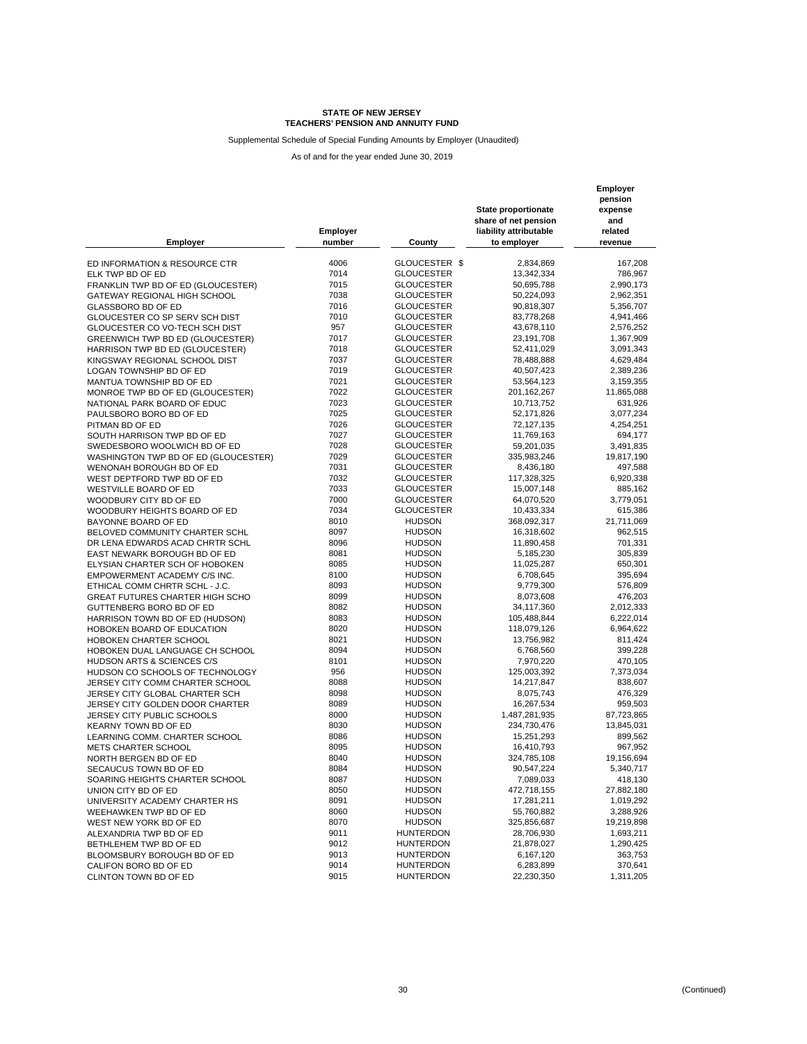**STATE OF NEW JERSEY**
**TEACHERS' PENSION AND ANNUITY FUND**

Supplemental Schedule of Special Funding Amounts by Employer (Unaudited)

As of and for the year ended June 30, 2019

| Employer | Employer number | County | State proportionate share of net pension liability attributable to employer | Employer pension expense and related revenue |
|---|---|---|---|---|
| ED INFORMATION & RESOURCE CTR | 4006 | GLOUCESTER | $ 2,834,869 | 167,208 |
| ELK TWP BD OF ED | 7014 | GLOUCESTER | 13,342,334 | 786,967 |
| FRANKLIN TWP BD OF ED (GLOUCESTER) | 7015 | GLOUCESTER | 50,695,788 | 2,990,173 |
| GATEWAY REGIONAL HIGH SCHOOL | 7038 | GLOUCESTER | 50,224,093 | 2,962,351 |
| GLASSBORO BD OF ED | 7016 | GLOUCESTER | 90,818,307 | 5,356,707 |
| GLOUCESTER CO SP SERV SCH DIST | 7010 | GLOUCESTER | 83,778,268 | 4,941,466 |
| GLOUCESTER CO VO-TECH SCH DIST | 957 | GLOUCESTER | 43,678,110 | 2,576,252 |
| GREENWICH TWP BD ED (GLOUCESTER) | 7017 | GLOUCESTER | 23,191,708 | 1,367,909 |
| HARRISON TWP BD ED (GLOUCESTER) | 7018 | GLOUCESTER | 52,411,029 | 3,091,343 |
| KINGSWAY REGIONAL SCHOOL DIST | 7037 | GLOUCESTER | 78,488,888 | 4,629,484 |
| LOGAN TOWNSHIP BD OF ED | 7019 | GLOUCESTER | 40,507,423 | 2,389,236 |
| MANTUA TOWNSHIP BD OF ED | 7021 | GLOUCESTER | 53,564,123 | 3,159,355 |
| MONROE TWP BD OF ED (GLOUCESTER) | 7022 | GLOUCESTER | 201,162,267 | 11,865,088 |
| NATIONAL PARK BOARD OF EDUC | 7023 | GLOUCESTER | 10,713,752 | 631,926 |
| PAULSBORO BORO BD OF ED | 7025 | GLOUCESTER | 52,171,826 | 3,077,234 |
| PITMAN BD OF ED | 7026 | GLOUCESTER | 72,127,135 | 4,254,251 |
| SOUTH HARRISON TWP BD OF ED | 7027 | GLOUCESTER | 11,769,163 | 694,177 |
| SWEDESBORO WOOLWICH BD OF ED | 7028 | GLOUCESTER | 59,201,035 | 3,491,835 |
| WASHINGTON TWP BD OF ED (GLOUCESTER) | 7029 | GLOUCESTER | 335,983,246 | 19,817,190 |
| WENONAH BOROUGH BD OF ED | 7031 | GLOUCESTER | 8,436,180 | 497,588 |
| WEST DEPTFORD TWP BD OF ED | 7032 | GLOUCESTER | 117,328,325 | 6,920,338 |
| WESTVILLE BOARD OF ED | 7033 | GLOUCESTER | 15,007,148 | 885,162 |
| WOODBURY CITY BD OF ED | 7000 | GLOUCESTER | 64,070,520 | 3,779,051 |
| WOODBURY HEIGHTS BOARD OF ED | 7034 | GLOUCESTER | 10,433,334 | 615,386 |
| BAYONNE BOARD OF ED | 8010 | HUDSON | 368,092,317 | 21,711,069 |
| BELOVED COMMUNITY CHARTER SCHL | 8097 | HUDSON | 16,318,602 | 962,515 |
| DR LENA EDWARDS ACAD CHRTR SCHL | 8096 | HUDSON | 11,890,458 | 701,331 |
| EAST NEWARK BOROUGH BD OF ED | 8081 | HUDSON | 5,185,230 | 305,839 |
| ELYSIAN CHARTER SCH OF HOBOKEN | 8085 | HUDSON | 11,025,287 | 650,301 |
| EMPOWERMENT ACADEMY C/S INC. | 8100 | HUDSON | 6,708,645 | 395,694 |
| ETHICAL COMM CHRTR SCHL - J.C. | 8093 | HUDSON | 9,779,300 | 576,809 |
| GREAT FUTURES CHARTER HIGH SCHO | 8099 | HUDSON | 8,073,608 | 476,203 |
| GUTTENBERG BORO BD OF ED | 8082 | HUDSON | 34,117,360 | 2,012,333 |
| HARRISON TOWN BD OF ED (HUDSON) | 8083 | HUDSON | 105,488,844 | 6,222,014 |
| HOBOKEN BOARD OF EDUCATION | 8020 | HUDSON | 118,079,126 | 6,964,622 |
| HOBOKEN CHARTER SCHOOL | 8021 | HUDSON | 13,756,982 | 811,424 |
| HOBOKEN DUAL LANGUAGE CH SCHOOL | 8094 | HUDSON | 6,768,560 | 399,228 |
| HUDSON ARTS & SCIENCES C/S | 8101 | HUDSON | 7,970,220 | 470,105 |
| HUDSON CO SCHOOLS OF TECHNOLOGY | 956 | HUDSON | 125,003,392 | 7,373,034 |
| JERSEY CITY COMM CHARTER SCHOOL | 8088 | HUDSON | 14,217,847 | 838,607 |
| JERSEY CITY GLOBAL CHARTER SCH | 8098 | HUDSON | 8,075,743 | 476,329 |
| JERSEY CITY GOLDEN DOOR CHARTER | 8089 | HUDSON | 16,267,534 | 959,503 |
| JERSEY CITY PUBLIC SCHOOLS | 8000 | HUDSON | 1,487,281,935 | 87,723,865 |
| KEARNY TOWN BD OF ED | 8030 | HUDSON | 234,730,476 | 13,845,031 |
| LEARNING COMM. CHARTER SCHOOL | 8086 | HUDSON | 15,251,293 | 899,562 |
| METS CHARTER SCHOOL | 8095 | HUDSON | 16,410,793 | 967,952 |
| NORTH BERGEN BD OF ED | 8040 | HUDSON | 324,785,108 | 19,156,694 |
| SECAUCUS TOWN BD OF ED | 8084 | HUDSON | 90,547,224 | 5,340,717 |
| SOARING HEIGHTS CHARTER SCHOOL | 8087 | HUDSON | 7,089,033 | 418,130 |
| UNION CITY BD OF ED | 8050 | HUDSON | 472,718,155 | 27,882,180 |
| UNIVERSITY ACADEMY CHARTER HS | 8091 | HUDSON | 17,281,211 | 1,019,292 |
| WEEHAWKEN TWP BD OF ED | 8060 | HUDSON | 55,760,882 | 3,288,926 |
| WEST NEW YORK BD OF ED | 8070 | HUDSON | 325,856,687 | 19,219,898 |
| ALEXANDRIA TWP BD OF ED | 9011 | HUNTERDON | 28,706,930 | 1,693,211 |
| BETHLEHEM TWP BD OF ED | 9012 | HUNTERDON | 21,878,027 | 1,290,425 |
| BLOOMSBURY BOROUGH BD OF ED | 9013 | HUNTERDON | 6,167,120 | 363,753 |
| CALIFON BORO BD OF ED | 9014 | HUNTERDON | 6,283,899 | 370,641 |
| CLINTON TOWN BD OF ED | 9015 | HUNTERDON | 22,230,350 | 1,311,205 |

(Continued)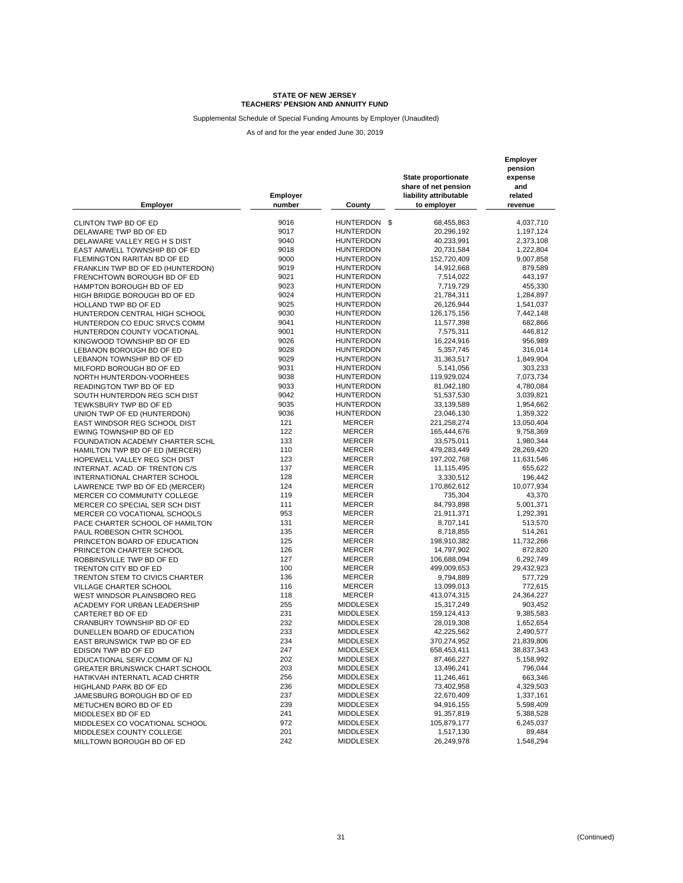**STATE OF NEW JERSEY**
**TEACHERS' PENSION AND ANNUITY FUND**

Supplemental Schedule of Special Funding Amounts by Employer (Unaudited)

As of and for the year ended June 30, 2019

| Employer | Employer number | County | State proportionate share of net pension liability attributable to employer | Employer pension expense and related revenue |
|---|---|---|---|---|
| CLINTON TWP BD OF ED | 9016 | HUNTERDON | $ 68,455,863 | 4,037,710 |
| DELAWARE TWP BD OF ED | 9017 | HUNTERDON | 20,296,192 | 1,197,124 |
| DELAWARE VALLEY REG H S DIST | 9040 | HUNTERDON | 40,233,991 | 2,373,108 |
| EAST AMWELL TOWNSHIP BD OF ED | 9018 | HUNTERDON | 20,731,584 | 1,222,804 |
| FLEMINGTON RARITAN BD OF ED | 9000 | HUNTERDON | 152,720,409 | 9,007,858 |
| FRANKLIN TWP BD OF ED (HUNTERDON) | 9019 | HUNTERDON | 14,912,668 | 879,589 |
| FRENCHTOWN BOROUGH BD OF ED | 9021 | HUNTERDON | 7,514,022 | 443,197 |
| HAMPTON BOROUGH BD OF ED | 9023 | HUNTERDON | 7,719,729 | 455,330 |
| HIGH BRIDGE BOROUGH BD OF ED | 9024 | HUNTERDON | 21,784,311 | 1,284,897 |
| HOLLAND TWP BD OF ED | 9025 | HUNTERDON | 26,126,944 | 1,541,037 |
| HUNTERDON CENTRAL HIGH SCHOOL | 9030 | HUNTERDON | 126,175,156 | 7,442,148 |
| HUNTERDON CO EDUC SRVCS COMM | 9041 | HUNTERDON | 11,577,398 | 682,866 |
| HUNTERDON COUNTY VOCATIONAL | 9001 | HUNTERDON | 7,575,311 | 446,812 |
| KINGWOOD TOWNSHIP BD OF ED | 9026 | HUNTERDON | 16,224,916 | 956,989 |
| LEBANON BOROUGH BD OF ED | 9028 | HUNTERDON | 5,357,745 | 316,014 |
| LEBANON TOWNSHIP BD OF ED | 9029 | HUNTERDON | 31,363,517 | 1,849,904 |
| MILFORD BOROUGH BD OF ED | 9031 | HUNTERDON | 5,141,056 | 303,233 |
| NORTH HUNTERDON-VOORHEES | 9038 | HUNTERDON | 119,929,024 | 7,073,734 |
| READINGTON TWP BD OF ED | 9033 | HUNTERDON | 81,042,180 | 4,780,084 |
| SOUTH HUNTERDON REG SCH DIST | 9042 | HUNTERDON | 51,537,530 | 3,039,821 |
| TEWKSBURY TWP BD OF ED | 9035 | HUNTERDON | 33,139,589 | 1,954,662 |
| UNION TWP OF ED (HUNTERDON) | 9036 | HUNTERDON | 23,046,130 | 1,359,322 |
| EAST WINDSOR REG SCHOOL DIST | 121 | MERCER | 221,258,274 | 13,050,404 |
| EWING TOWNSHIP BD OF ED | 122 | MERCER | 165,444,676 | 9,758,369 |
| FOUNDATION ACADEMY CHARTER SCHL | 133 | MERCER | 33,575,011 | 1,980,344 |
| HAMILTON TWP BD OF ED (MERCER) | 110 | MERCER | 479,283,449 | 28,269,420 |
| HOPEWELL VALLEY REG SCH DIST | 123 | MERCER | 197,202,768 | 11,631,546 |
| INTERNAT. ACAD. OF TRENTON C/S | 137 | MERCER | 11,115,495 | 655,622 |
| INTERNATIONAL CHARTER SCHOOL | 128 | MERCER | 3,330,512 | 196,442 |
| LAWRENCE TWP BD OF ED (MERCER) | 124 | MERCER | 170,862,612 | 10,077,934 |
| MERCER CO COMMUNITY COLLEGE | 119 | MERCER | 735,304 | 43,370 |
| MERCER CO SPECIAL SER SCH DIST | 111 | MERCER | 84,793,898 | 5,001,371 |
| MERCER CO VOCATIONAL SCHOOLS | 953 | MERCER | 21,911,371 | 1,292,391 |
| PACE CHARTER SCHOOL OF HAMILTON | 131 | MERCER | 8,707,141 | 513,570 |
| PAUL ROBESON CHTR SCHOOL | 135 | MERCER | 8,718,855 | 514,261 |
| PRINCETON BOARD OF EDUCATION | 125 | MERCER | 198,910,382 | 11,732,266 |
| PRINCETON CHARTER SCHOOL | 126 | MERCER | 14,797,902 | 872,820 |
| ROBBINSVILLE TWP BD OF ED | 127 | MERCER | 106,688,094 | 6,292,749 |
| TRENTON CITY BD OF ED | 100 | MERCER | 499,009,653 | 29,432,923 |
| TRENTON STEM TO CIVICS CHARTER | 136 | MERCER | 9,794,889 | 577,729 |
| VILLAGE CHARTER SCHOOL | 116 | MERCER | 13,099,013 | 772,615 |
| WEST WINDSOR PLAINSBORO REG | 118 | MERCER | 413,074,315 | 24,364,227 |
| ACADEMY FOR URBAN LEADERSHIP | 255 | MIDDLESEX | 15,317,249 | 903,452 |
| CARTERET BD OF ED | 231 | MIDDLESEX | 159,124,413 | 9,385,583 |
| CRANBURY TOWNSHIP BD OF ED | 232 | MIDDLESEX | 28,019,308 | 1,652,654 |
| DUNELLEN BOARD OF EDUCATION | 233 | MIDDLESEX | 42,225,562 | 2,490,577 |
| EAST BRUNSWICK TWP BD OF ED | 234 | MIDDLESEX | 370,274,952 | 21,839,806 |
| EDISON TWP BD OF ED | 247 | MIDDLESEX | 658,453,411 | 38,837,343 |
| EDUCATIONAL SERV.COMM OF NJ | 202 | MIDDLESEX | 87,466,227 | 5,158,992 |
| GREATER BRUNSWICK CHART.SCHOOL | 203 | MIDDLESEX | 13,496,241 | 796,044 |
| HATIKVAH INTERNATL ACAD CHRTR | 256 | MIDDLESEX | 11,246,461 | 663,346 |
| HIGHLAND PARK BD OF ED | 236 | MIDDLESEX | 73,402,958 | 4,329,503 |
| JAMESBURG BOROUGH BD OF ED | 237 | MIDDLESEX | 22,670,409 | 1,337,161 |
| METUCHEN BORO BD OF ED | 239 | MIDDLESEX | 94,916,155 | 5,598,409 |
| MIDDLESEX BD OF ED | 241 | MIDDLESEX | 91,357,819 | 5,388,528 |
| MIDDLESEX CO VOCATIONAL SCHOOL | 972 | MIDDLESEX | 105,879,177 | 6,245,037 |
| MIDDLESEX COUNTY COLLEGE | 201 | MIDDLESEX | 1,517,130 | 89,484 |
| MILLTOWN BOROUGH BD OF ED | 242 | MIDDLESEX | 26,249,978 | 1,548,294 |

(Continued)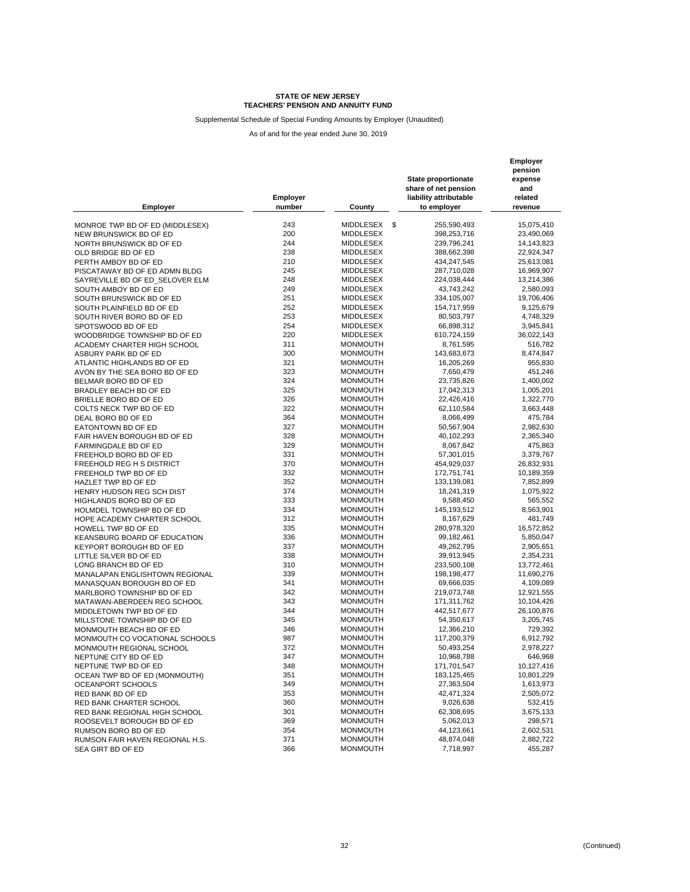**STATE OF NEW JERSEY**
**TEACHERS' PENSION AND ANNUITY FUND**

Supplemental Schedule of Special Funding Amounts by Employer (Unaudited)

As of and for the year ended June 30, 2019

| Employer | Employer number | County | State proportionate share of net pension liability attributable to employer | Employer pension expense and related revenue |
|---|---|---|---|---|
| MONROE TWP BD OF ED (MIDDLESEX) | 243 | MIDDLESEX | $ 255,590,493 | 15,075,410 |
| NEW BRUNSWICK BD OF ED | 200 | MIDDLESEX | 398,253,716 | 23,490,069 |
| NORTH BRUNSWICK BD OF ED | 244 | MIDDLESEX | 239,796,241 | 14,143,823 |
| OLD BRIDGE BD OF ED | 238 | MIDDLESEX | 388,662,398 | 22,924,347 |
| PERTH AMBOY BD OF ED | 210 | MIDDLESEX | 434,247,545 | 25,613,081 |
| PISCATAWAY BD OF ED ADMN BLDG | 245 | MIDDLESEX | 287,710,028 | 16,969,907 |
| SAYREVILLE BD OF ED_SELOVER ELM | 248 | MIDDLESEX | 224,038,444 | 13,214,386 |
| SOUTH AMBOY BD OF ED | 249 | MIDDLESEX | 43,743,242 | 2,580,093 |
| SOUTH BRUNSWICK BD OF ED | 251 | MIDDLESEX | 334,105,007 | 19,706,406 |
| SOUTH PLAINFIELD BD OF ED | 252 | MIDDLESEX | 154,717,959 | 9,125,679 |
| SOUTH RIVER BORO BD OF ED | 253 | MIDDLESEX | 80,503,797 | 4,748,329 |
| SPOTSWOOD BD OF ED | 254 | MIDDLESEX | 66,898,312 | 3,945,841 |
| WOODBRIDGE TOWNSHIP BD OF ED | 220 | MIDDLESEX | 610,724,159 | 36,022,143 |
| ACADEMY CHARTER HIGH SCHOOL | 311 | MONMOUTH | 8,761,595 | 516,782 |
| ASBURY PARK BD OF ED | 300 | MONMOUTH | 143,683,673 | 8,474,847 |
| ATLANTIC HIGHLANDS BD OF ED | 321 | MONMOUTH | 16,205,269 | 955,830 |
| AVON BY THE SEA BORO BD OF ED | 323 | MONMOUTH | 7,650,479 | 451,246 |
| BELMAR BORO BD OF ED | 324 | MONMOUTH | 23,735,826 | 1,400,002 |
| BRADLEY BEACH BD OF ED | 325 | MONMOUTH | 17,042,313 | 1,005,201 |
| BRIELLE BORO BD OF ED | 326 | MONMOUTH | 22,426,416 | 1,322,770 |
| COLTS NECK TWP BD OF ED | 322 | MONMOUTH | 62,110,584 | 3,663,448 |
| DEAL BORO BD OF ED | 364 | MONMOUTH | 8,066,499 | 475,784 |
| EATONTOWN BD OF ED | 327 | MONMOUTH | 50,567,904 | 2,982,630 |
| FAIR HAVEN BOROUGH BD OF ED | 328 | MONMOUTH | 40,102,293 | 2,365,340 |
| FARMINGDALE BD OF ED | 329 | MONMOUTH | 8,067,842 | 475,863 |
| FREEHOLD BORO BD OF ED | 331 | MONMOUTH | 57,301,015 | 3,379,767 |
| FREEHOLD REG H S DISTRICT | 370 | MONMOUTH | 454,929,037 | 26,832,931 |
| FREEHOLD TWP BD OF ED | 332 | MONMOUTH | 172,751,741 | 10,189,359 |
| HAZLET TWP BD OF ED | 352 | MONMOUTH | 133,139,081 | 7,852,899 |
| HENRY HUDSON REG SCH DIST | 374 | MONMOUTH | 18,241,319 | 1,075,922 |
| HIGHLANDS BORO BD OF ED | 333 | MONMOUTH | 9,588,450 | 565,552 |
| HOLMDEL TOWNSHIP BD OF ED | 334 | MONMOUTH | 145,193,512 | 8,563,901 |
| HOPE ACADEMY CHARTER SCHOOL | 312 | MONMOUTH | 8,167,629 | 481,749 |
| HOWELL TWP BD OF ED | 335 | MONMOUTH | 280,978,320 | 16,572,852 |
| KEANSBURG BOARD OF EDUCATION | 336 | MONMOUTH | 99,182,461 | 5,850,047 |
| KEYPORT BOROUGH BD OF ED | 337 | MONMOUTH | 49,262,795 | 2,905,651 |
| LITTLE SILVER BD OF ED | 338 | MONMOUTH | 39,913,945 | 2,354,231 |
| LONG BRANCH BD OF ED | 310 | MONMOUTH | 233,500,108 | 13,772,461 |
| MANALAPAN ENGLISHTOWN REGIONAL | 339 | MONMOUTH | 198,198,477 | 11,690,276 |
| MANASQUAN BOROUGH BD OF ED | 341 | MONMOUTH | 69,666,035 | 4,109,089 |
| MARLBORO TOWNSHIP BD OF ED | 342 | MONMOUTH | 219,073,748 | 12,921,555 |
| MATAWAN-ABERDEEN REG SCHOOL | 343 | MONMOUTH | 171,311,762 | 10,104,426 |
| MIDDLETOWN TWP BD OF ED | 344 | MONMOUTH | 442,517,677 | 26,100,876 |
| MILLSTONE TOWNSHIP BD OF ED | 345 | MONMOUTH | 54,350,617 | 3,205,745 |
| MONMOUTH BEACH BD OF ED | 346 | MONMOUTH | 12,366,210 | 729,392 |
| MONMOUTH CO VOCATIONAL SCHOOLS | 987 | MONMOUTH | 117,200,379 | 6,912,792 |
| MONMOUTH REGIONAL SCHOOL | 372 | MONMOUTH | 50,493,254 | 2,978,227 |
| NEPTUNE CITY BD OF ED | 347 | MONMOUTH | 10,968,788 | 646,968 |
| NEPTUNE TWP BD OF ED | 348 | MONMOUTH | 171,701,547 | 10,127,416 |
| OCEAN TWP BD OF ED (MONMOUTH) | 351 | MONMOUTH | 183,125,465 | 10,801,229 |
| OCEANPORT SCHOOLS | 349 | MONMOUTH | 27,363,504 | 1,613,973 |
| RED BANK BD OF ED | 353 | MONMOUTH | 42,471,324 | 2,505,072 |
| RED BANK CHARTER SCHOOL | 360 | MONMOUTH | 9,026,638 | 532,415 |
| RED BANK REGIONAL HIGH SCHOOL | 301 | MONMOUTH | 62,308,695 | 3,675,133 |
| ROOSEVELT BOROUGH BD OF ED | 369 | MONMOUTH | 5,062,013 | 298,571 |
| RUMSON BORO BD OF ED | 354 | MONMOUTH | 44,123,661 | 2,602,531 |
| RUMSON FAIR HAVEN REGIONAL H.S. | 371 | MONMOUTH | 48,874,048 | 2,882,722 |
| SEA GIRT BD OF ED | 366 | MONMOUTH | 7,718,997 | 455,287 |

(Continued)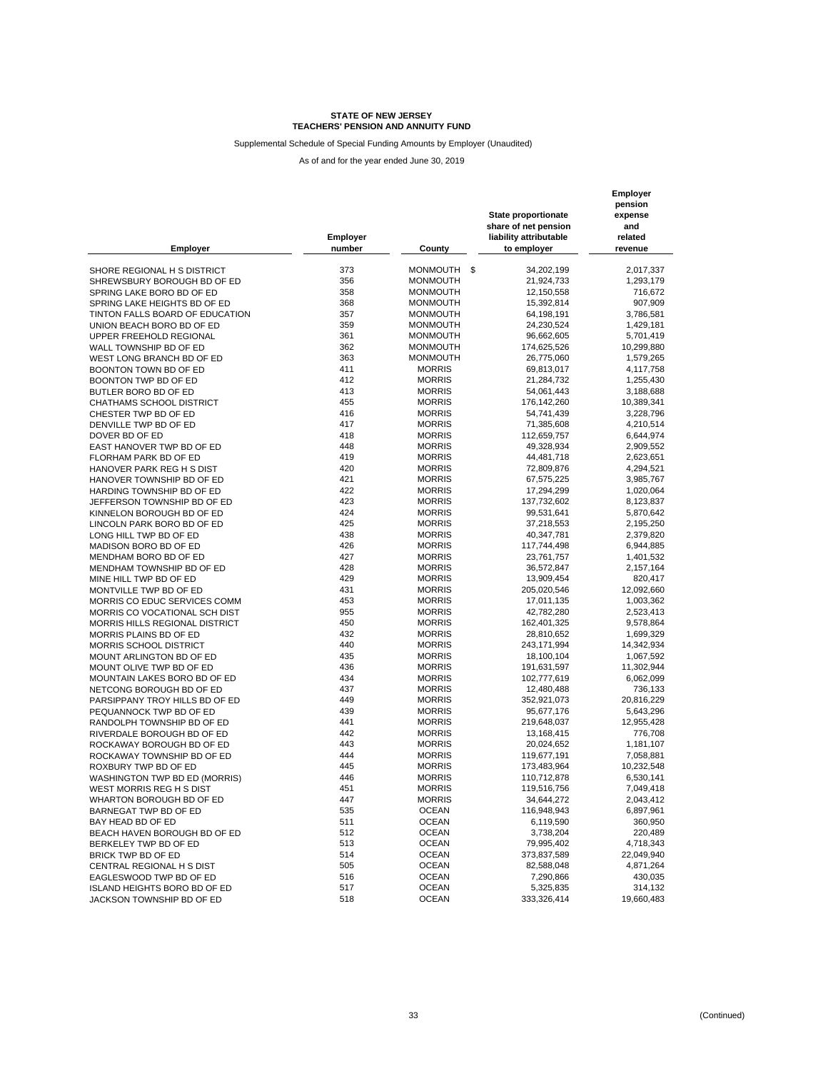**STATE OF NEW JERSEY**
**TEACHERS' PENSION AND ANNUITY FUND**

Supplemental Schedule of Special Funding Amounts by Employer (Unaudited)

As of and for the year ended June 30, 2019

| Employer | Employer number | County | State proportionate share of net pension liability attributable to employer | Employer pension expense and related revenue |
|---|---|---|---|---|
| SHORE REGIONAL H S DISTRICT | 373 | MONMOUTH | $ 34,202,199 | 2,017,337 |
| SHREWSBURY BOROUGH BD OF ED | 356 | MONMOUTH | 21,924,733 | 1,293,179 |
| SPRING LAKE BORO BD OF ED | 358 | MONMOUTH | 12,150,558 | 716,672 |
| SPRING LAKE HEIGHTS BD OF ED | 368 | MONMOUTH | 15,392,814 | 907,909 |
| TINTON FALLS BOARD OF EDUCATION | 357 | MONMOUTH | 64,198,191 | 3,786,581 |
| UNION BEACH BORO BD OF ED | 359 | MONMOUTH | 24,230,524 | 1,429,181 |
| UPPER FREEHOLD REGIONAL | 361 | MONMOUTH | 96,662,605 | 5,701,419 |
| WALL TOWNSHIP BD OF ED | 362 | MONMOUTH | 174,625,526 | 10,299,880 |
| WEST LONG BRANCH BD OF ED | 363 | MONMOUTH | 26,775,060 | 1,579,265 |
| BOONTON TOWN BD OF ED | 411 | MORRIS | 69,813,017 | 4,117,758 |
| BOONTON TWP BD OF ED | 412 | MORRIS | 21,284,732 | 1,255,430 |
| BUTLER BORO BD OF ED | 413 | MORRIS | 54,061,443 | 3,188,688 |
| CHATHAMS SCHOOL DISTRICT | 455 | MORRIS | 176,142,260 | 10,389,341 |
| CHESTER TWP BD OF ED | 416 | MORRIS | 54,741,439 | 3,228,796 |
| DENVILLE TWP BD OF ED | 417 | MORRIS | 71,385,608 | 4,210,514 |
| DOVER BD OF ED | 418 | MORRIS | 112,659,757 | 6,644,974 |
| EAST HANOVER TWP BD OF ED | 448 | MORRIS | 49,328,934 | 2,909,552 |
| FLORHAM PARK BD OF ED | 419 | MORRIS | 44,481,718 | 2,623,651 |
| HANOVER PARK REG H S DIST | 420 | MORRIS | 72,809,876 | 4,294,521 |
| HANOVER TOWNSHIP BD OF ED | 421 | MORRIS | 67,575,225 | 3,985,767 |
| HARDING TOWNSHIP BD OF ED | 422 | MORRIS | 17,294,299 | 1,020,064 |
| JEFFERSON TOWNSHIP BD OF ED | 423 | MORRIS | 137,732,602 | 8,123,837 |
| KINNELON BOROUGH BD OF ED | 424 | MORRIS | 99,531,641 | 5,870,642 |
| LINCOLN PARK BORO BD OF ED | 425 | MORRIS | 37,218,553 | 2,195,250 |
| LONG HILL TWP BD OF ED | 438 | MORRIS | 40,347,781 | 2,379,820 |
| MADISON BORO BD OF ED | 426 | MORRIS | 117,744,498 | 6,944,885 |
| MENDHAM BORO BD OF ED | 427 | MORRIS | 23,761,757 | 1,401,532 |
| MENDHAM TOWNSHIP BD OF ED | 428 | MORRIS | 36,572,847 | 2,157,164 |
| MINE HILL TWP BD OF ED | 429 | MORRIS | 13,909,454 | 820,417 |
| MONTVILLE TWP BD OF ED | 431 | MORRIS | 205,020,546 | 12,092,660 |
| MORRIS CO EDUC SERVICES COMM | 453 | MORRIS | 17,011,135 | 1,003,362 |
| MORRIS CO VOCATIONAL SCH DIST | 955 | MORRIS | 42,782,280 | 2,523,413 |
| MORRIS HILLS REGIONAL DISTRICT | 450 | MORRIS | 162,401,325 | 9,578,864 |
| MORRIS PLAINS BD OF ED | 432 | MORRIS | 28,810,652 | 1,699,329 |
| MORRIS SCHOOL DISTRICT | 440 | MORRIS | 243,171,994 | 14,342,934 |
| MOUNT ARLINGTON BD OF ED | 435 | MORRIS | 18,100,104 | 1,067,592 |
| MOUNT OLIVE TWP BD OF ED | 436 | MORRIS | 191,631,597 | 11,302,944 |
| MOUNTAIN LAKES BORO BD OF ED | 434 | MORRIS | 102,777,619 | 6,062,099 |
| NETCONG BOROUGH BD OF ED | 437 | MORRIS | 12,480,488 | 736,133 |
| PARSIPPANY TROY HILLS BD OF ED | 449 | MORRIS | 352,921,073 | 20,816,229 |
| PEQUANNOCK TWP BD OF ED | 439 | MORRIS | 95,677,176 | 5,643,296 |
| RANDOLPH TOWNSHIP BD OF ED | 441 | MORRIS | 219,648,037 | 12,955,428 |
| RIVERDALE BOROUGH BD OF ED | 442 | MORRIS | 13,168,415 | 776,708 |
| ROCKAWAY BOROUGH BD OF ED | 443 | MORRIS | 20,024,652 | 1,181,107 |
| ROCKAWAY TOWNSHIP BD OF ED | 444 | MORRIS | 119,677,191 | 7,058,881 |
| ROXBURY TWP BD OF ED | 445 | MORRIS | 173,483,964 | 10,232,548 |
| WASHINGTON TWP BD ED (MORRIS) | 446 | MORRIS | 110,712,878 | 6,530,141 |
| WEST MORRIS REG H S DIST | 451 | MORRIS | 119,516,756 | 7,049,418 |
| WHARTON BOROUGH BD OF ED | 447 | MORRIS | 34,644,272 | 2,043,412 |
| BARNEGAT TWP BD OF ED | 535 | OCEAN | 116,948,943 | 6,897,961 |
| BAY HEAD BD OF ED | 511 | OCEAN | 6,119,590 | 360,950 |
| BEACH HAVEN BOROUGH BD OF ED | 512 | OCEAN | 3,738,204 | 220,489 |
| BERKELEY TWP BD OF ED | 513 | OCEAN | 79,995,402 | 4,718,343 |
| BRICK TWP BD OF ED | 514 | OCEAN | 373,837,589 | 22,049,940 |
| CENTRAL REGIONAL H S DIST | 505 | OCEAN | 82,588,048 | 4,871,264 |
| EAGLESWOOD TWP BD OF ED | 516 | OCEAN | 7,290,866 | 430,035 |
| ISLAND HEIGHTS BORO BD OF ED | 517 | OCEAN | 5,325,835 | 314,132 |
| JACKSON TOWNSHIP BD OF ED | 518 | OCEAN | 333,326,414 | 19,660,483 |

(Continued)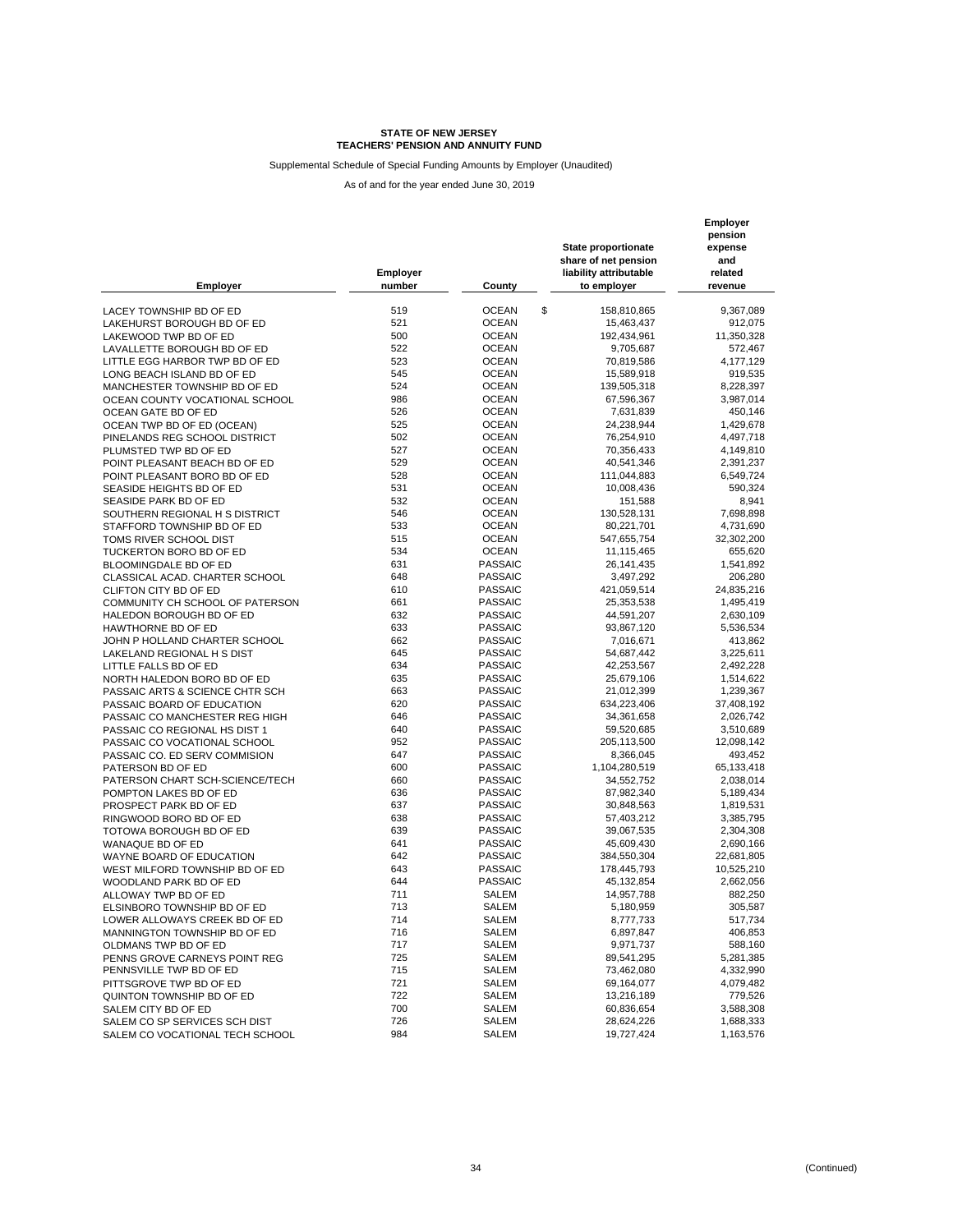**STATE OF NEW JERSEY**
**TEACHERS' PENSION AND ANNUITY FUND**

Supplemental Schedule of Special Funding Amounts by Employer (Unaudited)

As of and for the year ended June 30, 2019

| Employer | Employer number | County | State proportionate share of net pension liability attributable to employer | Employer pension expense and related revenue |
|---|---|---|---|---|
| LACEY TOWNSHIP BD OF ED | 519 | OCEAN | $ 158,810,865 | 9,367,089 |
| LAKEHURST BOROUGH BD OF ED | 521 | OCEAN | 15,463,437 | 912,075 |
| LAKEWOOD TWP BD OF ED | 500 | OCEAN | 192,434,961 | 11,350,328 |
| LAVALLETTE BOROUGH BD OF ED | 522 | OCEAN | 9,705,687 | 572,467 |
| LITTLE EGG HARBOR TWP BD OF ED | 523 | OCEAN | 70,819,586 | 4,177,129 |
| LONG BEACH ISLAND BD OF ED | 545 | OCEAN | 15,589,918 | 919,535 |
| MANCHESTER TOWNSHIP BD OF ED | 524 | OCEAN | 139,505,318 | 8,228,397 |
| OCEAN COUNTY VOCATIONAL SCHOOL | 986 | OCEAN | 67,596,367 | 3,987,014 |
| OCEAN GATE BD OF ED | 526 | OCEAN | 7,631,839 | 450,146 |
| OCEAN TWP BD OF ED (OCEAN) | 525 | OCEAN | 24,238,944 | 1,429,678 |
| PINELANDS REG SCHOOL DISTRICT | 502 | OCEAN | 76,254,910 | 4,497,718 |
| PLUMSTED TWP BD OF ED | 527 | OCEAN | 70,356,433 | 4,149,810 |
| POINT PLEASANT BEACH BD OF ED | 529 | OCEAN | 40,541,346 | 2,391,237 |
| POINT PLEASANT BORO BD OF ED | 528 | OCEAN | 111,044,883 | 6,549,724 |
| SEASIDE HEIGHTS BD OF ED | 531 | OCEAN | 10,008,436 | 590,324 |
| SEASIDE PARK BD OF ED | 532 | OCEAN | 151,588 | 8,941 |
| SOUTHERN REGIONAL H S DISTRICT | 546 | OCEAN | 130,528,131 | 7,698,898 |
| STAFFORD TOWNSHIP BD OF ED | 533 | OCEAN | 80,221,701 | 4,731,690 |
| TOMS RIVER SCHOOL DIST | 515 | OCEAN | 547,655,754 | 32,302,200 |
| TUCKERTON BORO BD OF ED | 534 | OCEAN | 11,115,465 | 655,620 |
| BLOOMINGDALE BD OF ED | 631 | PASSAIC | 26,141,435 | 1,541,892 |
| CLASSICAL ACAD. CHARTER SCHOOL | 648 | PASSAIC | 3,497,292 | 206,280 |
| CLIFTON CITY BD OF ED | 610 | PASSAIC | 421,059,514 | 24,835,216 |
| COMMUNITY CH SCHOOL OF PATERSON | 661 | PASSAIC | 25,353,538 | 1,495,419 |
| HALEDON BOROUGH BD OF ED | 632 | PASSAIC | 44,591,207 | 2,630,109 |
| HAWTHORNE BD OF ED | 633 | PASSAIC | 93,867,120 | 5,536,534 |
| JOHN P HOLLAND CHARTER SCHOOL | 662 | PASSAIC | 7,016,671 | 413,862 |
| LAKELAND REGIONAL H S DIST | 645 | PASSAIC | 54,687,442 | 3,225,611 |
| LITTLE FALLS BD OF ED | 634 | PASSAIC | 42,253,567 | 2,492,228 |
| NORTH HALEDON BORO BD OF ED | 635 | PASSAIC | 25,679,106 | 1,514,622 |
| PASSAIC ARTS & SCIENCE CHTR SCH | 663 | PASSAIC | 21,012,399 | 1,239,367 |
| PASSAIC BOARD OF EDUCATION | 620 | PASSAIC | 634,223,406 | 37,408,192 |
| PASSAIC CO MANCHESTER REG HIGH | 646 | PASSAIC | 34,361,658 | 2,026,742 |
| PASSAIC CO REGIONAL HS DIST 1 | 640 | PASSAIC | 59,520,685 | 3,510,689 |
| PASSAIC CO VOCATIONAL SCHOOL | 952 | PASSAIC | 205,113,500 | 12,098,142 |
| PASSAIC CO. ED SERV COMMISION | 647 | PASSAIC | 8,366,045 | 493,452 |
| PATERSON BD OF ED | 600 | PASSAIC | 1,104,280,519 | 65,133,418 |
| PATERSON CHART SCH-SCIENCE/TECH | 660 | PASSAIC | 34,552,752 | 2,038,014 |
| POMPTON LAKES BD OF ED | 636 | PASSAIC | 87,982,340 | 5,189,434 |
| PROSPECT PARK BD OF ED | 637 | PASSAIC | 30,848,563 | 1,819,531 |
| RINGWOOD BORO BD OF ED | 638 | PASSAIC | 57,403,212 | 3,385,795 |
| TOTOWA BOROUGH BD OF ED | 639 | PASSAIC | 39,067,535 | 2,304,308 |
| WANAQUE BD OF ED | 641 | PASSAIC | 45,609,430 | 2,690,166 |
| WAYNE BOARD OF EDUCATION | 642 | PASSAIC | 384,550,304 | 22,681,805 |
| WEST MILFORD TOWNSHIP BD OF ED | 643 | PASSAIC | 178,445,793 | 10,525,210 |
| WOODLAND PARK BD OF ED | 644 | PASSAIC | 45,132,854 | 2,662,056 |
| ALLOWAY TWP BD OF ED | 711 | SALEM | 14,957,788 | 882,250 |
| ELSINBORO TOWNSHIP BD OF ED | 713 | SALEM | 5,180,959 | 305,587 |
| LOWER ALLOWAYS CREEK BD OF ED | 714 | SALEM | 8,777,733 | 517,734 |
| MANNINGTON TOWNSHIP BD OF ED | 716 | SALEM | 6,897,847 | 406,853 |
| OLDMANS TWP BD OF ED | 717 | SALEM | 9,971,737 | 588,160 |
| PENNS GROVE CARNEYS POINT REG | 725 | SALEM | 89,541,295 | 5,281,385 |
| PENNSVILLE TWP BD OF ED | 715 | SALEM | 73,462,080 | 4,332,990 |
| PITTSGROVE TWP BD OF ED | 721 | SALEM | 69,164,077 | 4,079,482 |
| QUINTON TOWNSHIP BD OF ED | 722 | SALEM | 13,216,189 | 779,526 |
| SALEM CITY BD OF ED | 700 | SALEM | 60,836,654 | 3,588,308 |
| SALEM CO SP SERVICES SCH DIST | 726 | SALEM | 28,624,226 | 1,688,333 |
| SALEM CO VOCATIONAL TECH SCHOOL | 984 | SALEM | 19,727,424 | 1,163,576 |

(Continued)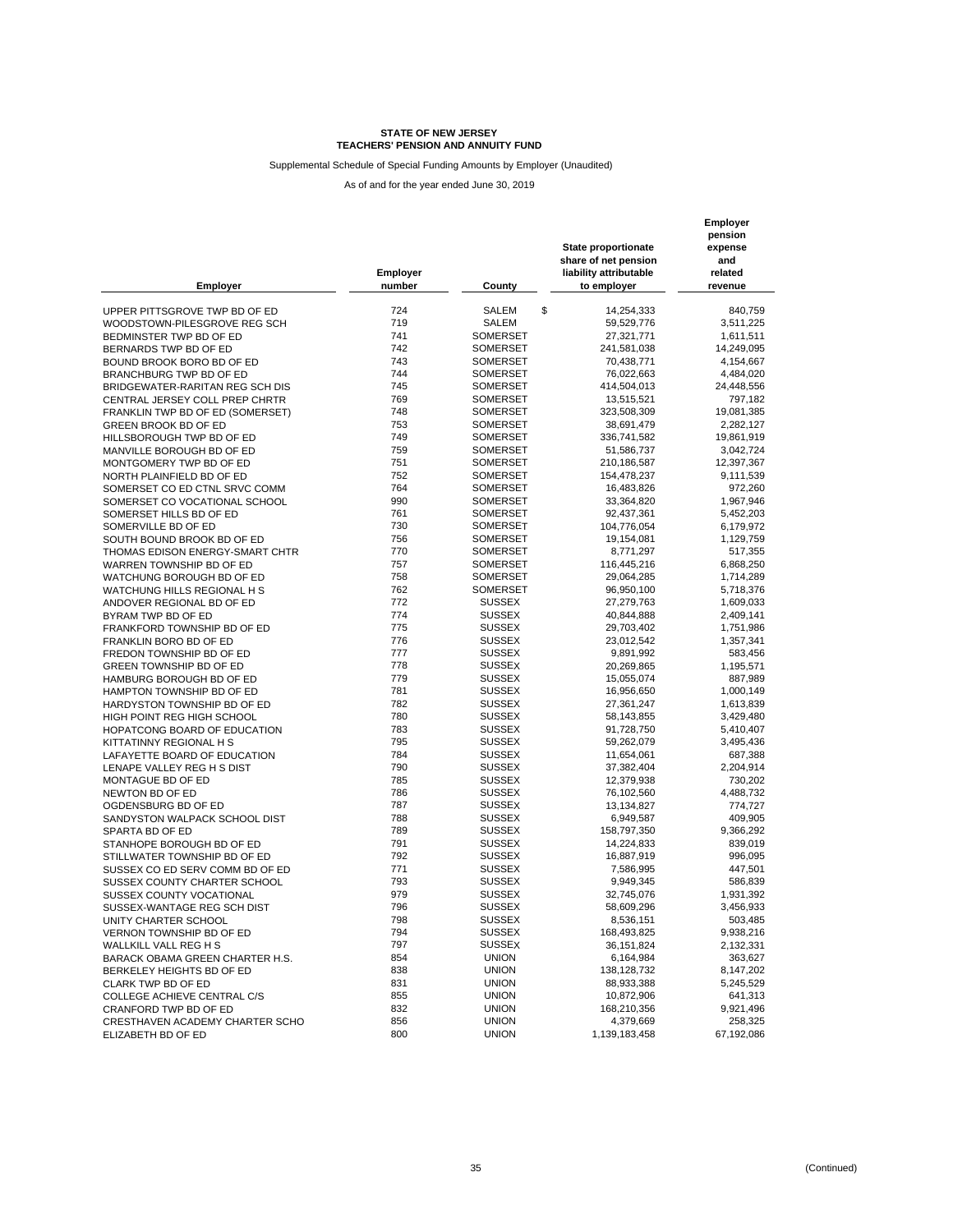**STATE OF NEW JERSEY**
**TEACHERS' PENSION AND ANNUITY FUND**

Supplemental Schedule of Special Funding Amounts by Employer (Unaudited)

As of and for the year ended June 30, 2019

| Employer | Employer number | County | State proportionate share of net pension liability attributable to employer | Employer pension expense and related revenue |
|---|---|---|---|---|
| UPPER PITTSGROVE TWP BD OF ED | 724 | SALEM | $ 14,254,333 | 840,759 |
| WOODSTOWN-PILESGROVE REG SCH | 719 | SALEM | 59,529,776 | 3,511,225 |
| BEDMINSTER TWP BD OF ED | 741 | SOMERSET | 27,321,771 | 1,611,511 |
| BERNARDS TWP BD OF ED | 742 | SOMERSET | 241,581,038 | 14,249,095 |
| BOUND BROOK BORO BD OF ED | 743 | SOMERSET | 70,438,771 | 4,154,667 |
| BRANCHBURG TWP BD OF ED | 744 | SOMERSET | 76,022,663 | 4,484,020 |
| BRIDGEWATER-RARITAN REG SCH DIS | 745 | SOMERSET | 414,504,013 | 24,448,556 |
| CENTRAL JERSEY COLL PREP CHRTR | 769 | SOMERSET | 13,515,521 | 797,182 |
| FRANKLIN TWP BD OF ED (SOMERSET) | 748 | SOMERSET | 323,508,309 | 19,081,385 |
| GREEN BROOK BD OF ED | 753 | SOMERSET | 38,691,479 | 2,282,127 |
| HILLSBOROUGH TWP BD OF ED | 749 | SOMERSET | 336,741,582 | 19,861,919 |
| MANVILLE BOROUGH BD OF ED | 759 | SOMERSET | 51,586,737 | 3,042,724 |
| MONTGOMERY TWP BD OF ED | 751 | SOMERSET | 210,186,587 | 12,397,367 |
| NORTH PLAINFIELD BD OF ED | 752 | SOMERSET | 154,478,237 | 9,111,539 |
| SOMERSET CO ED CTNL SRVC COMM | 764 | SOMERSET | 16,483,826 | 972,260 |
| SOMERSET CO VOCATIONAL SCHOOL | 990 | SOMERSET | 33,364,820 | 1,967,946 |
| SOMERSET HILLS BD OF ED | 761 | SOMERSET | 92,437,361 | 5,452,203 |
| SOMERVILLE BD OF ED | 730 | SOMERSET | 104,776,054 | 6,179,972 |
| SOUTH BOUND BROOK BD OF ED | 756 | SOMERSET | 19,154,081 | 1,129,759 |
| THOMAS EDISON ENERGY-SMART CHTR | 770 | SOMERSET | 8,771,297 | 517,355 |
| WARREN TOWNSHIP BD OF ED | 757 | SOMERSET | 116,445,216 | 6,868,250 |
| WATCHUNG BOROUGH BD OF ED | 758 | SOMERSET | 29,064,285 | 1,714,289 |
| WATCHUNG HILLS REGIONAL H S | 762 | SOMERSET | 96,950,100 | 5,718,376 |
| ANDOVER REGIONAL BD OF ED | 772 | SUSSEX | 27,279,763 | 1,609,033 |
| BYRAM TWP BD OF ED | 774 | SUSSEX | 40,844,888 | 2,409,141 |
| FRANKFORD TOWNSHIP BD OF ED | 775 | SUSSEX | 29,703,402 | 1,751,986 |
| FRANKLIN BORO BD OF ED | 776 | SUSSEX | 23,012,542 | 1,357,341 |
| FREDON TOWNSHIP BD OF ED | 777 | SUSSEX | 9,891,992 | 583,456 |
| GREEN TOWNSHIP BD OF ED | 778 | SUSSEX | 20,269,865 | 1,195,571 |
| HAMBURG BOROUGH BD OF ED | 779 | SUSSEX | 15,055,074 | 887,989 |
| HAMPTON TOWNSHIP BD OF ED | 781 | SUSSEX | 16,956,650 | 1,000,149 |
| HARDYSTON TOWNSHIP BD OF ED | 782 | SUSSEX | 27,361,247 | 1,613,839 |
| HIGH POINT REG HIGH SCHOOL | 780 | SUSSEX | 58,143,855 | 3,429,480 |
| HOPATCONG BOARD OF EDUCATION | 783 | SUSSEX | 91,728,750 | 5,410,407 |
| KITTATINNY REGIONAL H S | 795 | SUSSEX | 59,262,079 | 3,495,436 |
| LAFAYETTE BOARD OF EDUCATION | 784 | SUSSEX | 11,654,061 | 687,388 |
| LENAPE VALLEY REG H S DIST | 790 | SUSSEX | 37,382,404 | 2,204,914 |
| MONTAGUE BD OF ED | 785 | SUSSEX | 12,379,938 | 730,202 |
| NEWTON BD OF ED | 786 | SUSSEX | 76,102,560 | 4,488,732 |
| OGDENSBURG BD OF ED | 787 | SUSSEX | 13,134,827 | 774,727 |
| SANDYSTON WALPACK SCHOOL DIST | 788 | SUSSEX | 6,949,587 | 409,905 |
| SPARTA BD OF ED | 789 | SUSSEX | 158,797,350 | 9,366,292 |
| STANHOPE BOROUGH BD OF ED | 791 | SUSSEX | 14,224,833 | 839,019 |
| STILLWATER TOWNSHIP BD OF ED | 792 | SUSSEX | 16,887,919 | 996,095 |
| SUSSEX CO ED SERV COMM BD OF ED | 771 | SUSSEX | 7,586,995 | 447,501 |
| SUSSEX COUNTY CHARTER SCHOOL | 793 | SUSSEX | 9,949,345 | 586,839 |
| SUSSEX COUNTY VOCATIONAL | 979 | SUSSEX | 32,745,076 | 1,931,392 |
| SUSSEX-WANTAGE REG SCH DIST | 796 | SUSSEX | 58,609,296 | 3,456,933 |
| UNITY CHARTER SCHOOL | 798 | SUSSEX | 8,536,151 | 503,485 |
| VERNON TOWNSHIP BD OF ED | 794 | SUSSEX | 168,493,825 | 9,938,216 |
| WALLKILL VALL REG H S | 797 | SUSSEX | 36,151,824 | 2,132,331 |
| BARACK OBAMA GREEN CHARTER H.S. | 854 | UNION | 6,164,984 | 363,627 |
| BERKELEY HEIGHTS BD OF ED | 838 | UNION | 138,128,732 | 8,147,202 |
| CLARK TWP BD OF ED | 831 | UNION | 88,933,388 | 5,245,529 |
| COLLEGE ACHIEVE CENTRAL C/S | 855 | UNION | 10,872,906 | 641,313 |
| CRANFORD TWP BD OF ED | 832 | UNION | 168,210,356 | 9,921,496 |
| CRESTHAVEN ACADEMY CHARTER SCHO | 856 | UNION | 4,379,669 | 258,325 |
| ELIZABETH BD OF ED | 800 | UNION | 1,139,183,458 | 67,192,086 |

(Continued)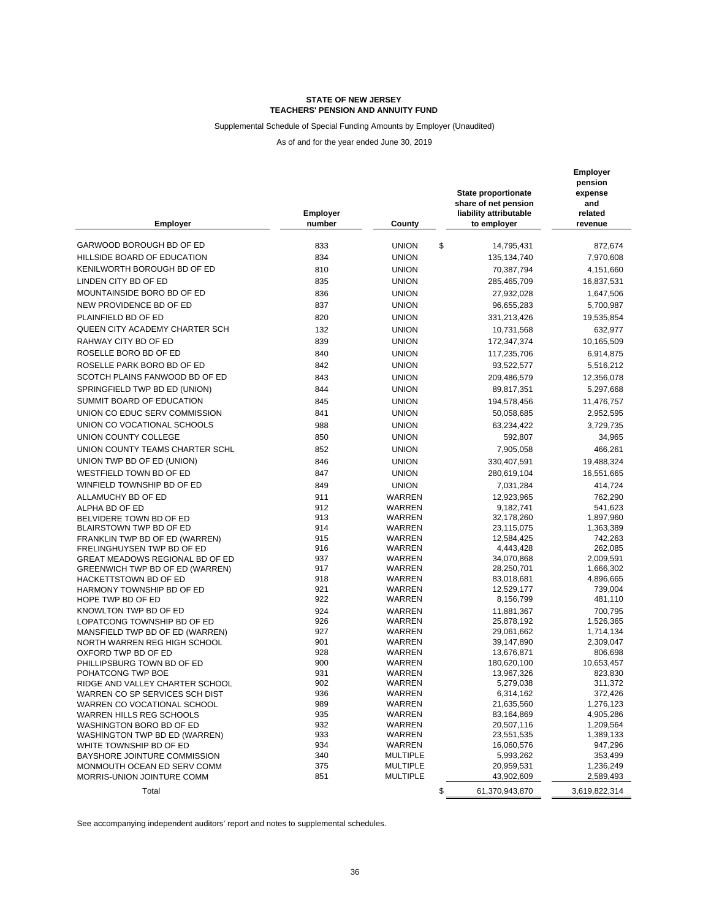**STATE OF NEW JERSEY**
**TEACHERS' PENSION AND ANNUITY FUND**

Supplemental Schedule of Special Funding Amounts by Employer (Unaudited)

As of and for the year ended June 30, 2019

| Employer | Employer number | County | State proportionate share of net pension liability attributable to employer | Employer pension expense and related revenue |
|---|---|---|---|---|
| GARWOOD BOROUGH BD OF ED | 833 | UNION | $ 14,795,431 | 872,674 |
| HILLSIDE BOARD OF EDUCATION | 834 | UNION | 135,134,740 | 7,970,608 |
| KENILWORTH BOROUGH BD OF ED | 810 | UNION | 70,387,794 | 4,151,660 |
| LINDEN CITY BD OF ED | 835 | UNION | 285,465,709 | 16,837,531 |
| MOUNTAINSIDE BORO BD OF ED | 836 | UNION | 27,932,028 | 1,647,506 |
| NEW PROVIDENCE BD OF ED | 837 | UNION | 96,655,283 | 5,700,987 |
| PLAINFIELD BD OF ED | 820 | UNION | 331,213,426 | 19,535,854 |
| QUEEN CITY ACADEMY CHARTER SCH | 132 | UNION | 10,731,568 | 632,977 |
| RAHWAY CITY BD OF ED | 839 | UNION | 172,347,374 | 10,165,509 |
| ROSELLE BORO BD OF ED | 840 | UNION | 117,235,706 | 6,914,875 |
| ROSELLE PARK BORO BD OF ED | 842 | UNION | 93,522,577 | 5,516,212 |
| SCOTCH PLAINS FANWOOD BD OF ED | 843 | UNION | 209,486,579 | 12,356,078 |
| SPRINGFIELD TWP BD ED (UNION) | 844 | UNION | 89,817,351 | 5,297,668 |
| SUMMIT BOARD OF EDUCATION | 845 | UNION | 194,578,456 | 11,476,757 |
| UNION CO EDUC SERV COMMISSION | 841 | UNION | 50,058,685 | 2,952,595 |
| UNION CO VOCATIONAL SCHOOLS | 988 | UNION | 63,234,422 | 3,729,735 |
| UNION COUNTY COLLEGE | 850 | UNION | 592,807 | 34,965 |
| UNION COUNTY TEAMS CHARTER SCHL | 852 | UNION | 7,905,058 | 466,261 |
| UNION TWP BD OF ED (UNION) | 846 | UNION | 330,407,591 | 19,488,324 |
| WESTFIELD TOWN BD OF ED | 847 | UNION | 280,619,104 | 16,551,665 |
| WINFIELD TOWNSHIP BD OF ED | 849 | UNION | 7,031,284 | 414,724 |
| ALLAMUCHY BD OF ED | 911 | WARREN | 12,923,965 | 762,290 |
| ALPHA BD OF ED | 912 | WARREN | 9,182,741 | 541,623 |
| BELVIDERE TOWN BD OF ED | 913 | WARREN | 32,178,260 | 1,897,960 |
| BLAIRSTOWN TWP BD OF ED | 914 | WARREN | 23,115,075 | 1,363,389 |
| FRANKLIN TWP BD OF ED (WARREN) | 915 | WARREN | 12,584,425 | 742,263 |
| FRELINGHUYSEN TWP BD OF ED | 916 | WARREN | 4,443,428 | 262,085 |
| GREAT MEADOWS REGIONAL BD OF ED | 937 | WARREN | 34,070,868 | 2,009,591 |
| GREENWICH TWP BD OF ED (WARREN) | 917 | WARREN | 28,250,701 | 1,666,302 |
| HACKETTSTOWN BD OF ED | 918 | WARREN | 83,018,681 | 4,896,665 |
| HARMONY TOWNSHIP BD OF ED | 921 | WARREN | 12,529,177 | 739,004 |
| HOPE TWP BD OF ED | 922 | WARREN | 8,156,799 | 481,110 |
| KNOWLTON TWP BD OF ED | 924 | WARREN | 11,881,367 | 700,795 |
| LOPATCONG TOWNSHIP BD OF ED | 926 | WARREN | 25,878,192 | 1,526,365 |
| MANSFIELD TWP BD OF ED (WARREN) | 927 | WARREN | 29,061,662 | 1,714,134 |
| NORTH WARREN REG HIGH SCHOOL | 901 | WARREN | 39,147,890 | 2,309,047 |
| OXFORD TWP BD OF ED | 928 | WARREN | 13,676,871 | 806,698 |
| PHILLIPSBURG TOWN BD OF ED | 900 | WARREN | 180,620,100 | 10,653,457 |
| POHATCONG TWP BOE | 931 | WARREN | 13,967,326 | 823,830 |
| RIDGE AND VALLEY CHARTER SCHOOL | 902 | WARREN | 5,279,038 | 311,372 |
| WARREN CO SP SERVICES SCH DIST | 936 | WARREN | 6,314,162 | 372,426 |
| WARREN CO VOCATIONAL SCHOOL | 989 | WARREN | 21,635,560 | 1,276,123 |
| WARREN HILLS REG SCHOOLS | 935 | WARREN | 83,164,869 | 4,905,286 |
| WASHINGTON BORO BD OF ED | 932 | WARREN | 20,507,116 | 1,209,564 |
| WASHINGTON TWP BD ED (WARREN) | 933 | WARREN | 23,551,535 | 1,389,133 |
| WHITE TOWNSHIP BD OF ED | 934 | WARREN | 16,060,576 | 947,296 |
| BAYSHORE JOINTURE COMMISSION | 340 | MULTIPLE | 5,993,262 | 353,499 |
| MONMOUTH OCEAN ED SERV COMM | 375 | MULTIPLE | 20,959,531 | 1,236,249 |
| MORRIS-UNION JOINTURE COMM | 851 | MULTIPLE | 43,902,609 | 2,589,493 |
| Total | | | $ 61,370,943,870 | 3,619,822,314 |

See accompanying independent auditors' report and notes to supplemental schedules.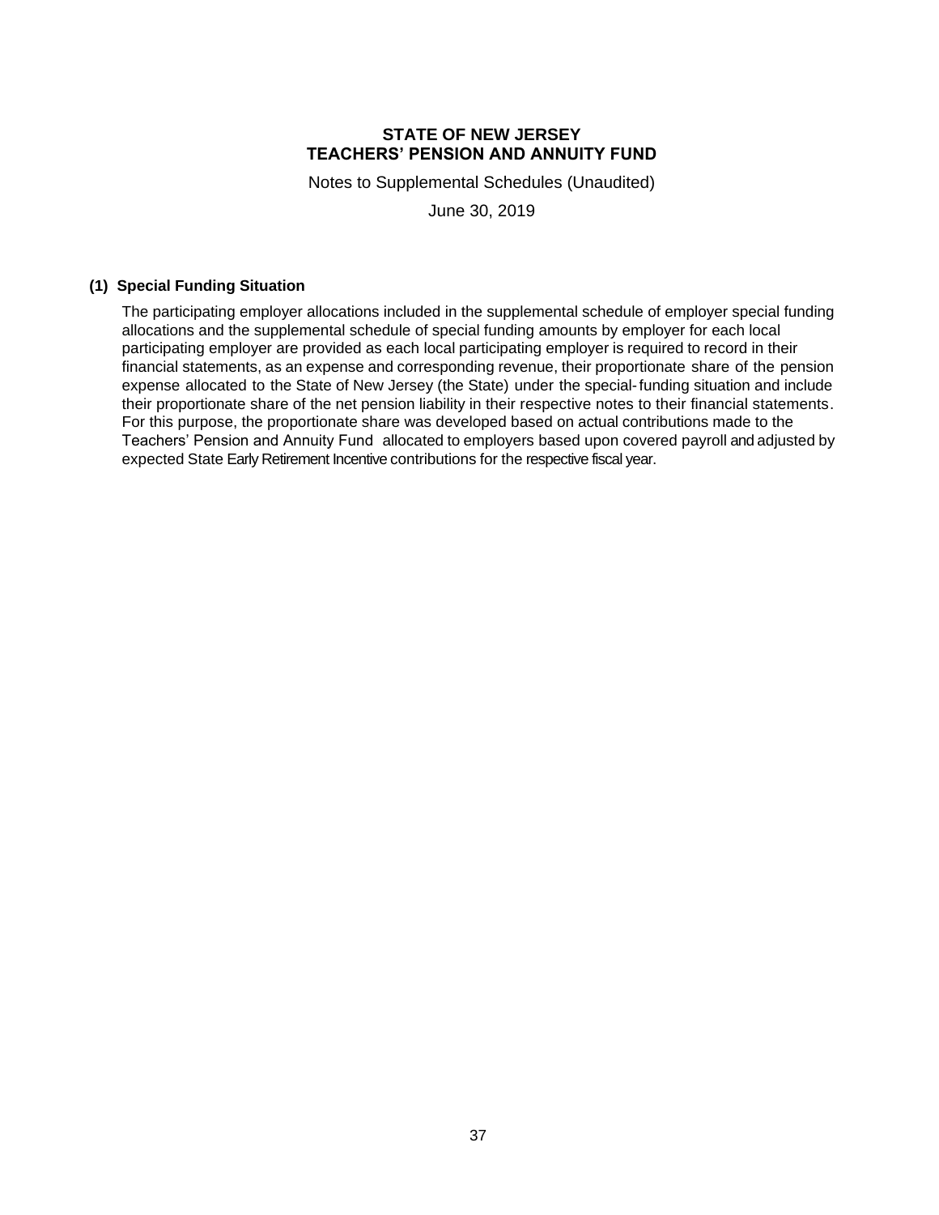# STATE OF NEW JERSEY
# TEACHERS' PENSION AND ANNUITY FUND

Notes to Supplemental Schedules (Unaudited)

June 30, 2019

## (1) Special Funding Situation

The participating employer allocations included in the supplemental schedule of employer special funding allocations and the supplemental schedule of special funding amounts by employer for each local participating employer are provided as each local participating employer is required to record in their financial statements, as an expense and corresponding revenue, their proportionate share of the pension expense allocated to the State of New Jersey (the State) under the special-funding situation and include their proportionate share of the net pension liability in their respective notes to their financial statements. For this purpose, the proportionate share was developed based on actual contributions made to the Teachers' Pension and Annuity Fund allocated to employers based upon covered payroll and adjusted by expected State Early Retirement Incentive contributions for the respective fiscal year.